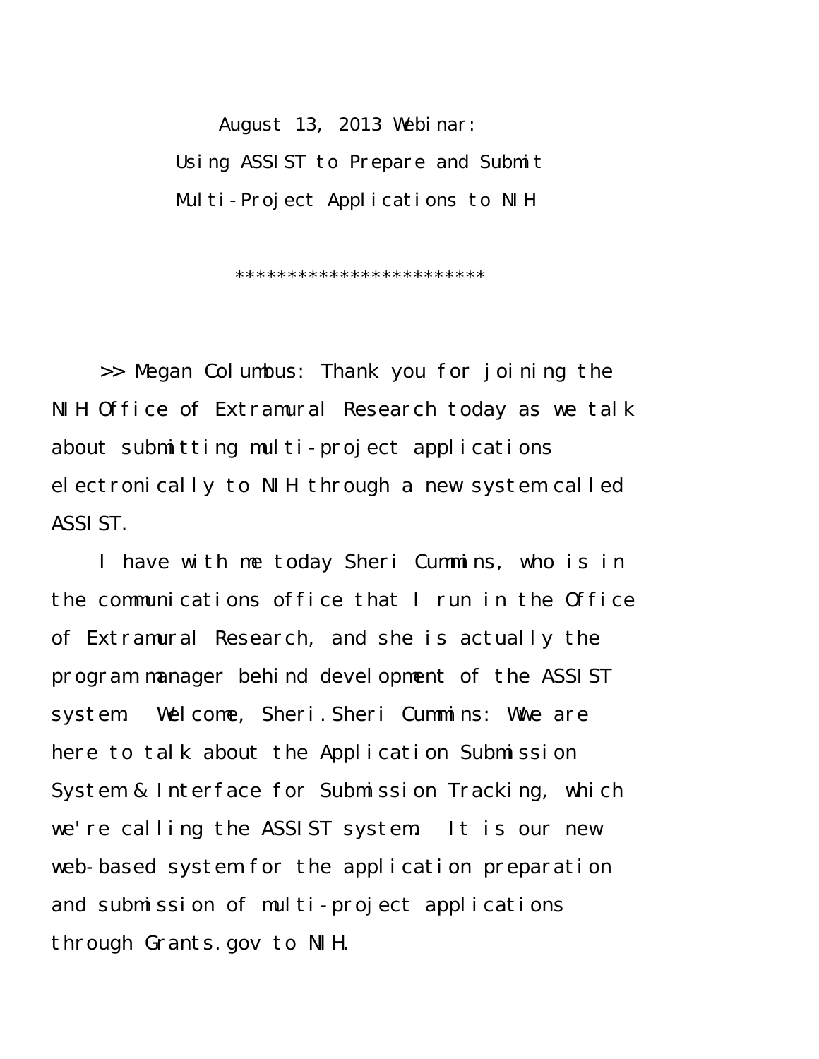August 13, 2013 Webinar:

Using ASSIST to Prepare and Submit

Multi-Project Applications to NIH

************************

>> Megan Columbus: Thank you for joining the NIH Office of Extramural Research today as we talk about submitting multi-project applications electronically to NIH through a new system called ASSIST.

I have with me today Sheri Cummins, who is in the communications office that I run in the Office of Extramural Research, and she is actually the program manager behind development of the ASSIST system. Welcome, Sheri. Sheri Cummins: Wwe are here to talk about the Application Submission System & Interface for Submission Tracking, which we're calling the ASSIST system. It is our new web-based system for the application preparation and submission of multi-project applications through Grants.gov to NIH.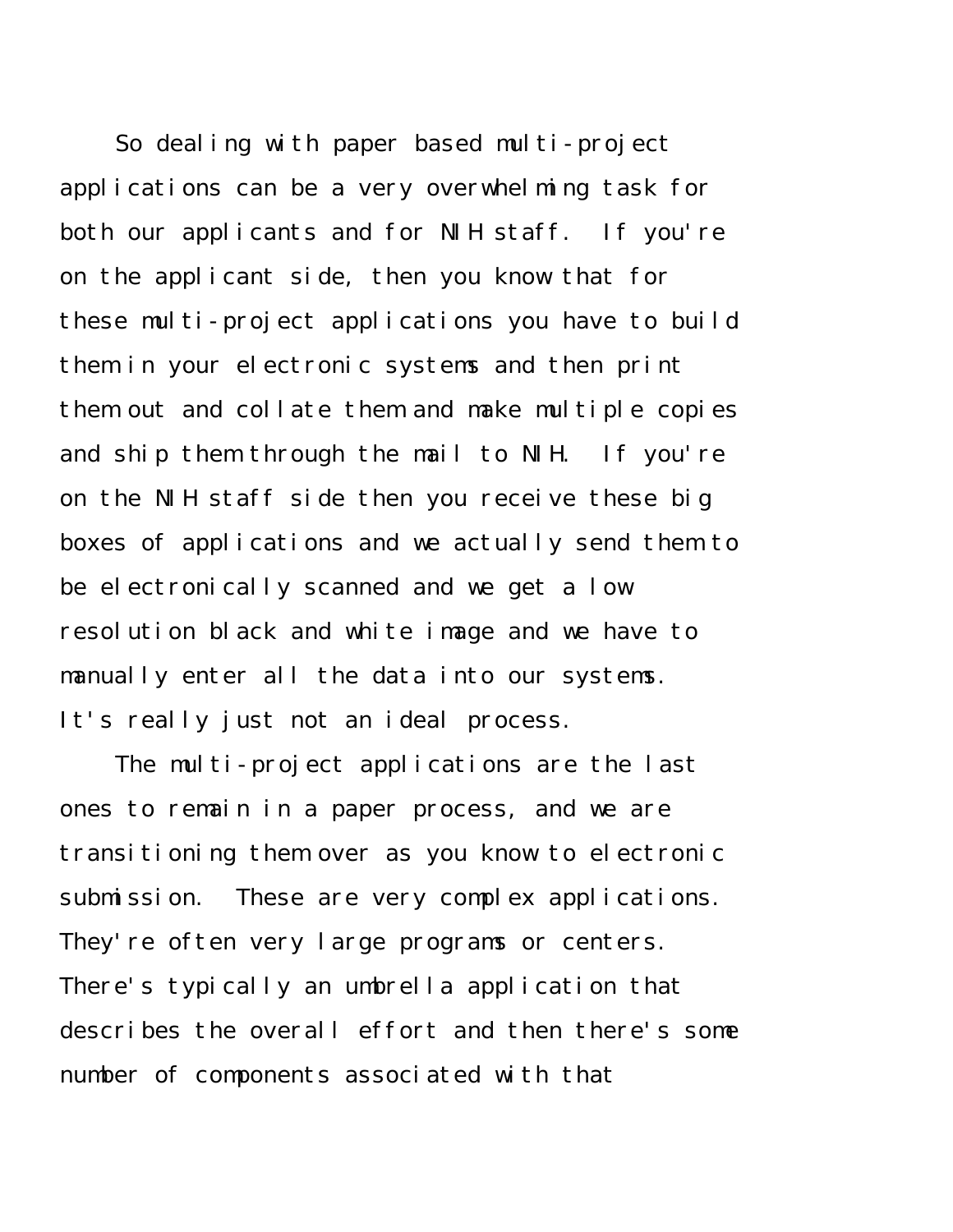So dealing with paper based multi-project applications can be a very overwhelming task for both our applicants and for NIH staff. If you're on the applicant side, then you know that for these multi-project applications you have to build them in your electronic systems and then print them out and collate them and make multiple copies and ship them through the mail to NIH. If you're on the NIH staff side then you receive these big boxes of applications and we actually send them to be electronically scanned and we get a low resolution black and white image and we have to manually enter all the data into our systems. It's really just not an ideal process.

The multi-project applications are the last ones to remain in a paper process, and we are transitioning them over as you know to electronic submission. These are very complex applications. They're often very large programs or centers. There's typically an umbrella application that describes the overall effort and then there's some number of components associated with that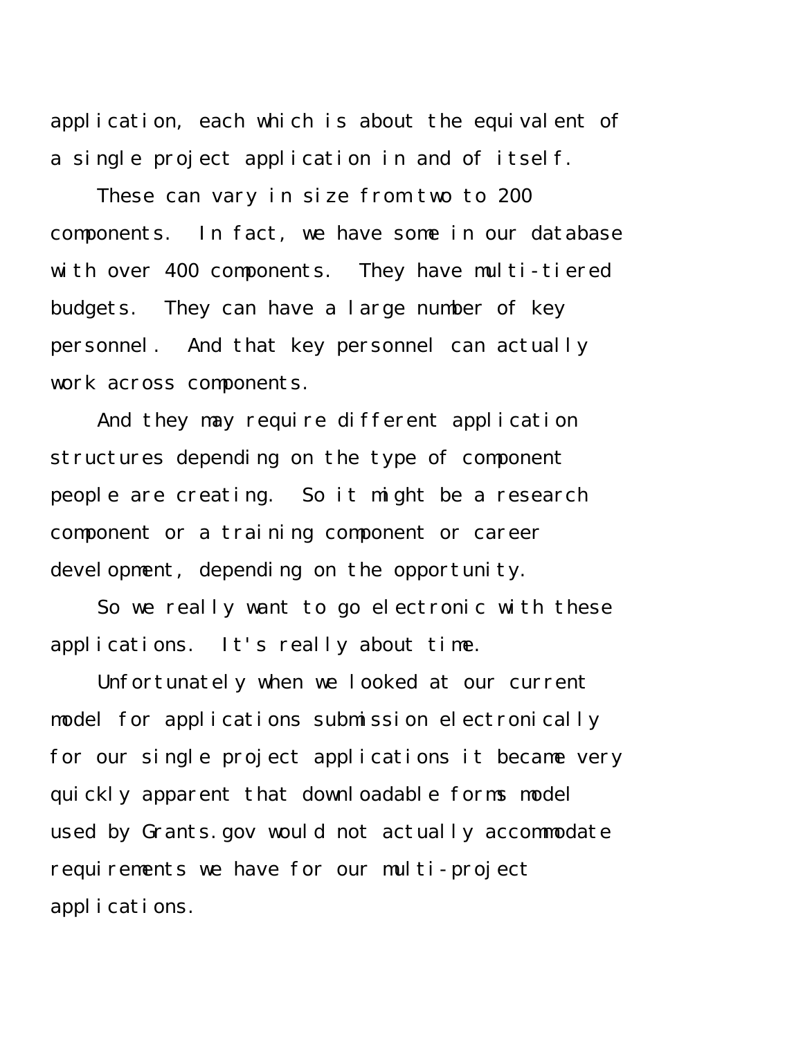application, each which is about the equivalent of a single project application in and of itself.

These can vary in size from two to 200 components. In fact, we have some in our database with over 400 components. They have multi-tiered budgets. They can have a large number of key personnel. And that key personnel can actually work across components.

And they may require different application structures depending on the type of component people are creating. So it might be a research component or a training component or career development, depending on the opportunity.

So we really want to go electronic with these applications. It's really about time.

Unfortunately when we looked at our current model for applications submission electronically for our single project applications it became very quickly apparent that downloadable forms model used by Grants.gov would not actually accommodate requirements we have for our multi-project applications.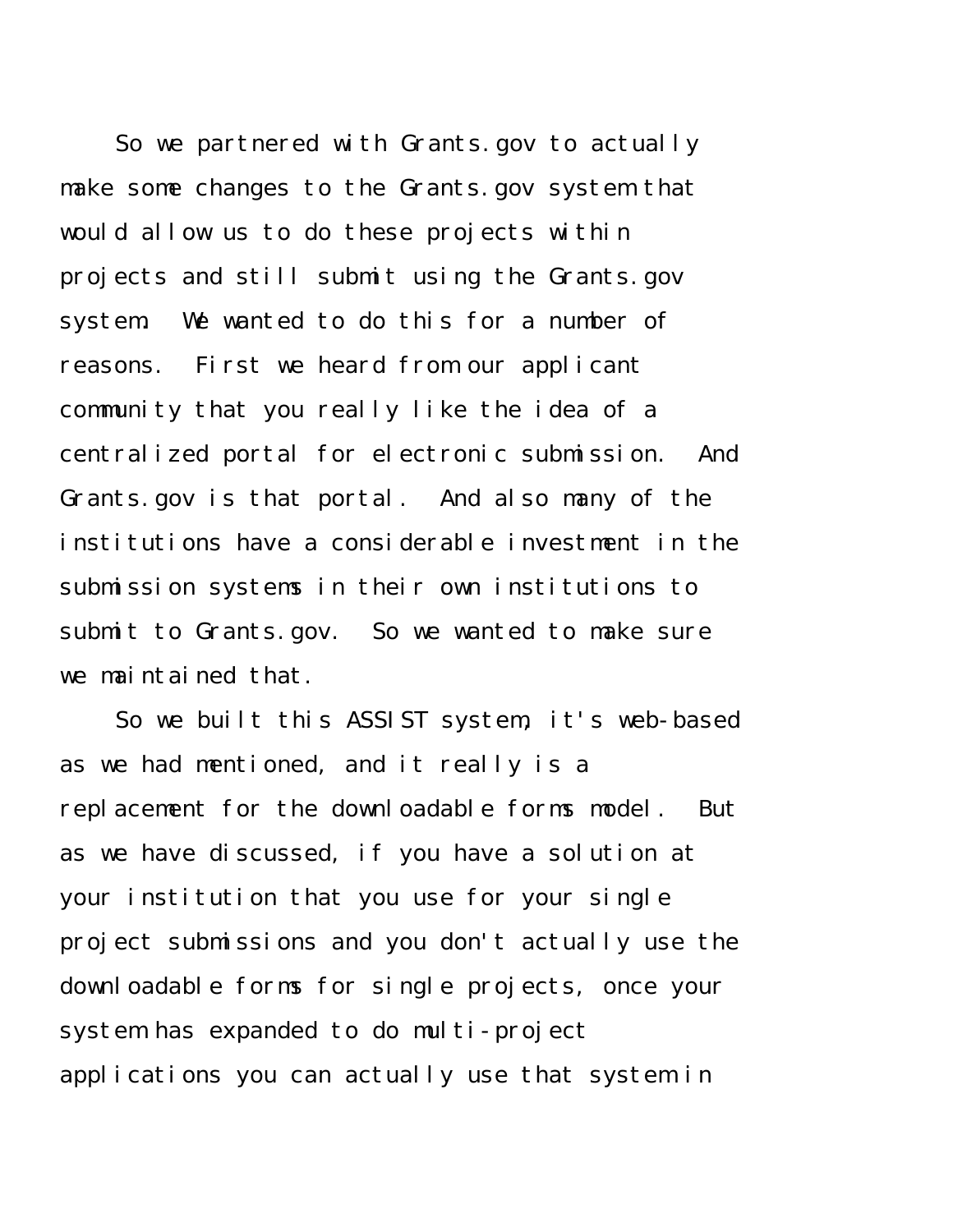So we partnered with Grants.gov to actually make some changes to the Grants.gov system that would allow us to do these projects within projects and still submit using the Grants.gov system. We wanted to do this for a number of reasons. First we heard from our applicant community that you really like the idea of a centralized portal for electronic submission. And Grants.gov is that portal. And also many of the institutions have a considerable investment in the submission systems in their own institutions to submit to Grants.gov. So we wanted to make sure we maintained that.

So we built this ASSIST system, it's web-based as we had mentioned, and it really is a replacement for the downloadable forms model. But as we have discussed, if you have a solution at your institution that you use for your single project submissions and you don't actually use the downloadable forms for single projects, once your system has expanded to do multi-project applications you can actually use that system in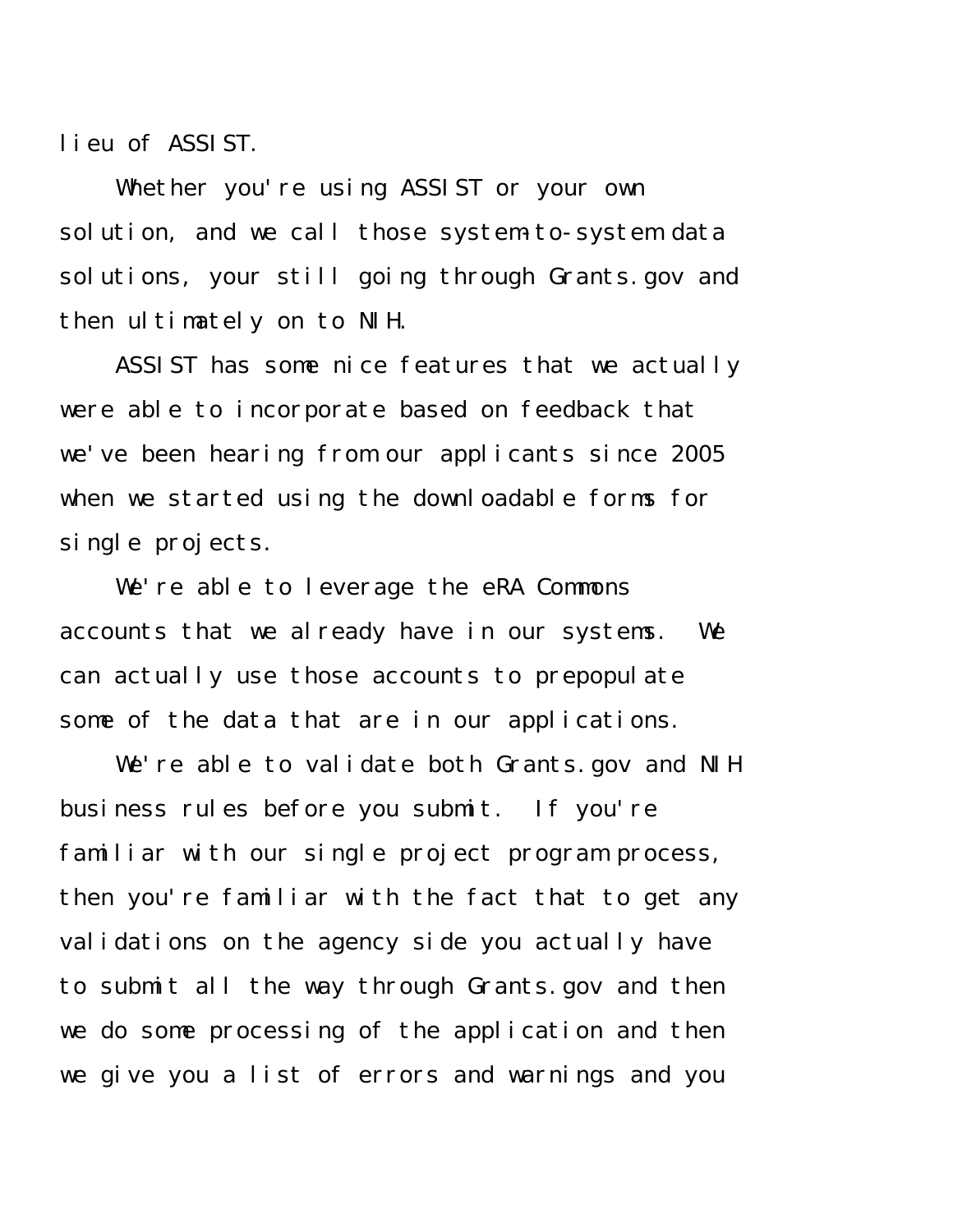lieu of ASSIST.

Whether you're using ASSIST or your own solution, and we call those system-to-system data solutions, your still going through Grants.gov and then ultimately on to NIH.

ASSIST has some nice features that we actually were able to incorporate based on feedback that we've been hearing from our applicants since 2005 when we started using the downloadable forms for single projects.

We're able to leverage the eRA Commons accounts that we already have in our systems. We can actually use those accounts to prepopulate some of the data that are in our applications.

We're able to validate both Grants.gov and NIH business rules before you submit. If you're familiar with our single project program process, then you're familiar with the fact that to get any validations on the agency side you actually have to submit all the way through Grants.gov and then we do some processing of the application and then we give you a list of errors and warnings and you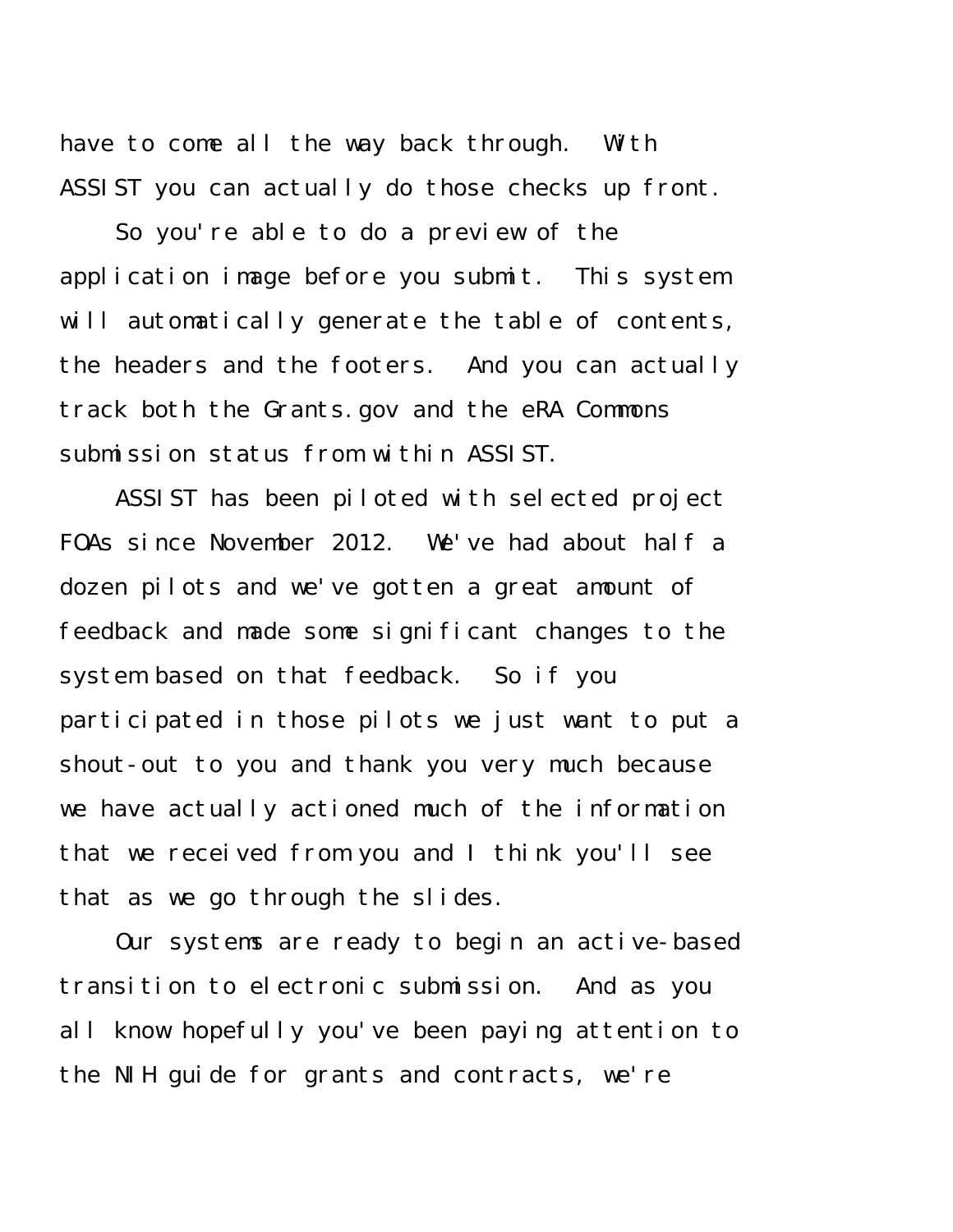have to come all the way back through. With ASSIST you can actually do those checks up front.

So you're able to do a preview of the application image before you submit. This system will automatically generate the table of contents, the headers and the footers. And you can actually track both the Grants.gov and the eRA Commons submission status from within ASSIST.

ASSIST has been piloted with selected project FOAs since November 2012. We've had about half a dozen pilots and we've gotten a great amount of feedback and made some significant changes to the system based on that feedback. So if you participated in those pilots we just want to put a shout-out to you and thank you very much because we have actually actioned much of the information that we received from you and I think you'll see that as we go through the slides.

Our systems are ready to begin an active-based transition to electronic submission. And as you all know hopefully you've been paying attention to the NIH guide for grants and contracts, we're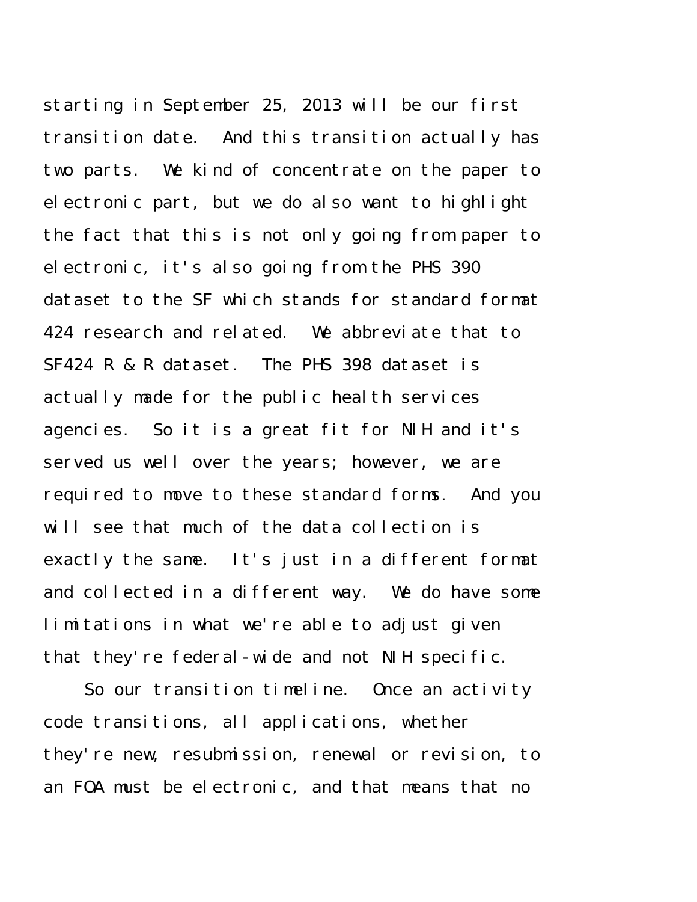starting in September 25, 2013 will be our first transition date. And this transition actually has two parts. We kind of concentrate on the paper to electronic part, but we do also want to highlight the fact that this is not only going from paper to electronic, it's also going from the PHS 390 dataset to the SF which stands for standard format 424 research and related. We abbreviate that to SF424 R & R dataset. The PHS 398 dataset is actually made for the public health services agencies. So it is a great fit for NIH and it's served us well over the years; however, we are required to move to these standard forms. And you will see that much of the data collection is exactly the same. It's just in a different format and collected in a different way. We do have some limitations in what we're able to adjust given that they're federal-wide and not NIH specific.

So our transition timeline. Once an activity code transitions, all applications, whether they're new, resubmission, renewal or revision, to an FOA must be electronic, and that means that no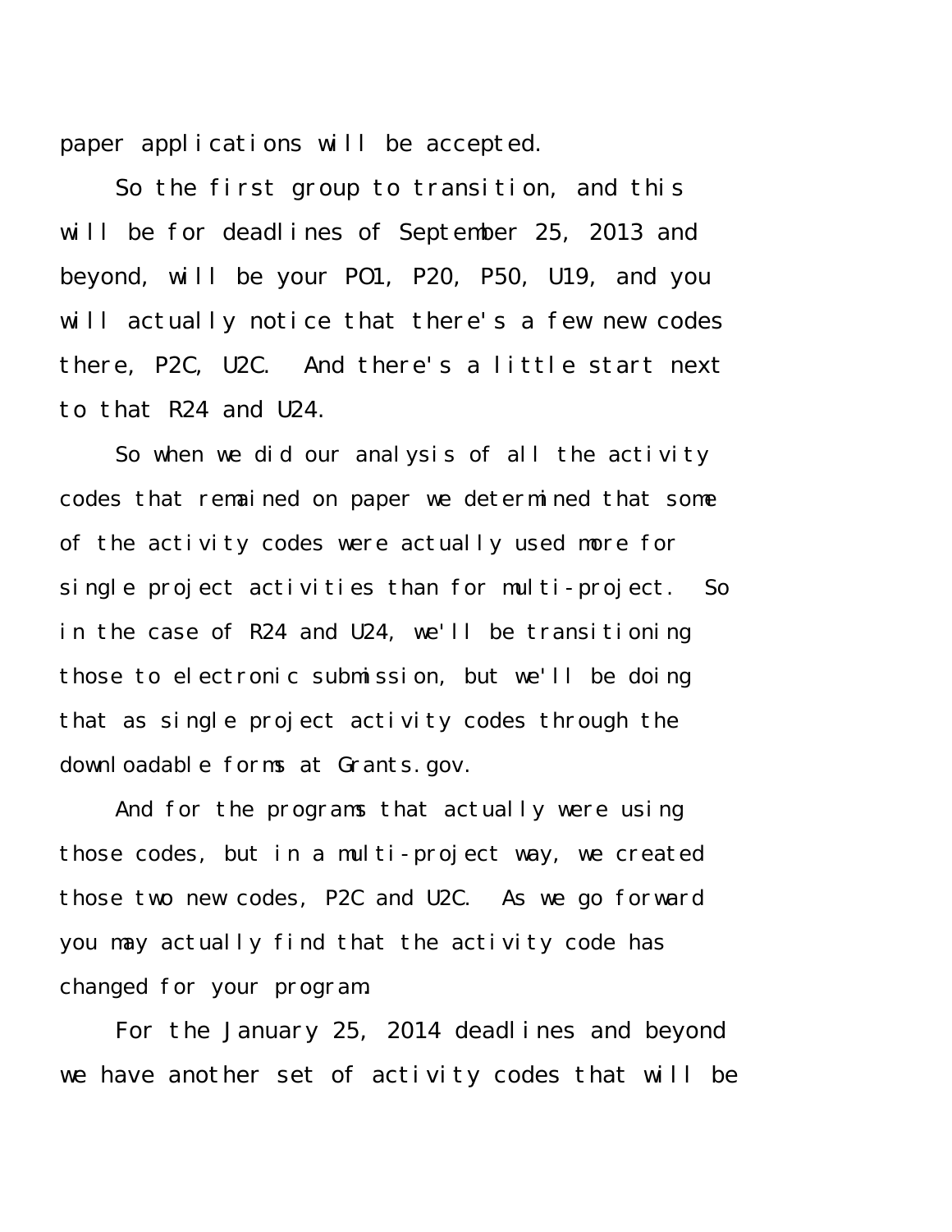paper applications will be accepted.

So the first group to transition, and this will be for deadlines of September 25, 2013 and beyond, will be your PO1, P20, P50, U19, and you will actually notice that there's a few new codes there, P2C, U2C. And there's a little start next to that R24 and U24.

So when we did our analysis of all the activity codes that remained on paper we determined that some of the activity codes were actually used more for single project activities than for multi-project. So in the case of R24 and U24, we'll be transitioning those to electronic submission, but we'll be doing that as single project activity codes through the downloadable forms at Grants.gov.

And for the programs that actually were using those codes, but in a multi-project way, we created those two new codes, P2C and U2C. As we go forward you may actually find that the activity code has changed for your program.

For the January 25, 2014 deadlines and beyond we have another set of activity codes that will be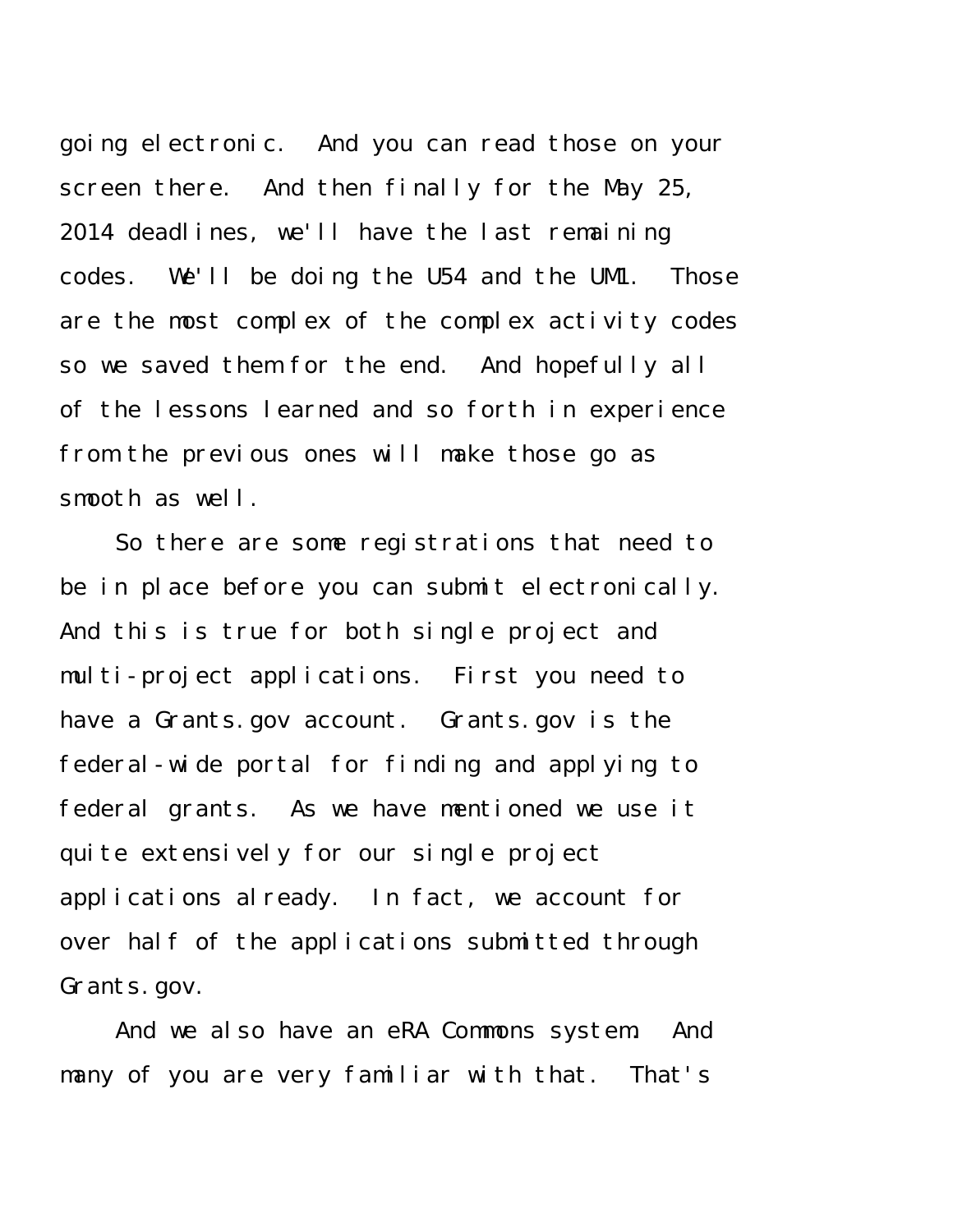going electronic. And you can read those on your screen there. And then finally for the May 25, 2014 deadlines, we'll have the last remaining codes. We'll be doing the U54 and the UM1. Those are the most complex of the complex activity codes so we saved them for the end. And hopefully all of the lessons learned and so forth in experience from the previous ones will make those go as smooth as well.

So there are some registrations that need to be in place before you can submit electronically. And this is true for both single project and multi-project applications. First you need to have a Grants.gov account. Grants.gov is the federal-wide portal for finding and applying to federal grants. As we have mentioned we use it quite extensively for our single project applications already. In fact, we account for over half of the applications submitted through Grants.gov.

And we also have an eRA Commons system. And many of you are very familiar with that. That's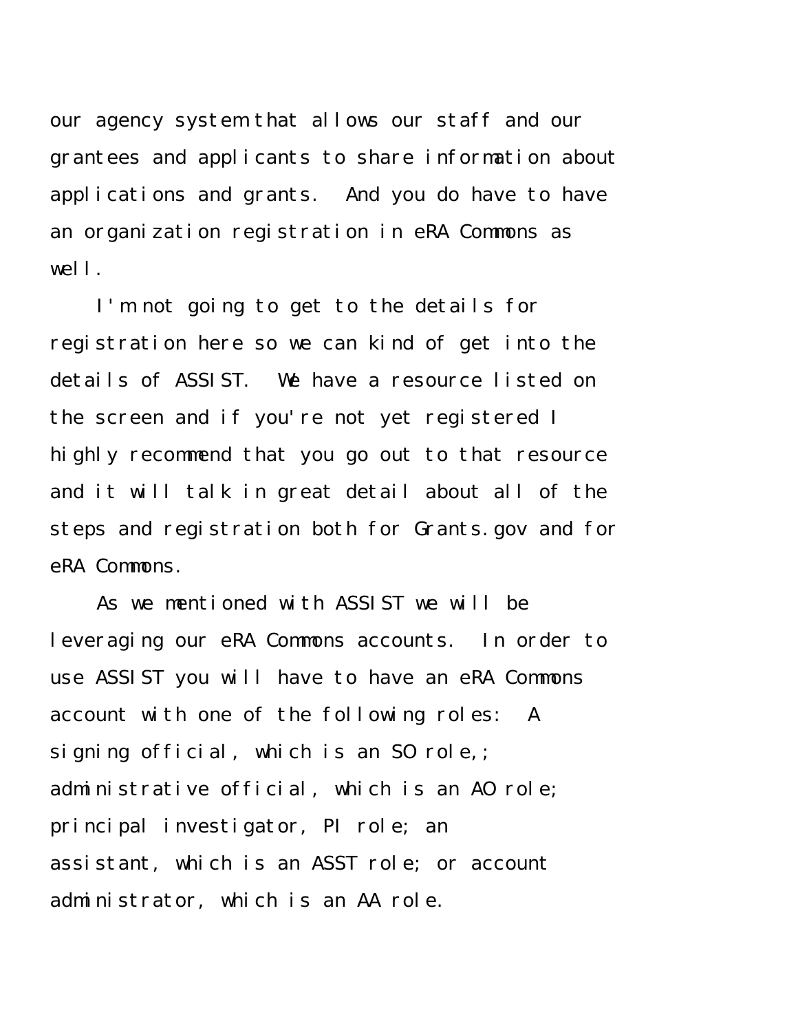our agency system that allows our staff and our grantees and applicants to share information about applications and grants. And you do have to have an organization registration in eRA Commons as well.

I'm not going to get to the details for registration here so we can kind of get into the details of ASSIST. We have a resource listed on the screen and if you're not yet registered I highly recommend that you go out to that resource and it will talk in great detail about all of the steps and registration both for Grants.gov and for eRA Commons.

As we mentioned with ASSIST we will be leveraging our eRA Commons accounts. In order to use ASSIST you will have to have an eRA Commons account with one of the following roles: A signing official, which is an SO role,; administrative official, which is an AO role; principal investigator, PI role; an assistant, which is an ASST role; or account administrator, which is an AA role.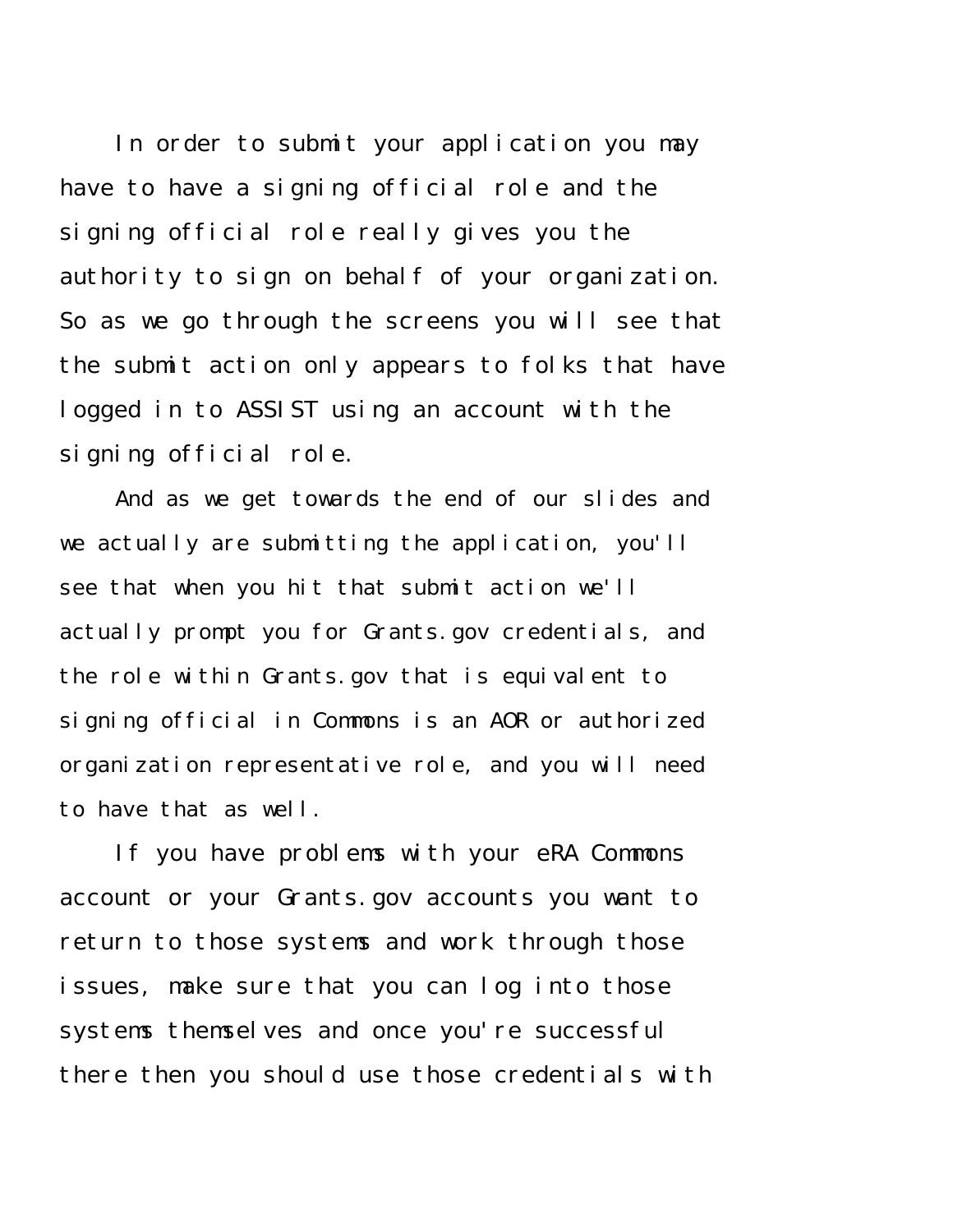In order to submit your application you may have to have a signing official role and the signing official role really gives you the authority to sign on behalf of your organization. So as we go through the screens you will see that the submit action only appears to folks that have logged in to ASSIST using an account with the signing official role.

And as we get towards the end of our slides and we actually are submitting the application, you'll see that when you hit that submit action we'll actually prompt you for Grants.gov credentials, and the role within Grants.gov that is equivalent to signing official in Commons is an AOR or authorized organization representative role, and you will need to have that as well.

If you have problems with your eRA Commons account or your Grants.gov accounts you want to return to those systems and work through those issues, make sure that you can log into those systems themselves and once you're successful there then you should use those credentials with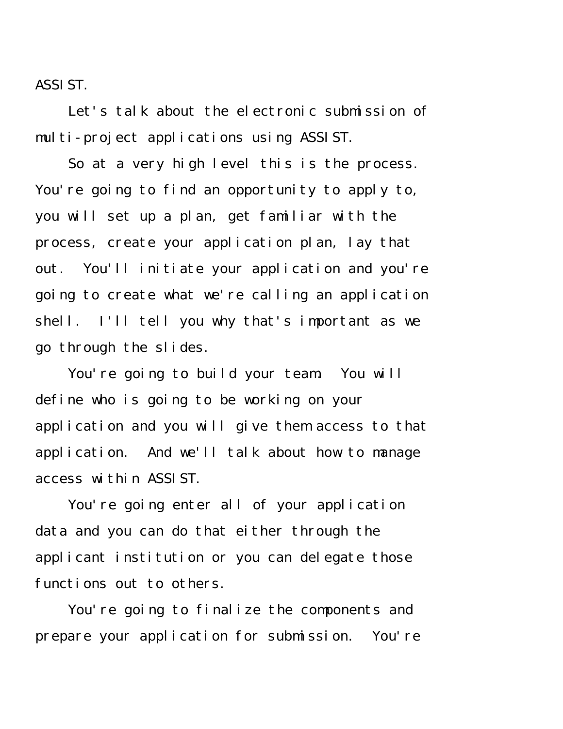ASSIST.

Let's talk about the electronic submission of multi-project applications using ASSIST.

So at a very high level this is the process. You're going to find an opportunity to apply to, you will set up a plan, get familiar with the process, create your application plan, lay that out. You'll initiate your application and you're going to create what we're calling an application shell. I'll tell you why that's important as we go through the slides.

You're going to build your team. You will define who is going to be working on your application and you will give them access to that application. And we'll talk about how to manage access within ASSIST.

You're going enter all of your application data and you can do that either through the applicant institution or you can delegate those functions out to others.

You're going to finalize the components and prepare your application for submission. You're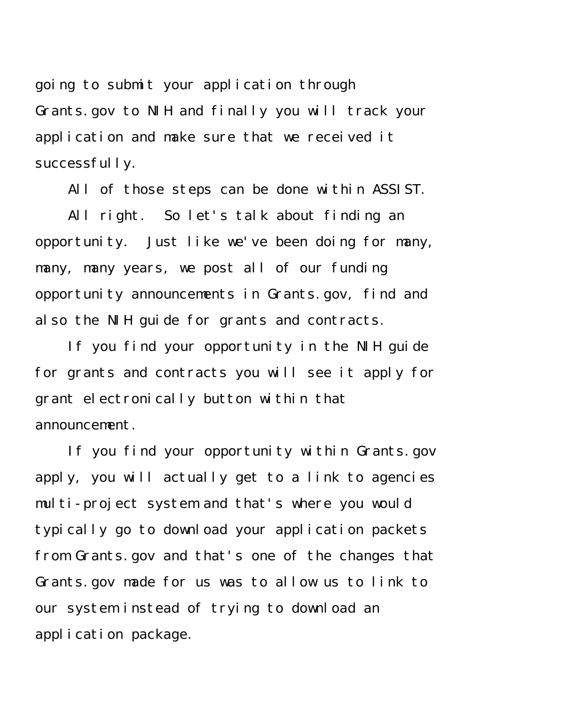going to submit your application through Grants.gov to NIH and finally you will track your application and make sure that we received it successfully.

All of those steps can be done within ASSIST.

All right. So let's talk about finding an opportunity. Just like we've been doing for many, many, many years, we post all of our funding opportunity announcements in Grants.gov, find and also the NIH guide for grants and contracts.

If you find your opportunity in the NIH guide for grants and contracts you will see it apply for grant electronically button within that announcement.

If you find your opportunity within Grants.gov apply, you will actually get to a link to agencies multi-project system and that's where you would typically go to download your application packets from Grants.gov and that's one of the changes that Grants.gov made for us was to allow us to link to our system instead of trying to download an application package.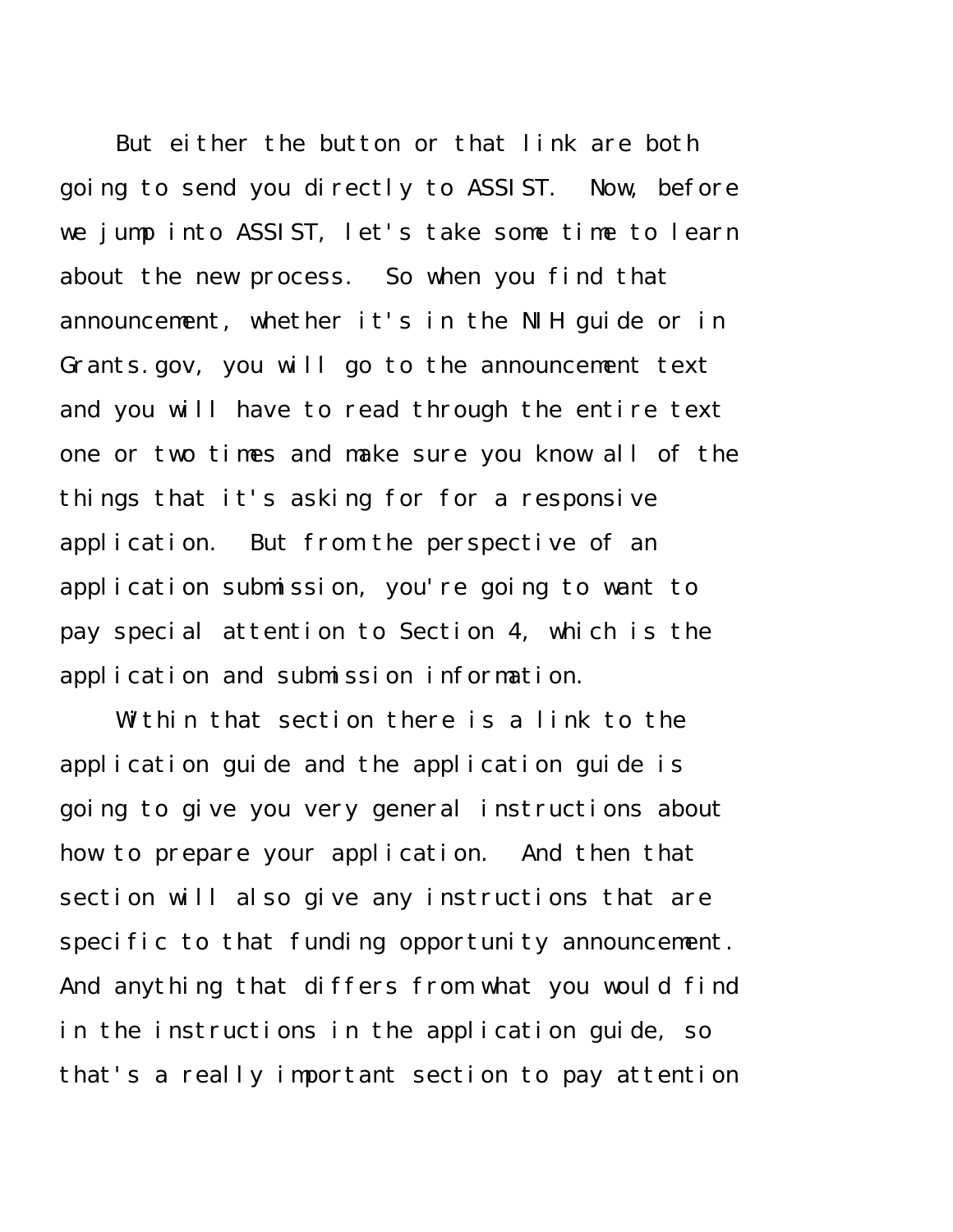But either the button or that link are both going to send you directly to ASSIST. Now, before we jump into ASSIST, let's take some time to learn about the new process. So when you find that announcement, whether it's in the NIH guide or in Grants.gov, you will go to the announcement text and you will have to read through the entire text one or two times and make sure you know all of the things that it's asking for for a responsive application. But from the perspective of an application submission, you're going to want to pay special attention to Section 4, which is the application and submission information.

Within that section there is a link to the application guide and the application guide is going to give you very general instructions about how to prepare your application. And then that section will also give any instructions that are specific to that funding opportunity announcement. And anything that differs from what you would find in the instructions in the application guide, so that's a really important section to pay attention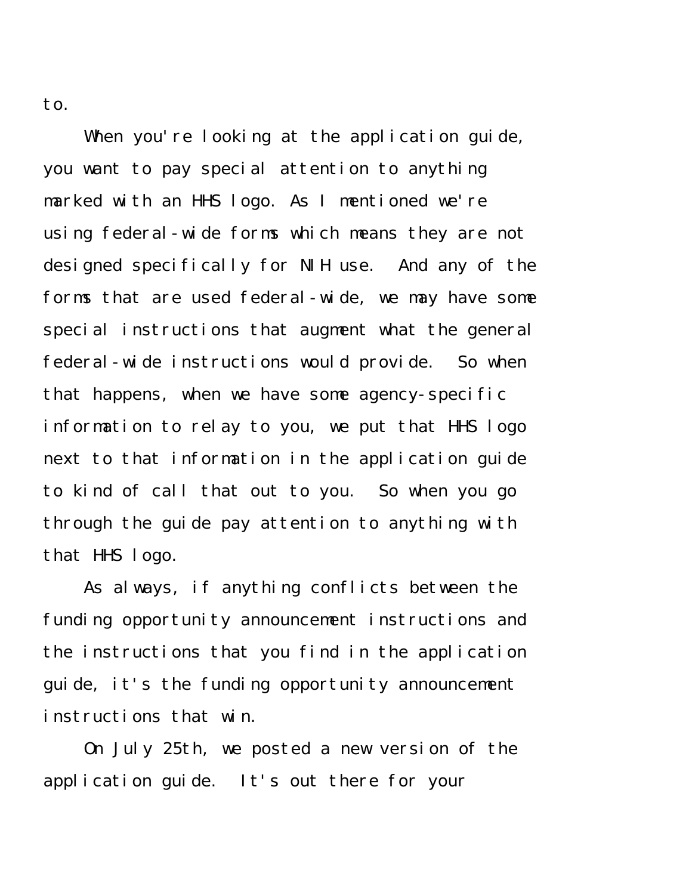to.

When you're looking at the application guide, you want to pay special attention to anything marked with an HHS logo. As I mentioned we're using federal-wide forms which means they are not designed specifically for NIH use. And any of the forms that are used federal-wide, we may have some special instructions that augment what the general federal-wide instructions would provide. So when that happens, when we have some agency-specific information to relay to you, we put that HHS logo next to that information in the application guide to kind of call that out to you. So when you go through the guide pay attention to anything with that HHS logo.

As always, if anything conflicts between the funding opportunity announcement instructions and the instructions that you find in the application guide, it's the funding opportunity announcement instructions that win.

On July 25th, we posted a new version of the application guide. It's out there for your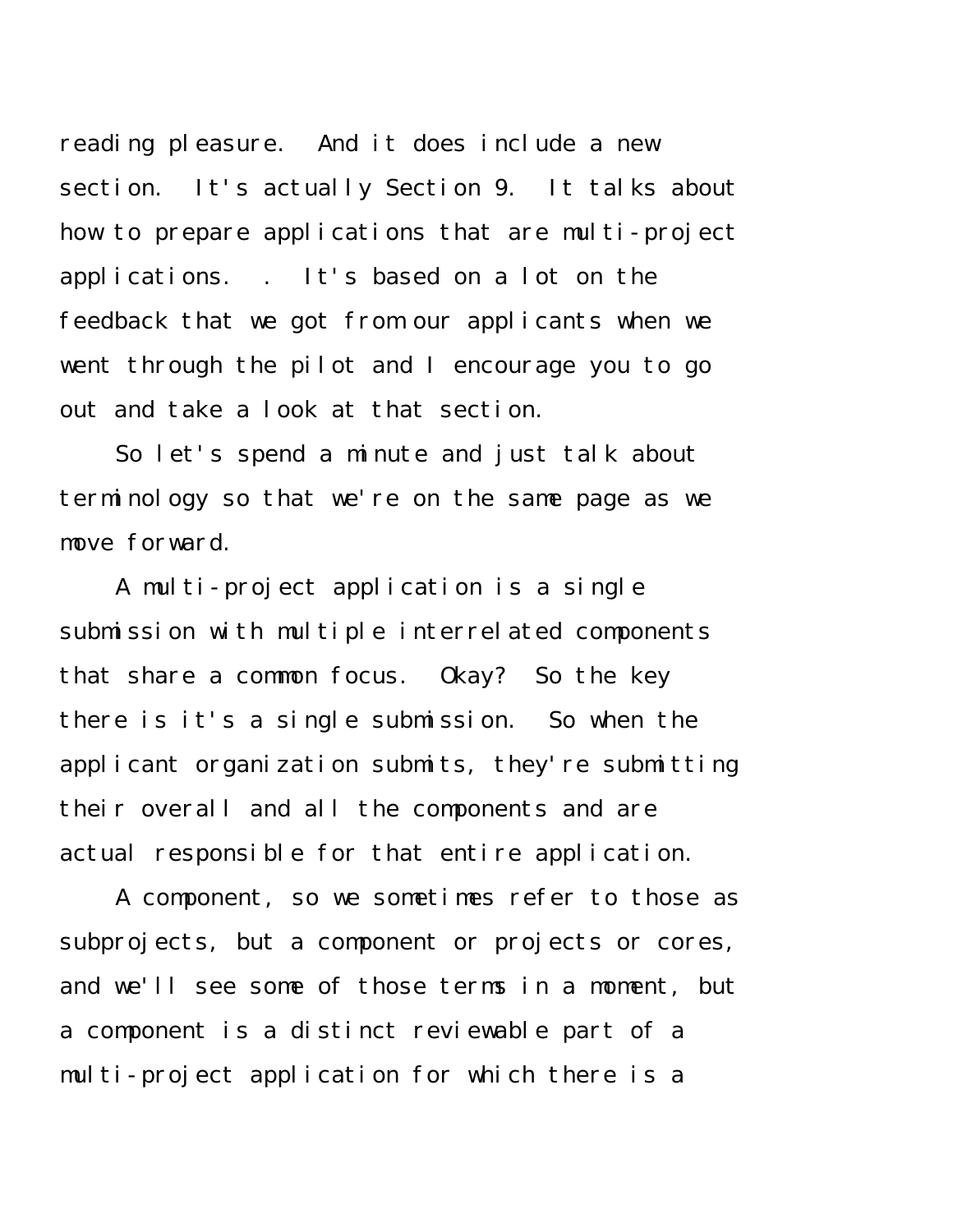reading pleasure. And it does include a new section. It's actually Section 9. It talks about how to prepare applications that are multi-project applications. . It's based on a lot on the feedback that we got from our applicants when we went through the pilot and I encourage you to go out and take a look at that section.

So let's spend a minute and just talk about terminology so that we're on the same page as we move forward.

A multi-project application is a single submission with multiple interrelated components that share a common focus. Okay? So the key there is it's a single submission. So when the applicant organization submits, they're submitting their overall and all the components and are actual responsible for that entire application.

A component, so we sometimes refer to those as subprojects, but a component or projects or cores, and we'll see some of those terms in a moment, but a component is a distinct reviewable part of a multi-project application for which there is a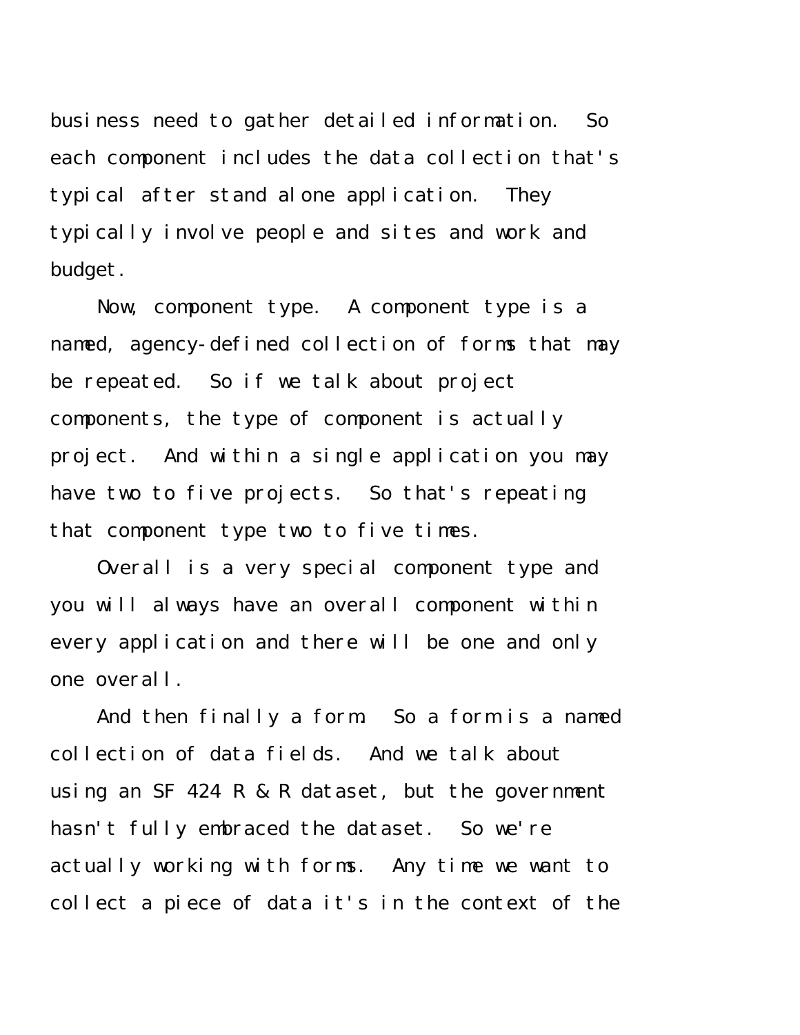business need to gather detailed information. So each component includes the data collection that's typical after stand alone application. They typically involve people and sites and work and budget.

Now, component type. A component type is a named, agency-defined collection of forms that may be repeated. So if we talk about project components, the type of component is actually project. And within a single application you may have two to five projects. So that's repeating that component type two to five times.

Overall is a very special component type and you will always have an overall component within every application and there will be one and only one overall.

And then finally a form. So a form is a named collection of data fields. And we talk about using an SF 424 R & R dataset, but the government hasn't fully embraced the dataset. So we're actually working with forms. Any time we want to collect a piece of data it's in the context of the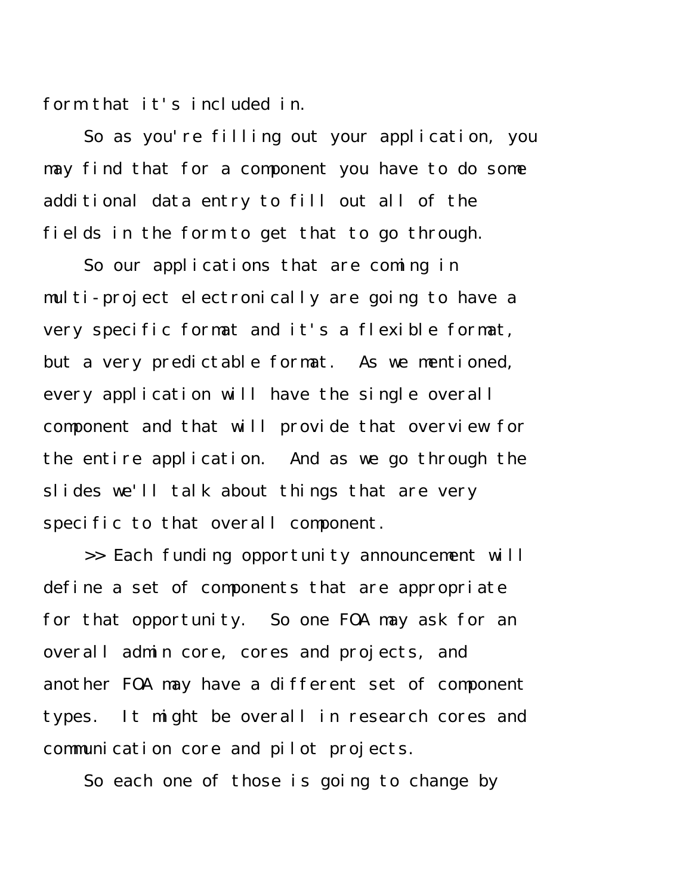form that it's included in.

So as you're filling out your application, you may find that for a component you have to do some additional data entry to fill out all of the fields in the form to get that to go through.

So our applications that are coming in multi-project electronically are going to have a very specific format and it's a flexible format, but a very predictable format. As we mentioned, every application will have the single overall component and that will provide that overview for the entire application. And as we go through the slides we'll talk about things that are very specific to that overall component.

>> Each funding opportunity announcement will define a set of components that are appropriate for that opportunity. So one FOA may ask for an overall admin core, cores and projects, and another FOA may have a different set of component types. It might be overall in research cores and communication core and pilot projects.

So each one of those is going to change by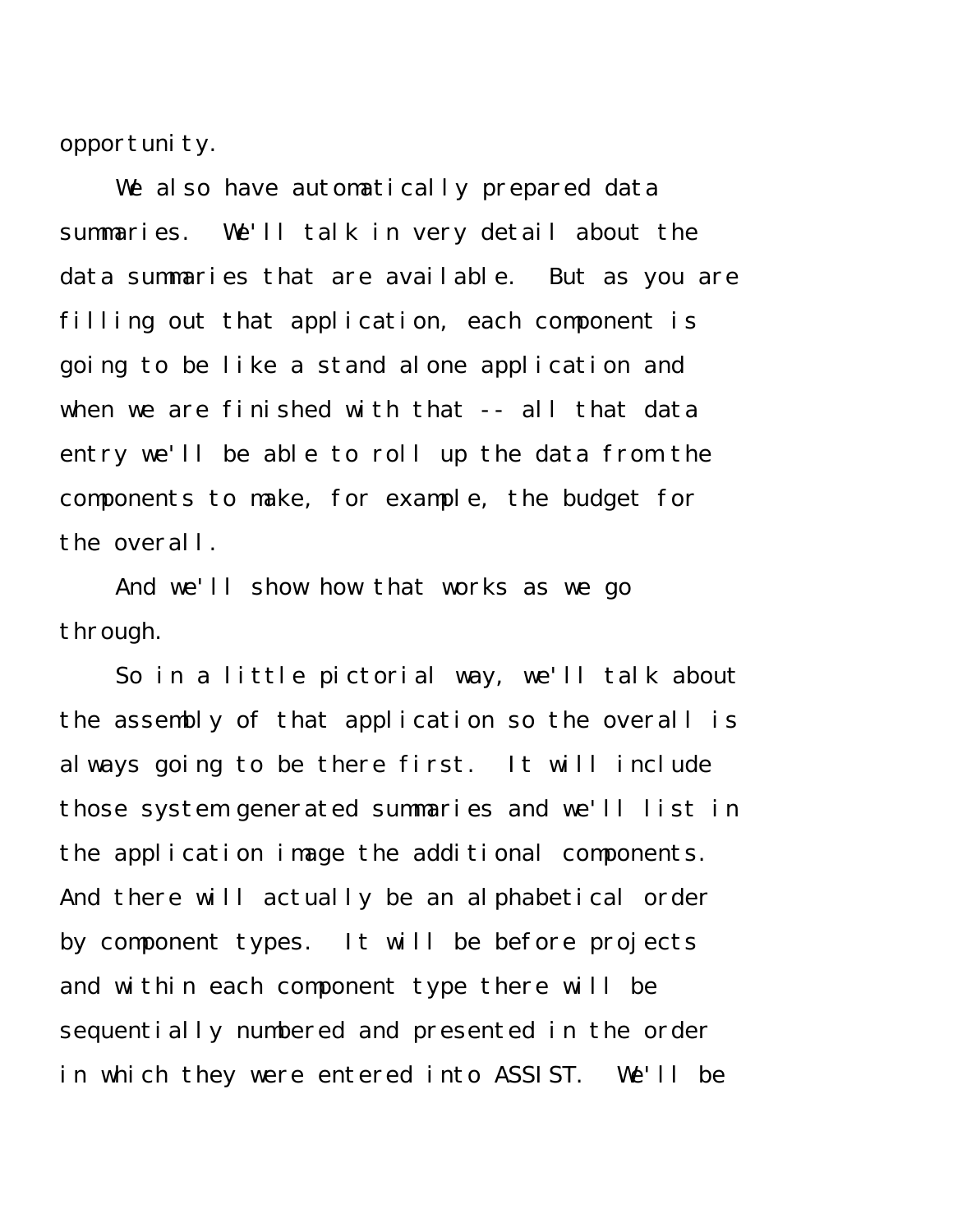opportunity.

We also have automatically prepared data summaries. We'll talk in very detail about the data summaries that are available. But as you are filling out that application, each component is going to be like a stand alone application and when we are finished with that -- all that data entry we'll be able to roll up the data from the components to make, for example, the budget for the overall.

And we'll show how that works as we go through.

So in a little pictorial way, we'll talk about the assembly of that application so the overall is always going to be there first. It will include those system generated summaries and we'll list in the application image the additional components. And there will actually be an alphabetical order by component types. It will be before projects and within each component type there will be sequentially numbered and presented in the order in which they were entered into ASSIST. We'll be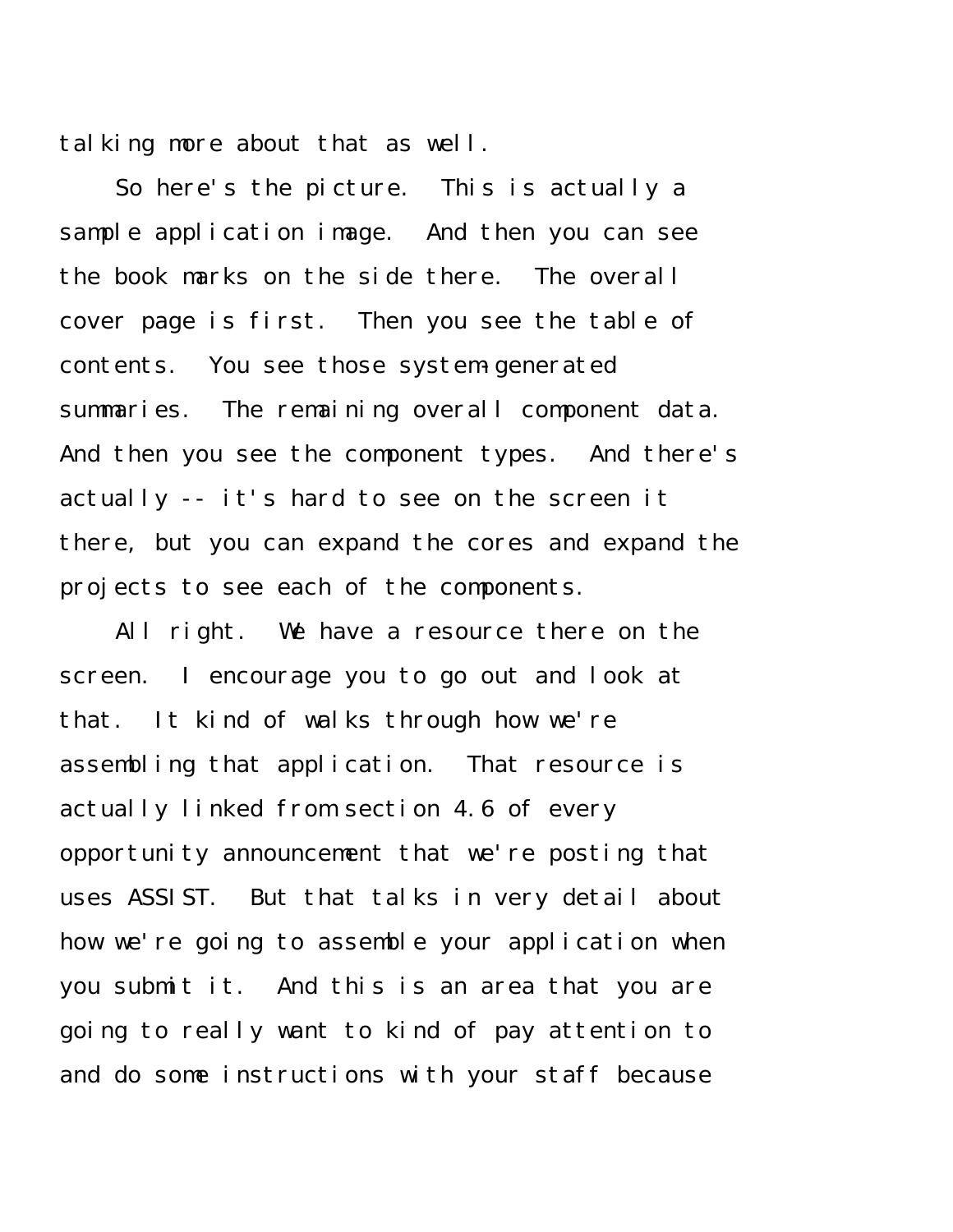talking more about that as well.

So here's the picture. This is actually a sample application image. And then you can see the book marks on the side there. The overall cover page is first. Then you see the table of contents. You see those system-generated summaries. The remaining overall component data. And then you see the component types. And there's actually -- it's hard to see on the screen it there, but you can expand the cores and expand the projects to see each of the components.

All right. We have a resource there on the screen. I encourage you to go out and look at that. It kind of walks through how we're assembling that application. That resource is actually linked from section 4.6 of every opportunity announcement that we're posting that uses ASSIST. But that talks in very detail about how we're going to assemble your application when you submit it. And this is an area that you are going to really want to kind of pay attention to and do some instructions with your staff because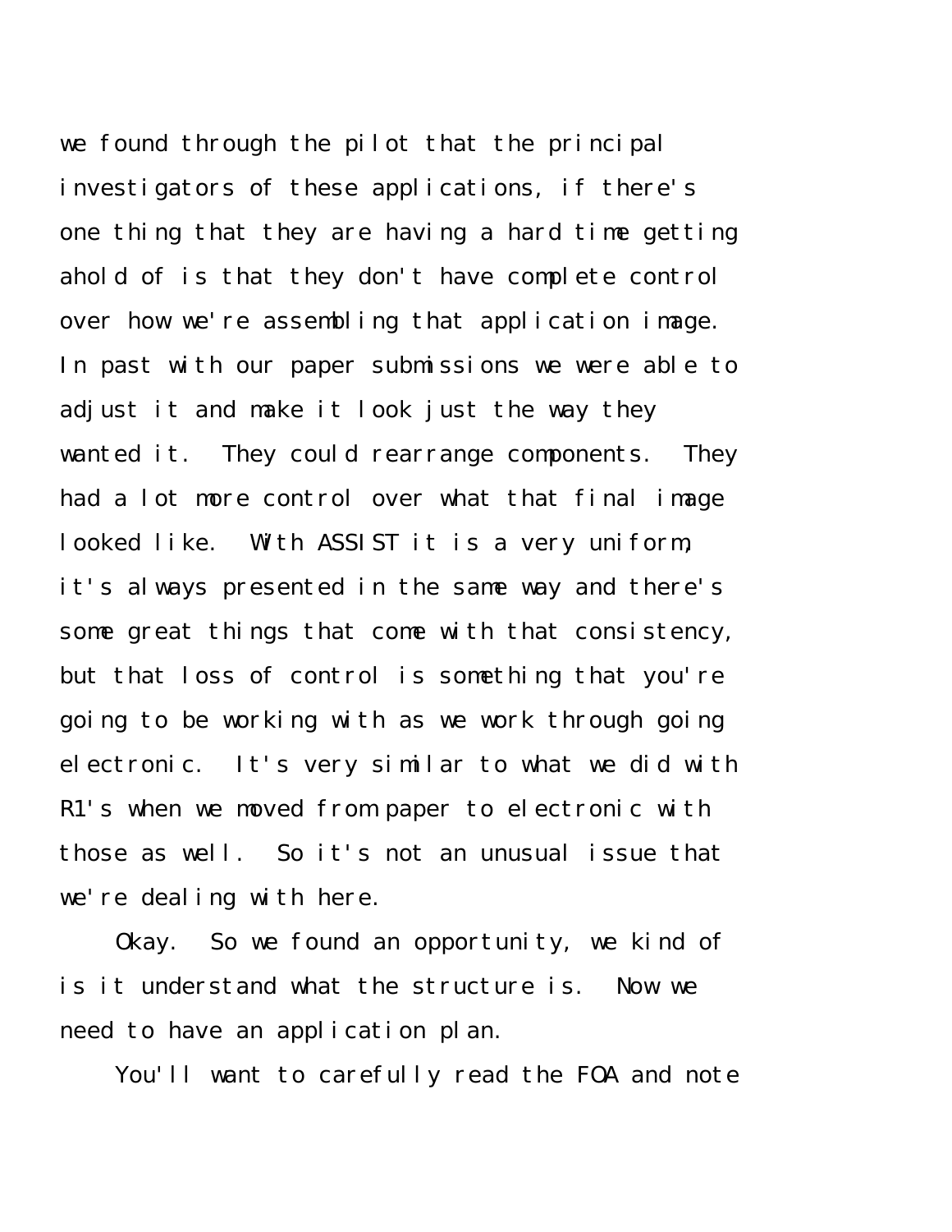we found through the pilot that the principal investigators of these applications, if there's one thing that they are having a hard time getting ahold of is that they don't have complete control over how we're assembling that application image. In past with our paper submissions we were able to adjust it and make it look just the way they wanted it. They could rearrange components. They had a lot more control over what that final image looked like. With ASSIST it is a very uniform, it's always presented in the same way and there's some great things that come with that consistency, but that loss of control is something that you're going to be working with as we work through going electronic. It's very similar to what we did with R1's when we moved from paper to electronic with those as well. So it's not an unusual issue that we're dealing with here.

Okay. So we found an opportunity, we kind of is it understand what the structure is. Now we need to have an application plan.

You'll want to carefully read the FOA and note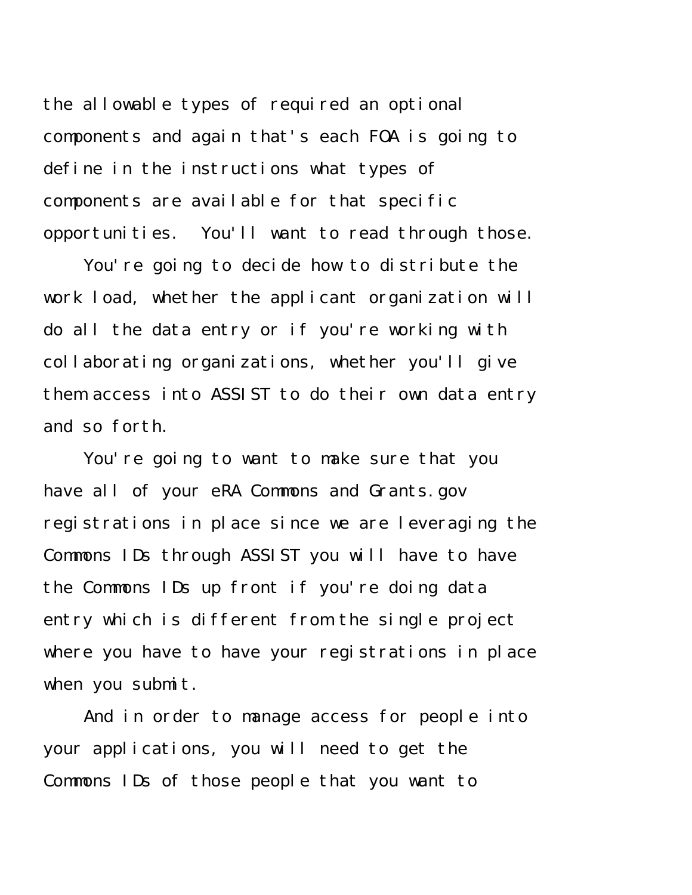the allowable types of required an optional components and again that's each FOA is going to define in the instructions what types of components are available for that specific opportunities. You'll want to read through those.

You're going to decide how to distribute the work load, whether the applicant organization will do all the data entry or if you're working with collaborating organizations, whether you'll give them access into ASSIST to do their own data entry and so forth.

You're going to want to make sure that you have all of your eRA Commons and Grants.gov registrations in place since we are leveraging the Commons IDs through ASSIST you will have to have the Commons IDs up front if you're doing data entry which is different from the single project where you have to have your registrations in place when you submit.

And in order to manage access for people into your applications, you will need to get the Commons IDs of those people that you want to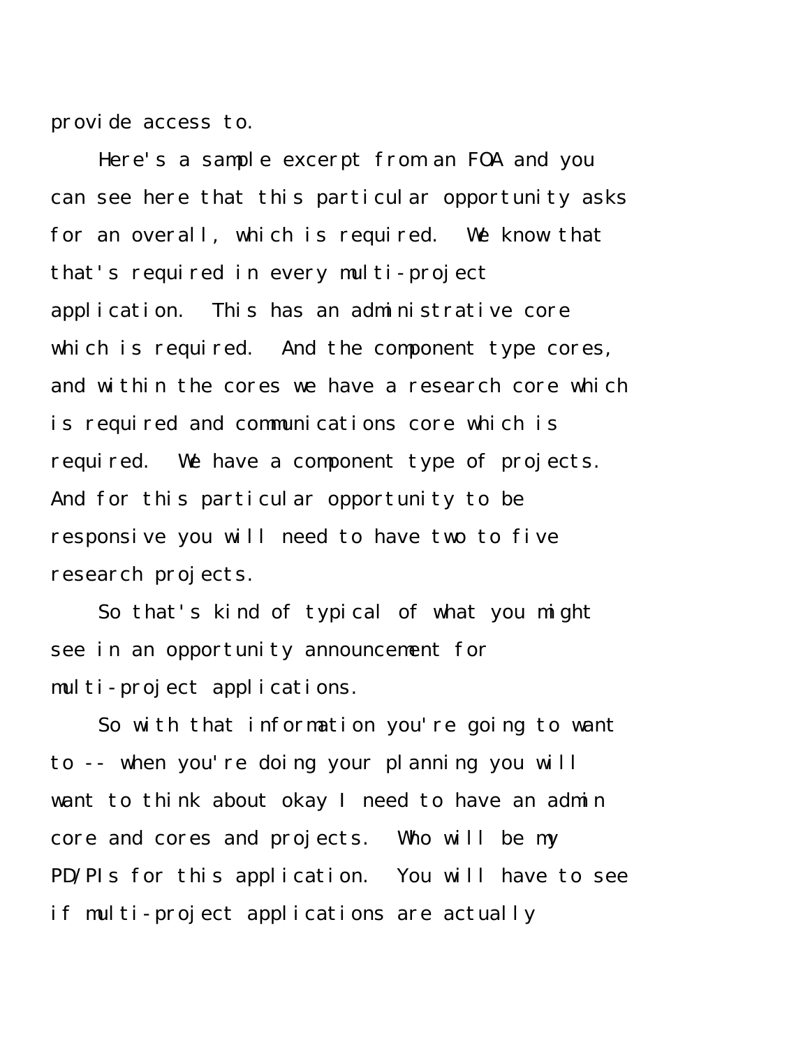provide access to.

Here's a sample excerpt from an FOA and you can see here that this particular opportunity asks for an overall, which is required. We know that that's required in every multi-project application. This has an administrative core which is required. And the component type cores, and within the cores we have a research core which is required and communications core which is required. We have a component type of projects. And for this particular opportunity to be responsive you will need to have two to five research projects.

So that's kind of typical of what you might see in an opportunity announcement for multi-project applications.

So with that information you're going to want to -- when you're doing your planning you will want to think about okay I need to have an admin core and cores and projects. Who will be my PD/PIs for this application. You will have to see if multi-project applications are actually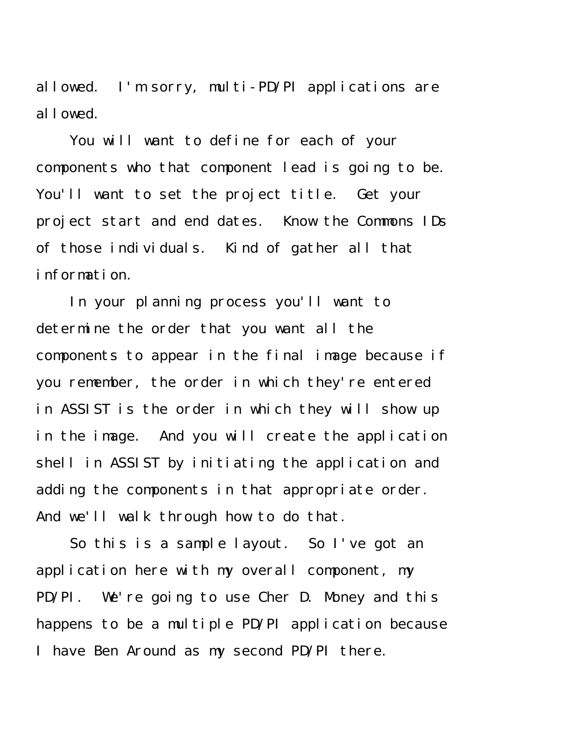allowed. I'm sorry, multi-PD/PI applications are allowed.

You will want to define for each of your components who that component lead is going to be. You'll want to set the project title. Get your project start and end dates. Know the Commons IDs of those individuals. Kind of gather all that information.

In your planning process you'll want to determine the order that you want all the components to appear in the final image because if you remember, the order in which they're entered in ASSIST is the order in which they will show up in the image. And you will create the application shell in ASSIST by initiating the application and adding the components in that appropriate order. And we'll walk through how to do that.

So this is a sample layout. So I've got an application here with my overall component, my PD/PI. We're going to use Cher D. Money and this happens to be a multiple PD/PI application because I have Ben Around as my second PD/PI there.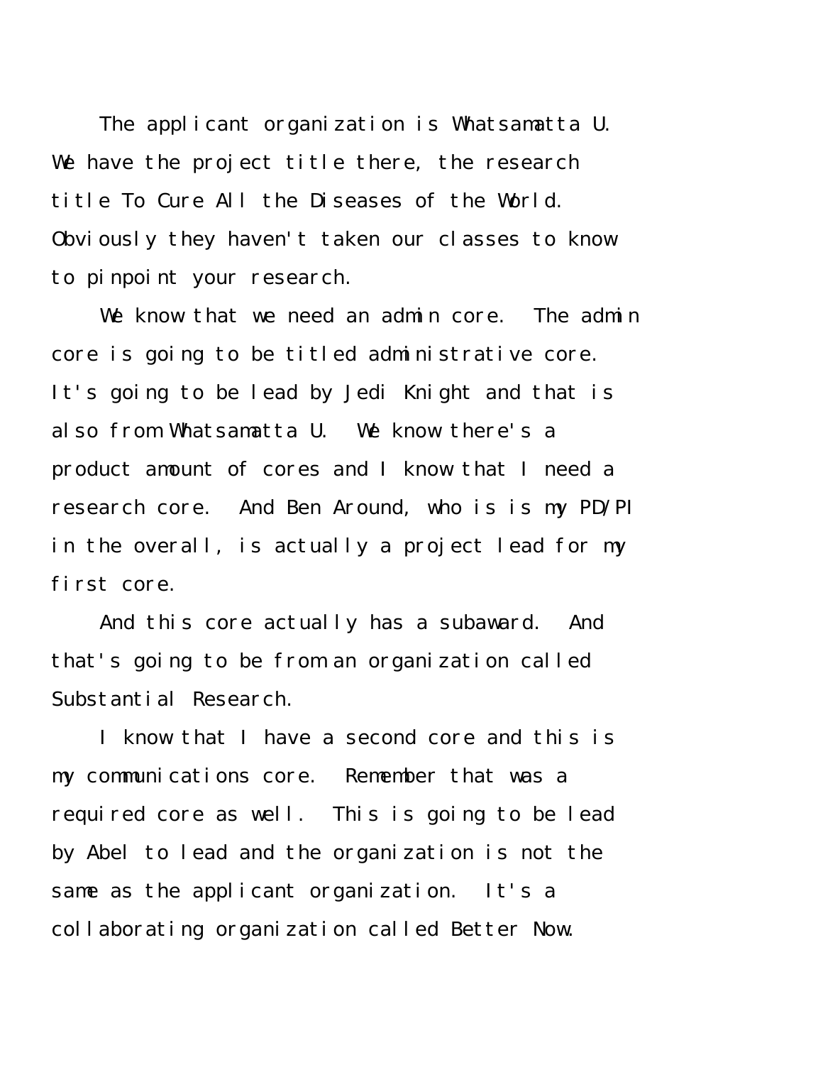The applicant organization is Whatsamatta U. We have the project title there, the research title To Cure All the Diseases of the World. Obviously they haven't taken our classes to know to pinpoint your research.

We know that we need an admin core. The admin core is going to be titled administrative core. It's going to be lead by Jedi Knight and that is also from Whatsamatta U. We know there's a product amount of cores and I know that I need a research core. And Ben Around, who is is my PD/PI in the overall, is actually a project lead for my first core.

And this core actually has a subaward. And that's going to be from an organization called Substantial Research.

I know that I have a second core and this is my communications core. Remember that was a required core as well. This is going to be lead by Abel to lead and the organization is not the same as the applicant organization. It's a collaborating organization called Better Now.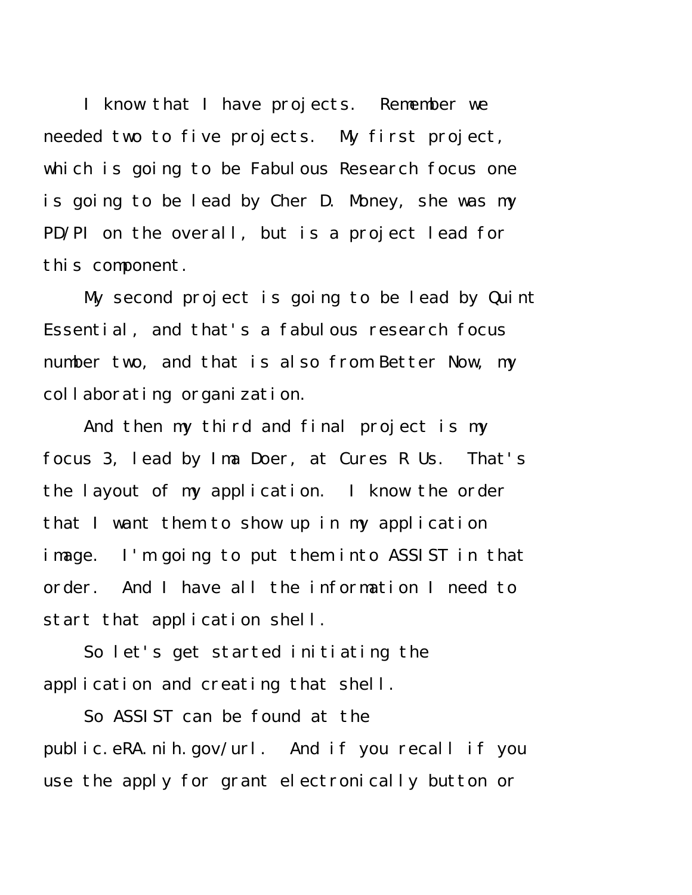I know that I have projects. Remember we needed two to five projects. My first project, which is going to be Fabulous Research focus one is going to be lead by Cher D. Money, she was my PD/PI on the overall, but is a project lead for this component.

My second project is going to be lead by Quint Essential, and that's a fabulous research focus number two, and that is also from Better Now, my collaborating organization.

And then my third and final project is my focus 3, lead by Ima Doer, at Cures R Us. That's the layout of my application. I know the order that I want them to show up in my application image. I'm going to put them into ASSIST in that order. And I have all the information I need to start that application shell.

So let's get started initiating the application and creating that shell.

So ASSIST can be found at the public.eRA.nih.gov/url. And if you recall if you use the apply for grant electronically button or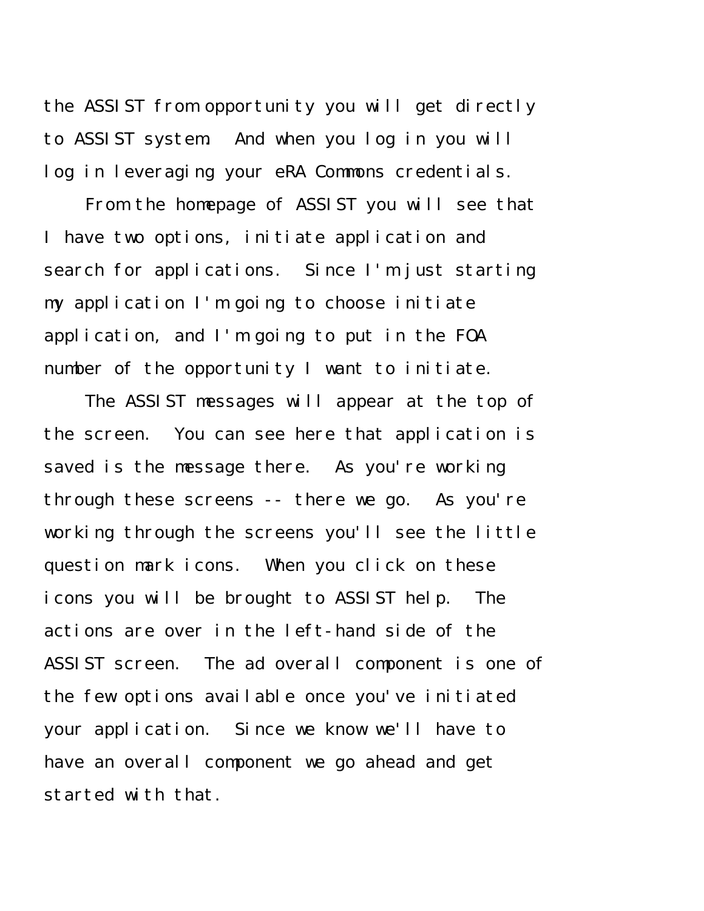the ASSIST from opportunity you will get directly to ASSIST system. And when you log in you will log in leveraging your eRA Commons credentials.

From the homepage of ASSIST you will see that I have two options, initiate application and search for applications. Since I'm just starting my application I'm going to choose initiate application, and I'm going to put in the FOA number of the opportunity I want to initiate.

The ASSIST messages will appear at the top of the screen. You can see here that application is saved is the message there. As you're working through these screens -- there we go. As you're working through the screens you'll see the little question mark icons. When you click on these icons you will be brought to ASSIST help. The actions are over in the left-hand side of the ASSIST screen. The ad overall component is one of the few options available once you've initiated your application. Since we know we'll have to have an overall component we go ahead and get started with that.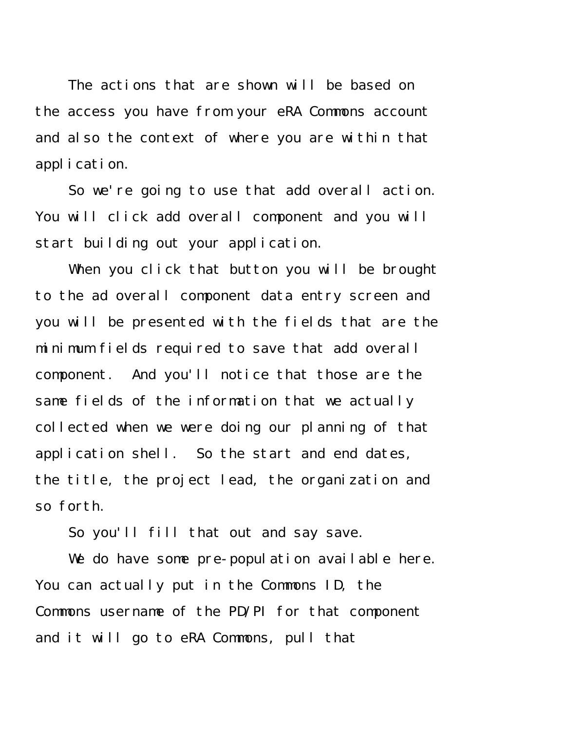The actions that are shown will be based on the access you have from your eRA Commons account and also the context of where you are within that application.

So we're going to use that add overall action. You will click add overall component and you will start building out your application.

When you click that button you will be brought to the ad overall component data entry screen and you will be presented with the fields that are the minimum fields required to save that add overall component. And you'll notice that those are the same fields of the information that we actually collected when we were doing our planning of that application shell. So the start and end dates, the title, the project lead, the organization and so forth.

So you'll fill that out and say save.

We do have some pre-population available here. You can actually put in the Commons ID, the Commons username of the PD/PI for that component and it will go to eRA Commons, pull that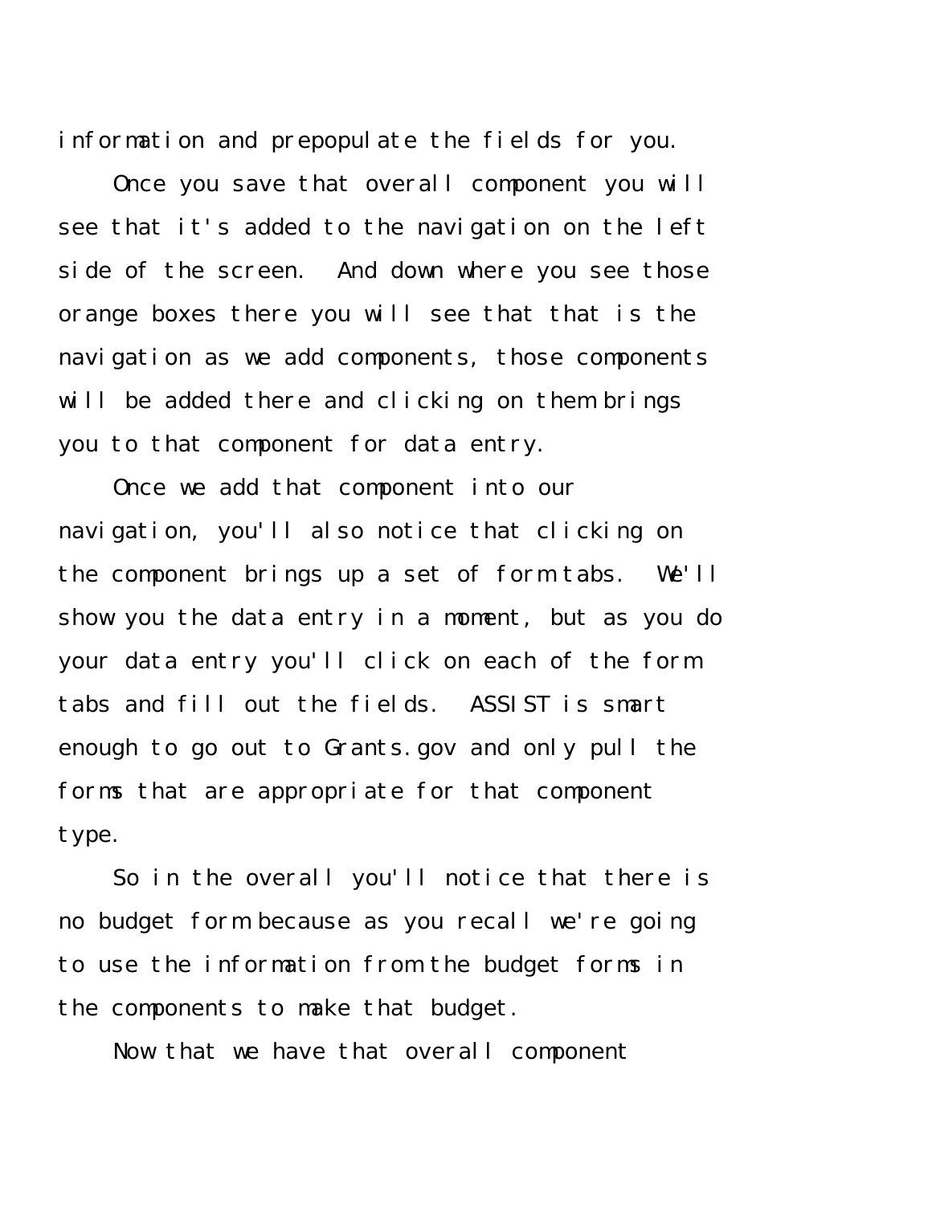information and prepopulate the fields for you.

Once you save that overall component you will see that it's added to the navigation on the left side of the screen. And down where you see those orange boxes there you will see that that is the navigation as we add components, those components will be added there and clicking on them brings you to that component for data entry.

Once we add that component into our navigation, you'll also notice that clicking on the component brings up a set of form tabs. We'll show you the data entry in a moment, but as you do your data entry you'll click on each of the form tabs and fill out the fields. ASSIST is smart enough to go out to Grants.gov and only pull the forms that are appropriate for that component type.

So in the overall you'll notice that there is no budget form because as you recall we're going to use the information from the budget forms in the components to make that budget.

Now that we have that overall component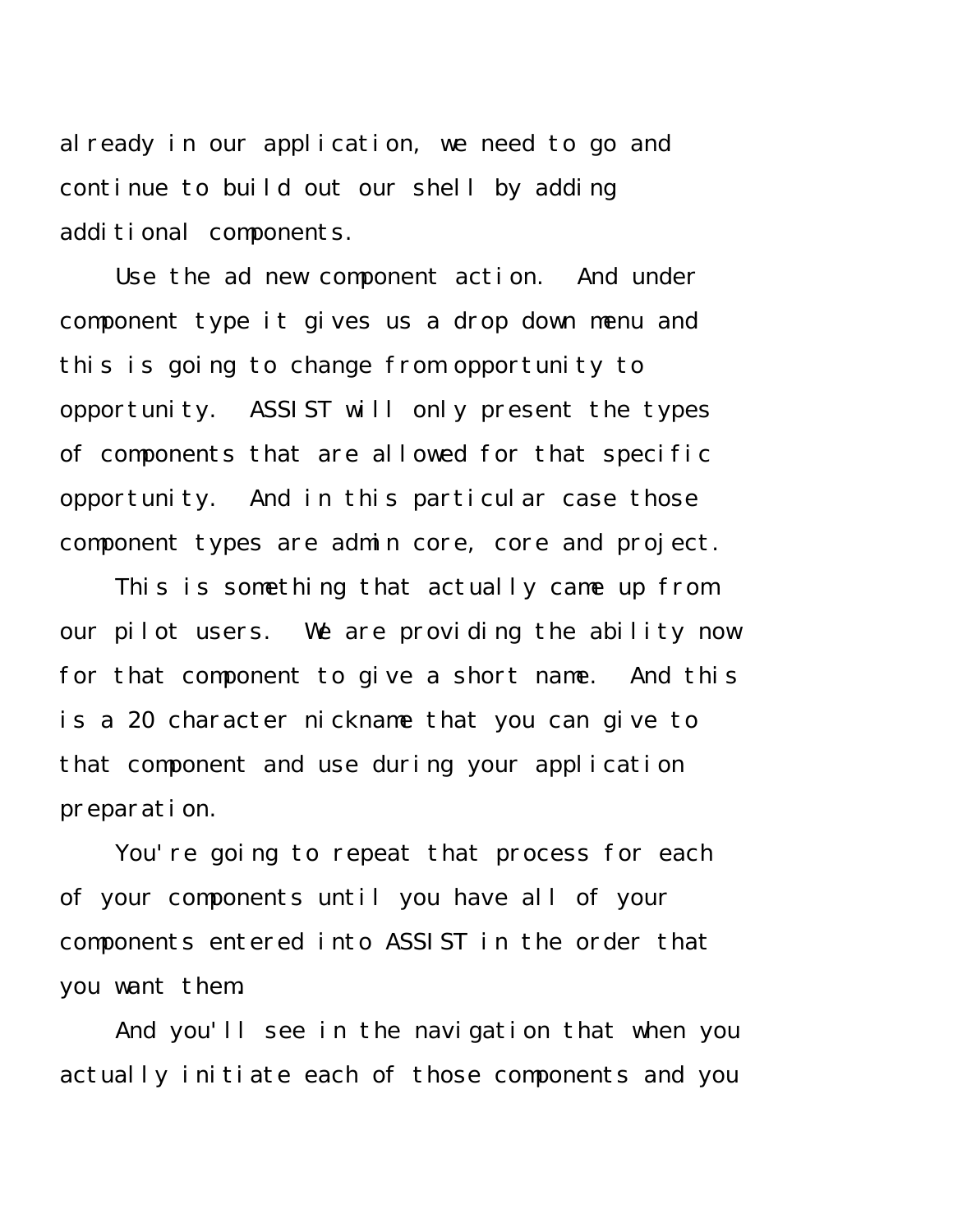already in our application, we need to go and continue to build out our shell by adding additional components.

Use the ad new component action. And under component type it gives us a drop down menu and this is going to change from opportunity to opportunity. ASSIST will only present the types of components that are allowed for that specific opportunity. And in this particular case those component types are admin core, core and project.

This is something that actually came up from our pilot users. We are providing the ability now for that component to give a short name. And this is a 20 character nickname that you can give to that component and use during your application preparation.

You're going to repeat that process for each of your components until you have all of your components entered into ASSIST in the order that you want them.

And you'll see in the navigation that when you actually initiate each of those components and you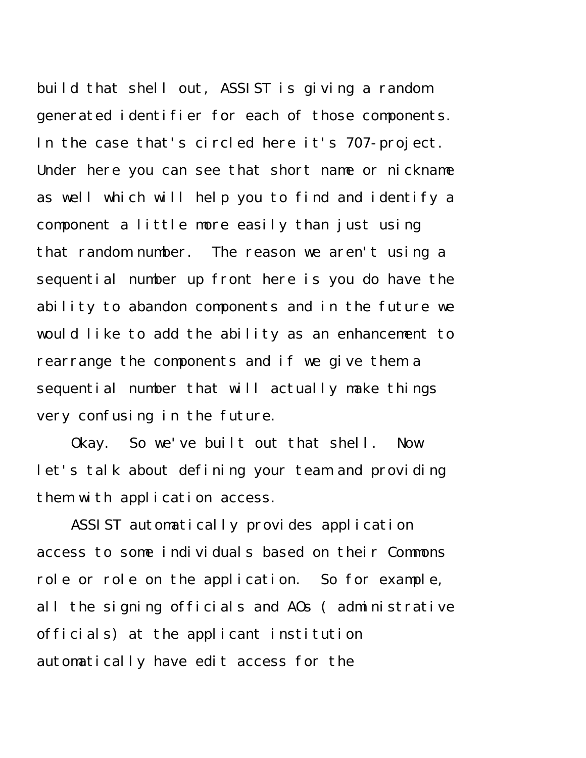build that shell out, ASSIST is giving a random generated identifier for each of those components. In the case that's circled here it's 707-project. Under here you can see that short name or nickname as well which will help you to find and identify a component a little more easily than just using that random number. The reason we aren't using a sequential number up front here is you do have the ability to abandon components and in the future we would like to add the ability as an enhancement to rearrange the components and if we give them a sequential number that will actually make things very confusing in the future.

Okay. So we've built out that shell. Now let's talk about defining your team and providing them with application access.

ASSIST automatically provides application access to some individuals based on their Commons role or role on the application. So for example, all the signing officials and AOs (administrative officials) at the applicant institution automatically have edit access for the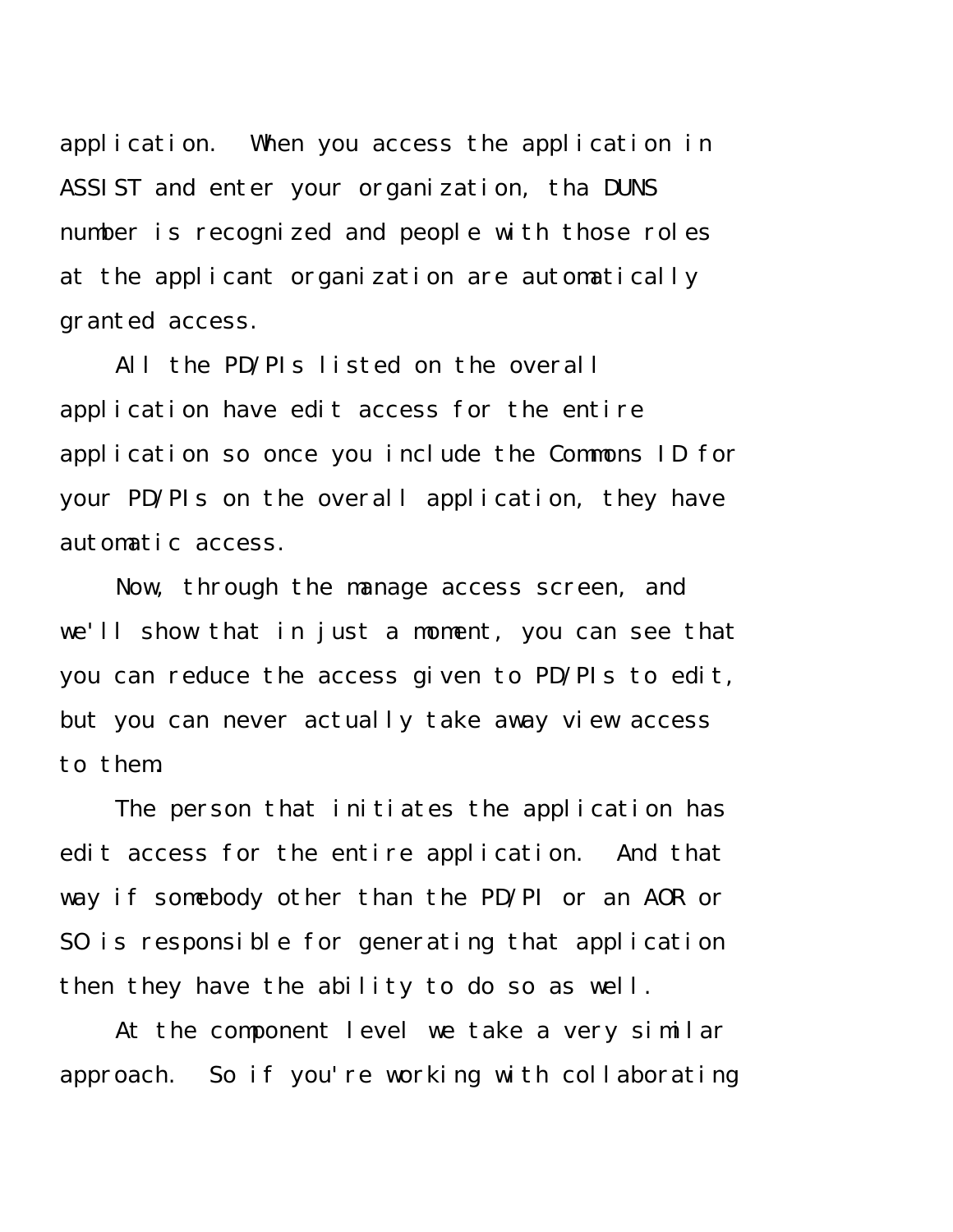application.  When you access the application in ASSIST and enter your organization, tha DUNS number is recognized and people with those roles at the applicant organization are automatically granted access.

All the PD/PIs listed on the overall application have edit access for the entire application so once you include the Commons ID for your PD/PIs on the overall application, they have automatic access.

Now, through the manage access screen, and we'll show that in just a moment, you can see that you can reduce the access given to PD/PIs to edit, but you can never actually take away view access to them.

The person that initiates the application has edit access for the entire application.  And that way if somebody other than the PD/PI or an AOR or SO is responsible for generating that application then they have the ability to do so as well.

At the component level we take a very similar approach.  So if you're working with collaborating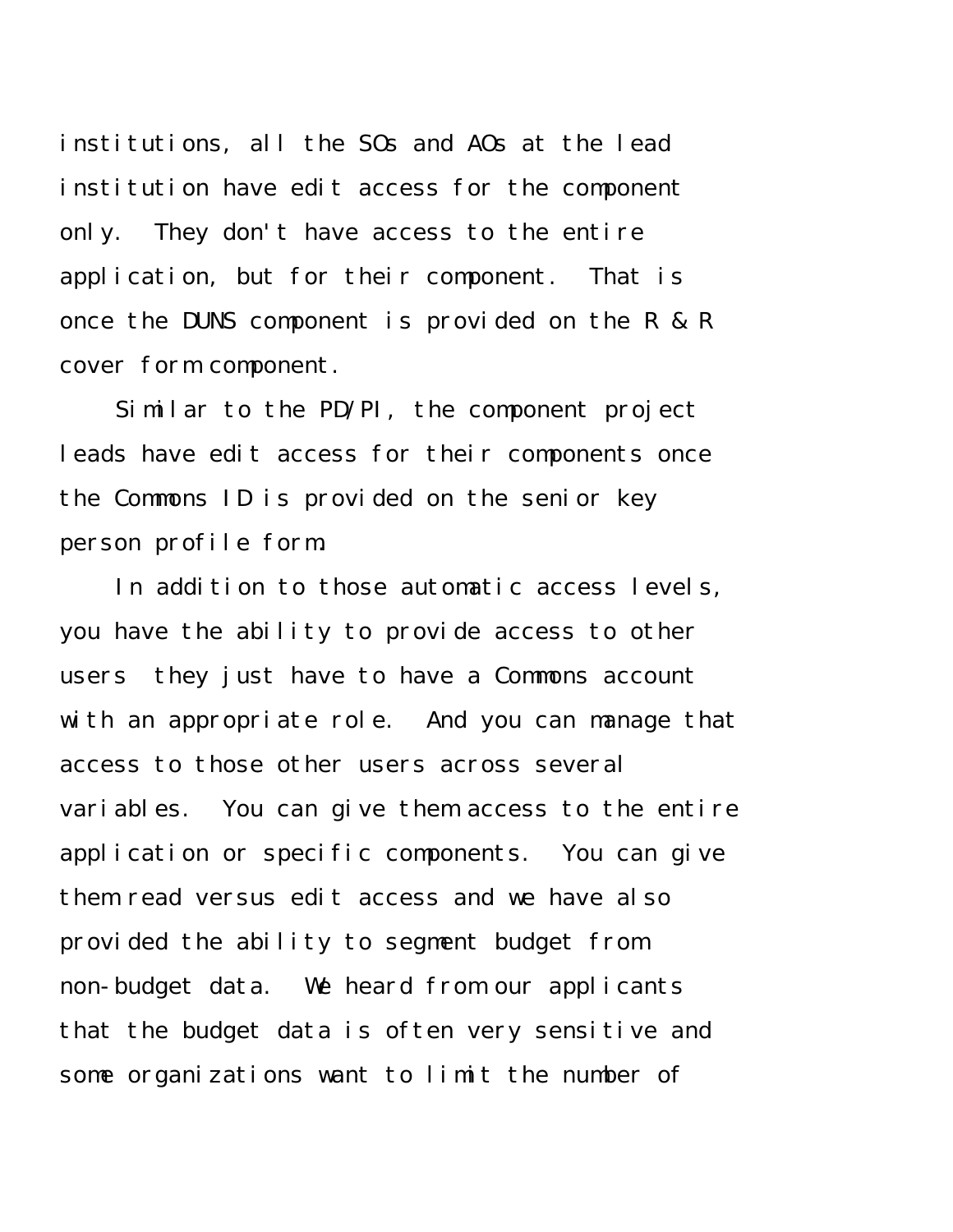institutions, all the SOs and AOs at the lead institution have edit access for the component only. They don't have access to the entire application, but for their component. That is once the DUNS component is provided on the R & R cover form component.

Similar to the PD/PI, the component project leads have edit access for their components once the Commons ID is provided on the senior key person profile form.

In addition to those automatic access levels, you have the ability to provide access to other users they just have to have a Commons account with an appropriate role. And you can manage that access to those other users across several variables. You can give them access to the entire application or specific components. You can give them read versus edit access and we have also provided the ability to segment budget from non-budget data. We heard from our applicants that the budget data is often very sensitive and some organizations want to limit the number of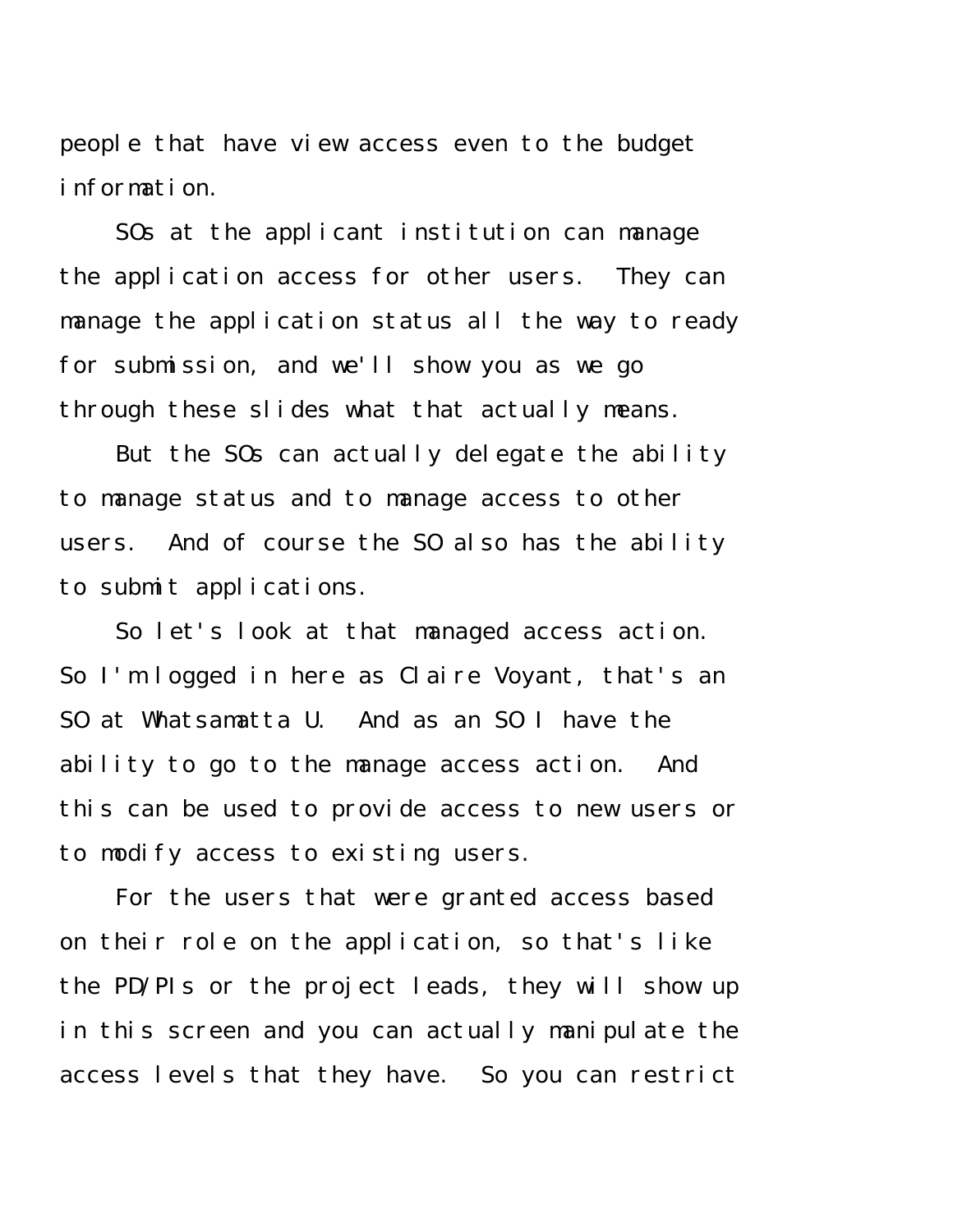people that have view access even to the budget information.

SOs at the applicant institution can manage the application access for other users. They can manage the application status all the way to ready for submission, and we'll show you as we go through these slides what that actually means.

But the SOs can actually delegate the ability to manage status and to manage access to other users. And of course the SO also has the ability to submit applications.

So let's look at that managed access action. So I'm logged in here as Claire Voyant, that's an SO at Whatsamatta U. And as an SO I have the ability to go to the manage access action. And this can be used to provide access to new users or to modify access to existing users.

For the users that were granted access based on their role on the application, so that's like the PD/PIs or the project leads, they will show up in this screen and you can actually manipulate the access levels that they have. So you can restrict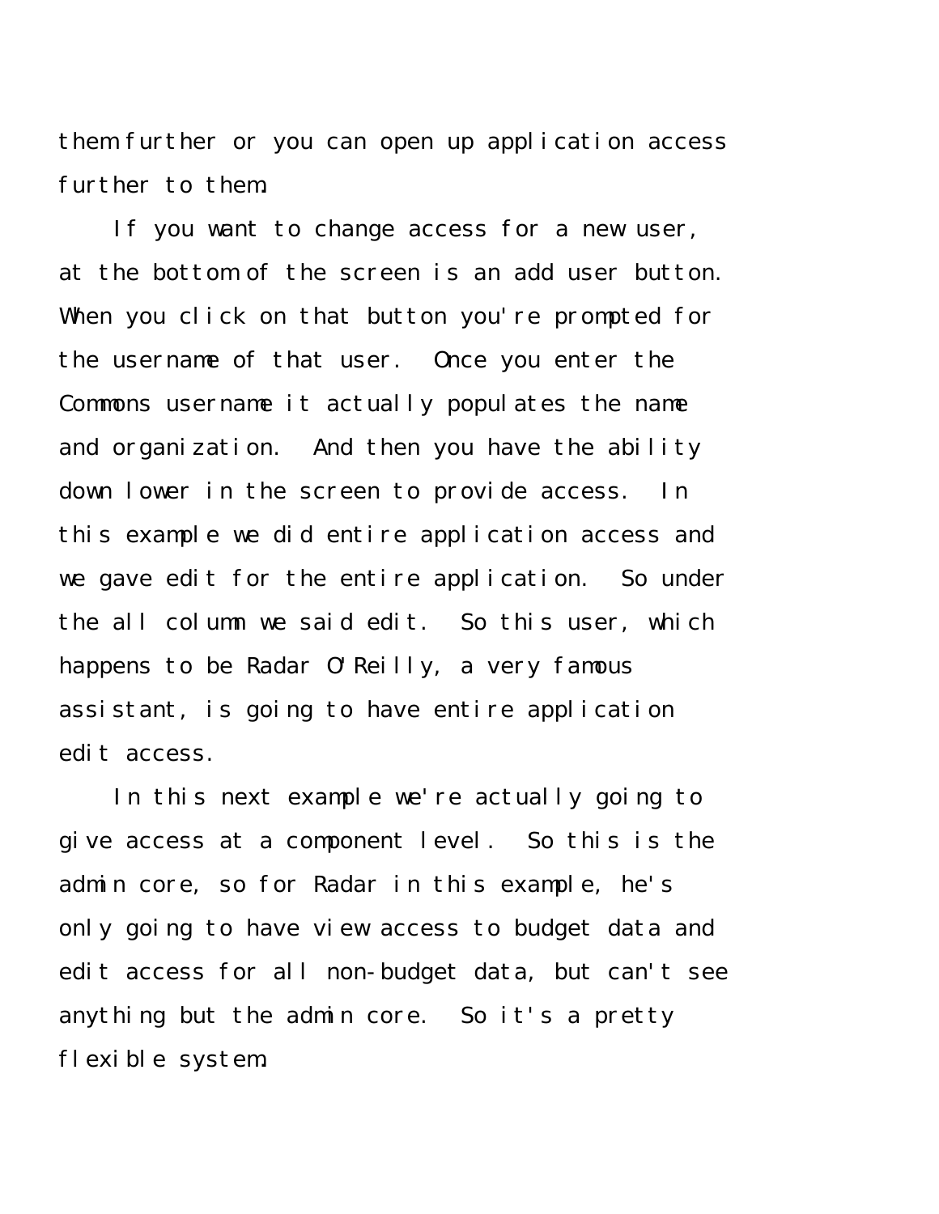them further or you can open up application access further to them.

If you want to change access for a new user, at the bottom of the screen is an add user button. When you click on that button you're prompted for the username of that user. Once you enter the Commons username it actually populates the name and organization. And then you have the ability down lower in the screen to provide access. In this example we did entire application access and we gave edit for the entire application. So under the all column we said edit. So this user, which happens to be Radar O'Reilly, a very famous assistant, is going to have entire application edit access.

In this next example we're actually going to give access at a component level. So this is the admin core, so for Radar in this example, he's only going to have view access to budget data and edit access for all non-budget data, but can't see anything but the admin core. So it's a pretty flexible system.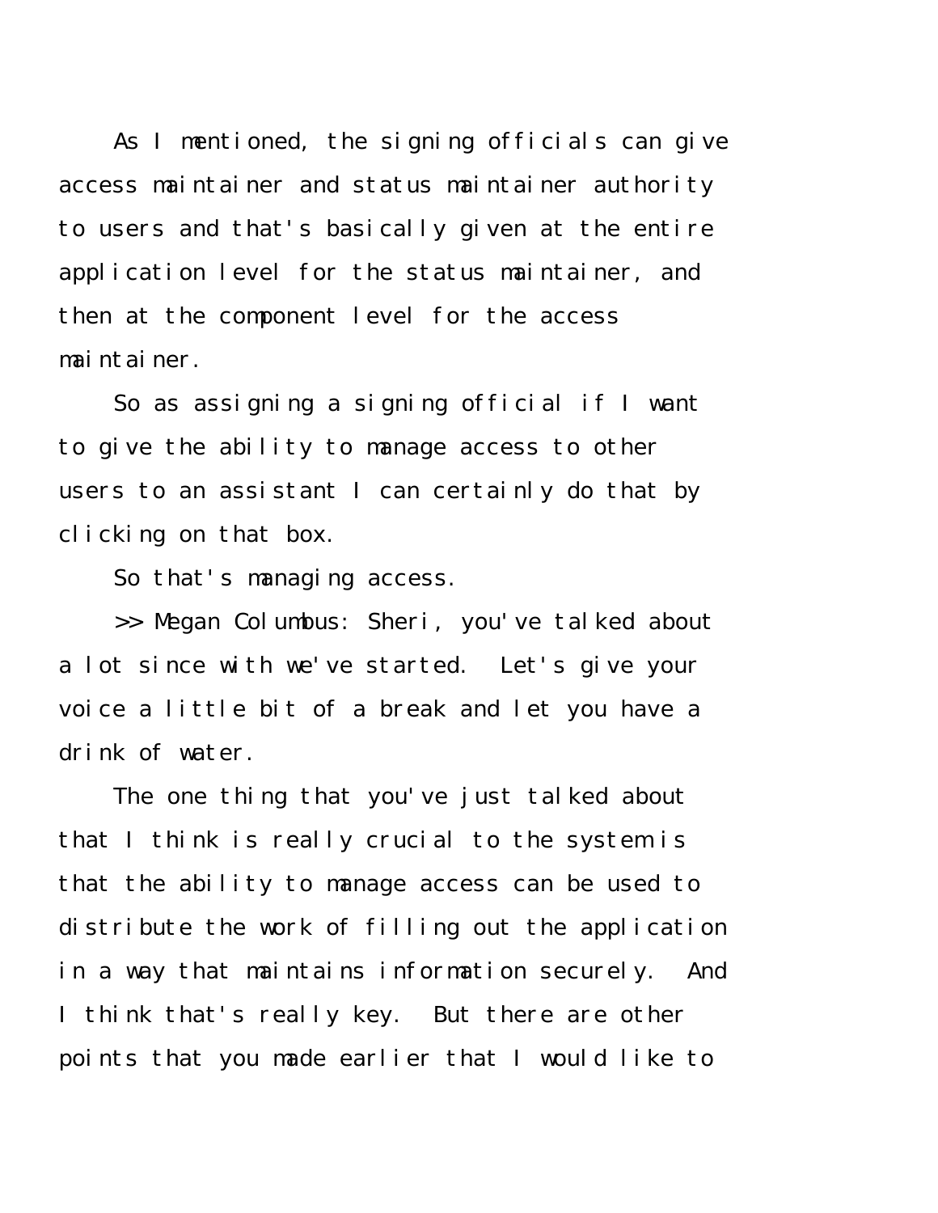As I mentioned, the signing officials can give access maintainer and status maintainer authority to users and that's basically given at the entire application level for the status maintainer, and then at the component level for the access maintainer.

So as assigning a signing official if I want to give the ability to manage access to other users to an assistant I can certainly do that by clicking on that box.

So that's managing access.

>> Megan Columbus: Sheri, you've talked about a lot since with we've started. Let's give your voice a little bit of a break and let you have a drink of water.

The one thing that you've just talked about that I think is really crucial to the system is that the ability to manage access can be used to distribute the work of filling out the application in a way that maintains information securely. And I think that's really key. But there are other points that you made earlier that I would like to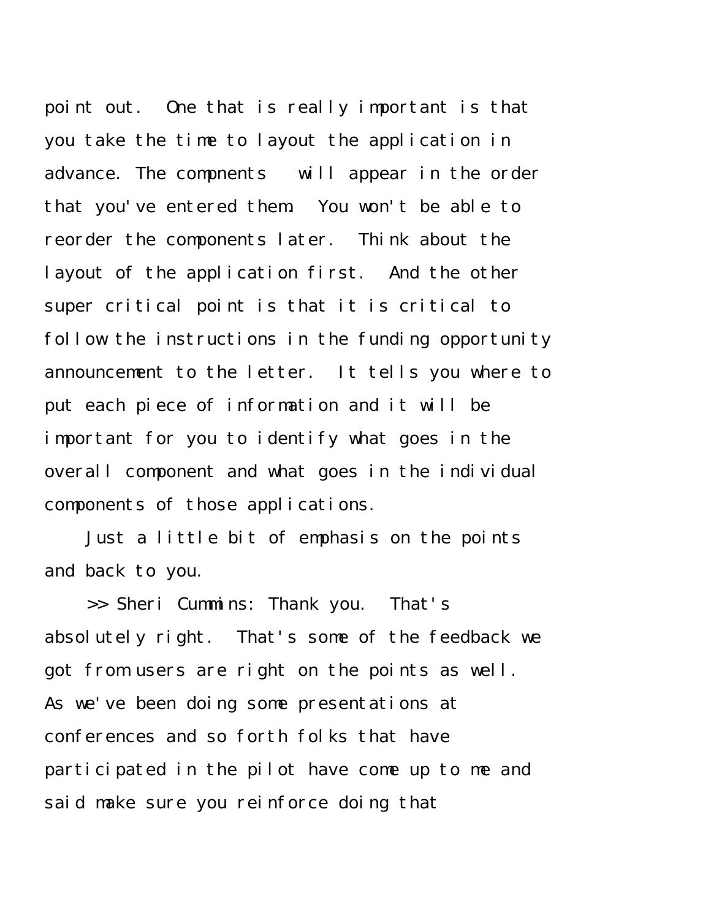point out. One that is really important is that you take the time to layout the application in advance. The compnents will appear in the order that you've entered them. You won't be able to reorder the components later. Think about the layout of the application first. And the other super critical point is that it is critical to follow the instructions in the funding opportunity announcement to the letter. It tells you where to put each piece of information and it will be important for you to identify what goes in the overall component and what goes in the individual components of those applications.

Just a little bit of emphasis on the points and back to you.

>> Sheri Cummins: Thank you. That's absolutely right. That's some of the feedback we got from users are right on the points as well. As we've been doing some presentations at conferences and so forth folks that have participated in the pilot have come up to me and said make sure you reinforce doing that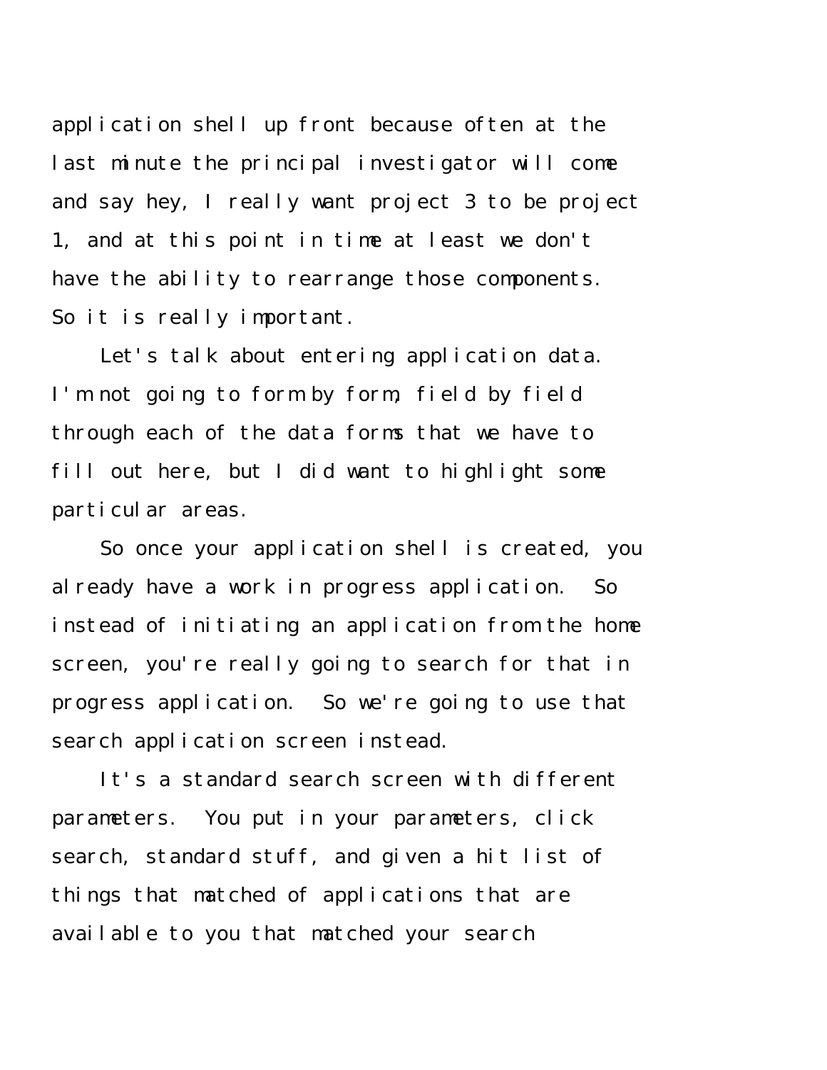application shell up front because often at the last minute the principal investigator will come and say hey, I really want project 3 to be project 1, and at this point in time at least we don't have the ability to rearrange those components. So it is really important.

Let's talk about entering application data. I'm not going to form by form, field by field through each of the data forms that we have to fill out here, but I did want to highlight some particular areas.

So once your application shell is created, you already have a work in progress application. So instead of initiating an application from the home screen, you're really going to search for that in progress application. So we're going to use that search application screen instead.

It's a standard search screen with different parameters. You put in your parameters, click search, standard stuff, and given a hit list of things that matched of applications that are available to you that matched your search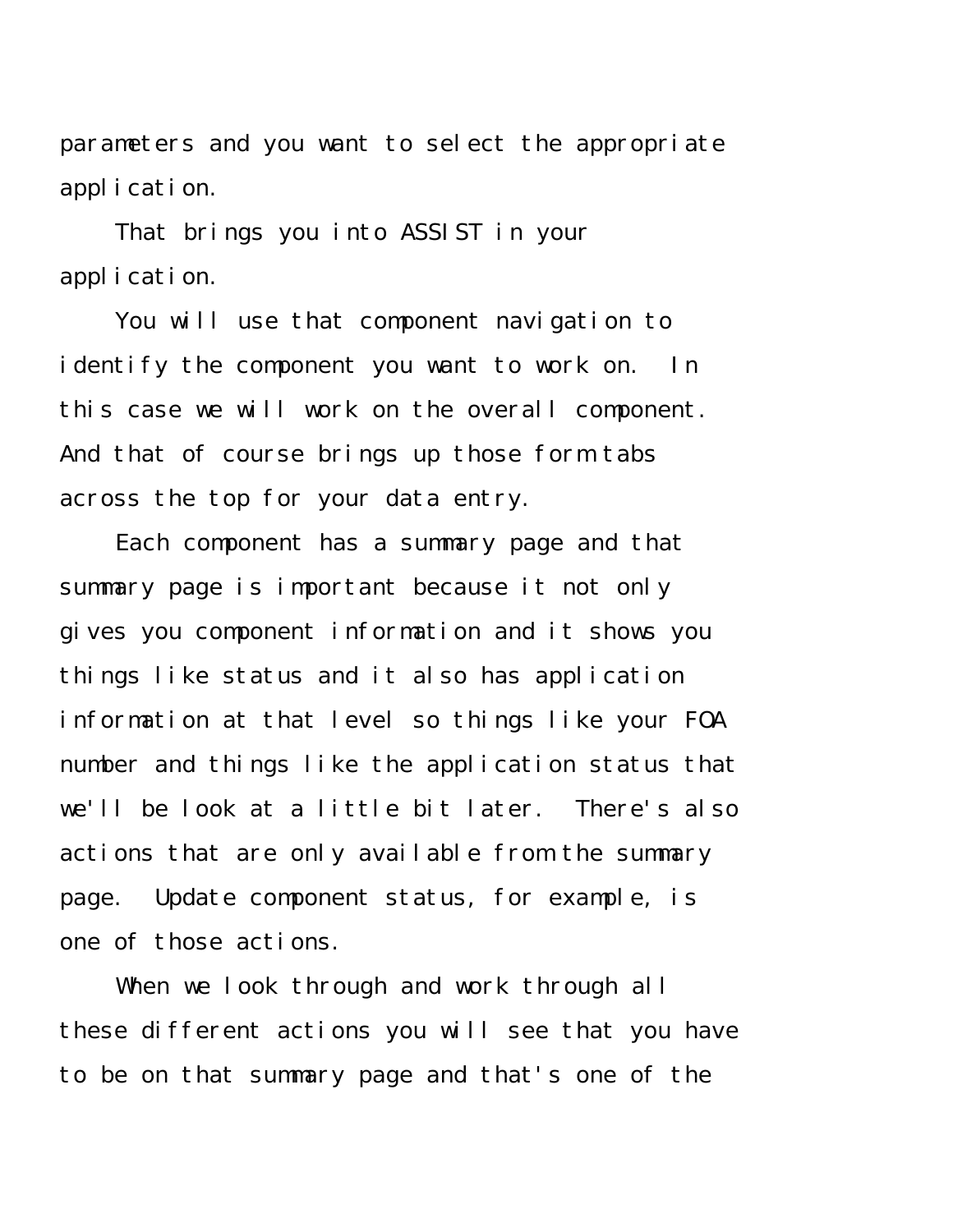parameters and you want to select the appropriate application.

That brings you into ASSIST in your application.

You will use that component navigation to identify the component you want to work on. In this case we will work on the overall component. And that of course brings up those form tabs across the top for your data entry.

Each component has a summary page and that summary page is important because it not only gives you component information and it shows you things like status and it also has application information at that level so things like your FOA number and things like the application status that we'll be look at a little bit later. There's also actions that are only available from the summary page. Update component status, for example, is one of those actions.

When we look through and work through all these different actions you will see that you have to be on that summary page and that's one of the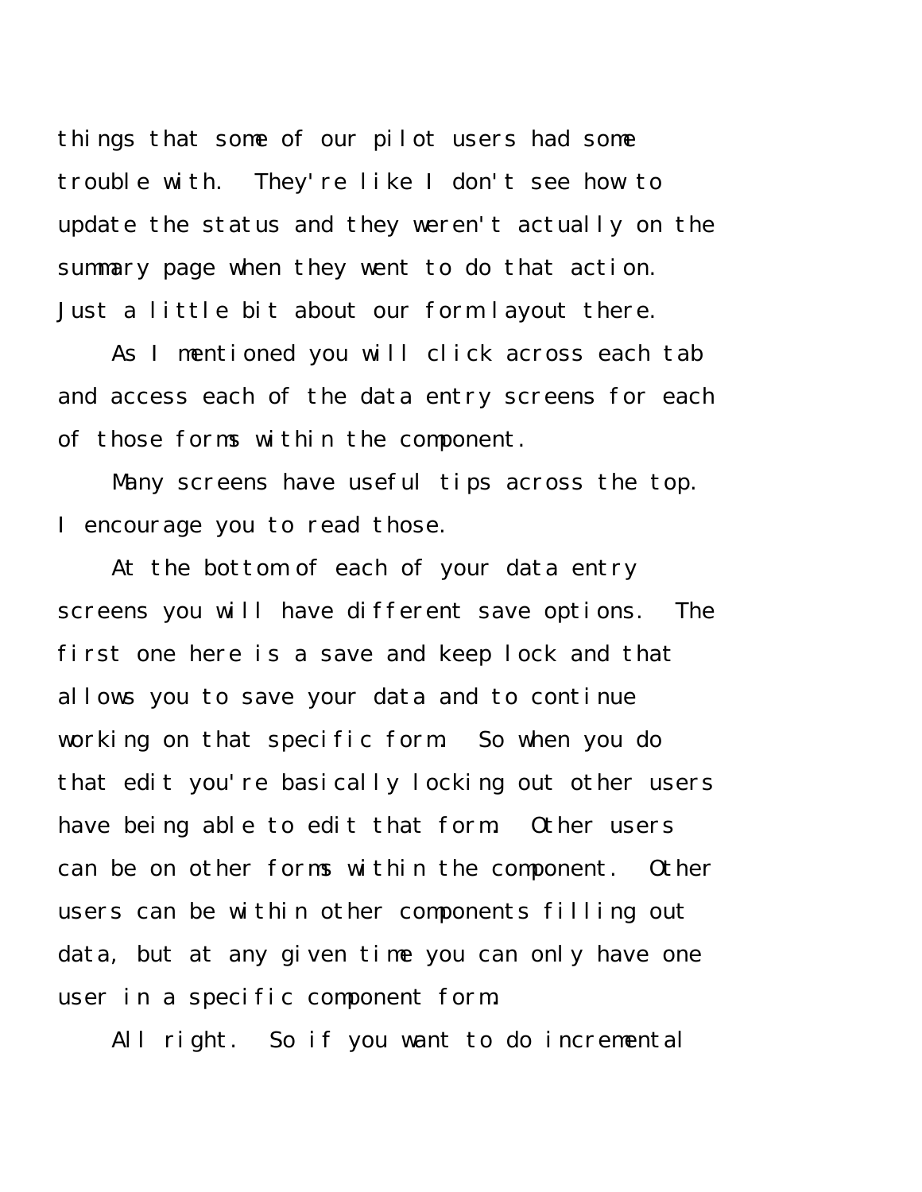things that some of our pilot users had some trouble with. They're like I don't see how to update the status and they weren't actually on the summary page when they went to do that action. Just a little bit about our form layout there.

As I mentioned you will click across each tab and access each of the data entry screens for each of those forms within the component.

Many screens have useful tips across the top. I encourage you to read those.

At the bottom of each of your data entry screens you will have different save options. The first one here is a save and keep lock and that allows you to save your data and to continue working on that specific form. So when you do that edit you're basically locking out other users have being able to edit that form. Other users can be on other forms within the component. Other users can be within other components filling out data, but at any given time you can only have one user in a specific component form.

All right. So if you want to do incremental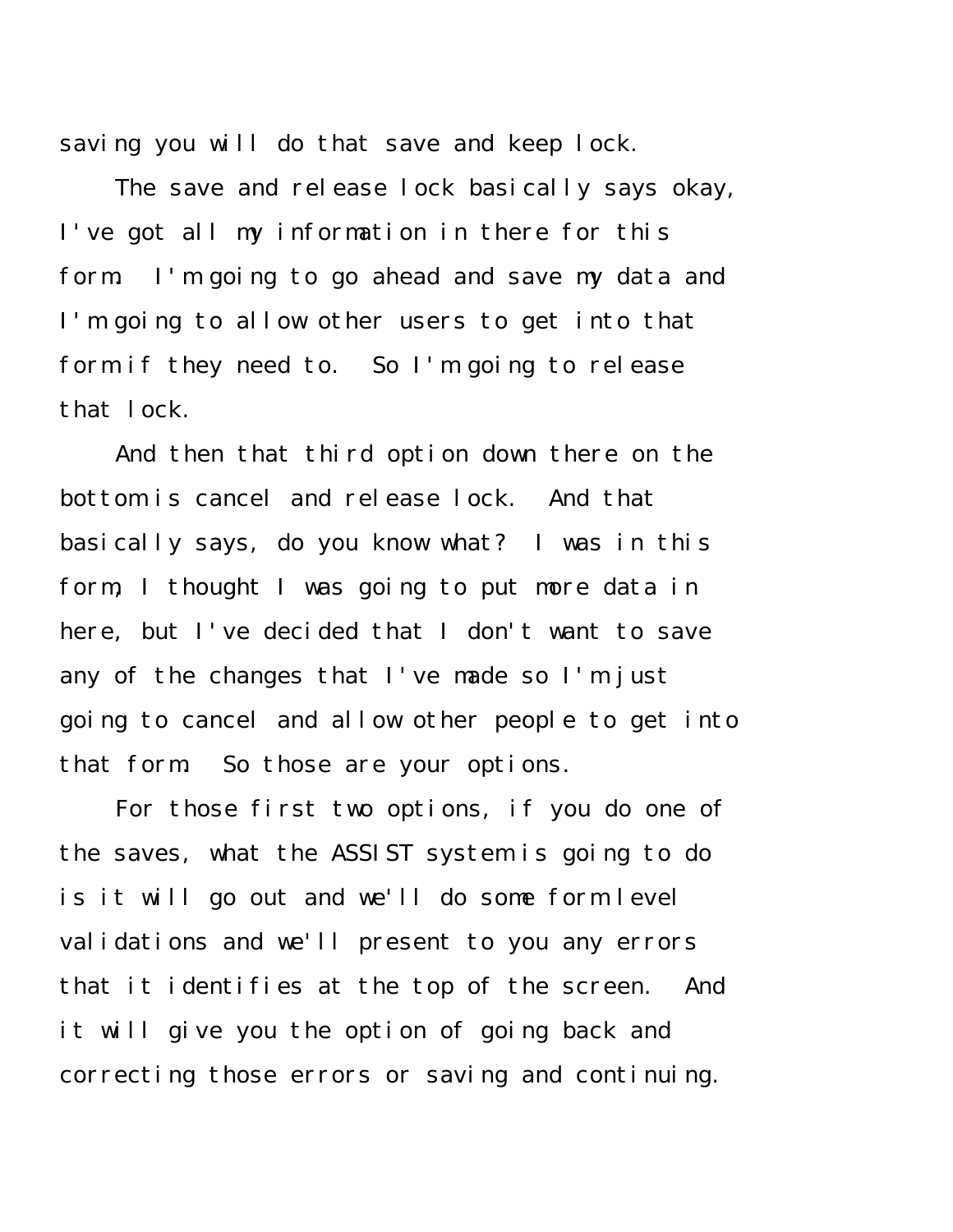saving you will do that save and keep lock.

The save and release lock basically says okay, I've got all my information in there for this form. I'm going to go ahead and save my data and I'm going to allow other users to get into that form if they need to. So I'm going to release that lock.

And then that third option down there on the bottom is cancel and release lock. And that basically says, do you know what? I was in this form, I thought I was going to put more data in here, but I've decided that I don't want to save any of the changes that I've made so I'm just going to cancel and allow other people to get into that form. So those are your options.

For those first two options, if you do one of the saves, what the ASSIST system is going to do is it will go out and we'll do some form level validations and we'll present to you any errors that it identifies at the top of the screen. And it will give you the option of going back and correcting those errors or saving and continuing.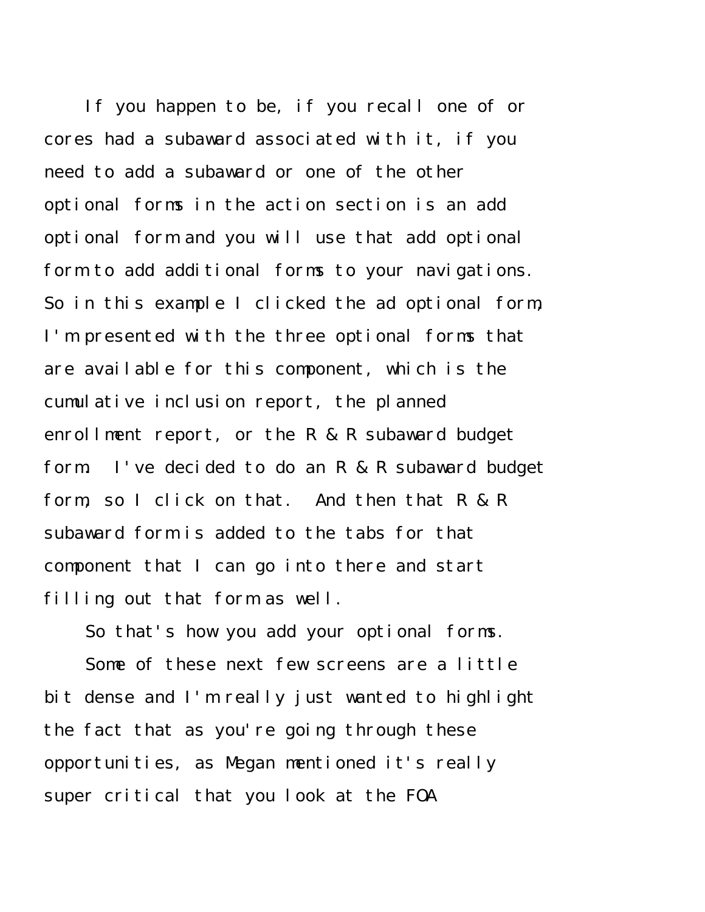If you happen to be, if you recall one of or cores had a subaward associated with it, if you need to add a subaward or one of the other optional forms in the action section is an add optional form and you will use that add optional form to add additional forms to your navigations. So in this example I clicked the ad optional form, I'm presented with the three optional forms that are available for this component, which is the cumulative inclusion report, the planned enrollment report, or the R & R subaward budget form. I've decided to do an R & R subaward budget form, so I click on that. And then that R & R subaward form is added to the tabs for that component that I can go into there and start filling out that form as well.

So that's how you add your optional forms.

Some of these next few screens are a little bit dense and I'm really just wanted to highlight the fact that as you're going through these opportunities, as Megan mentioned it's really super critical that you look at the FOA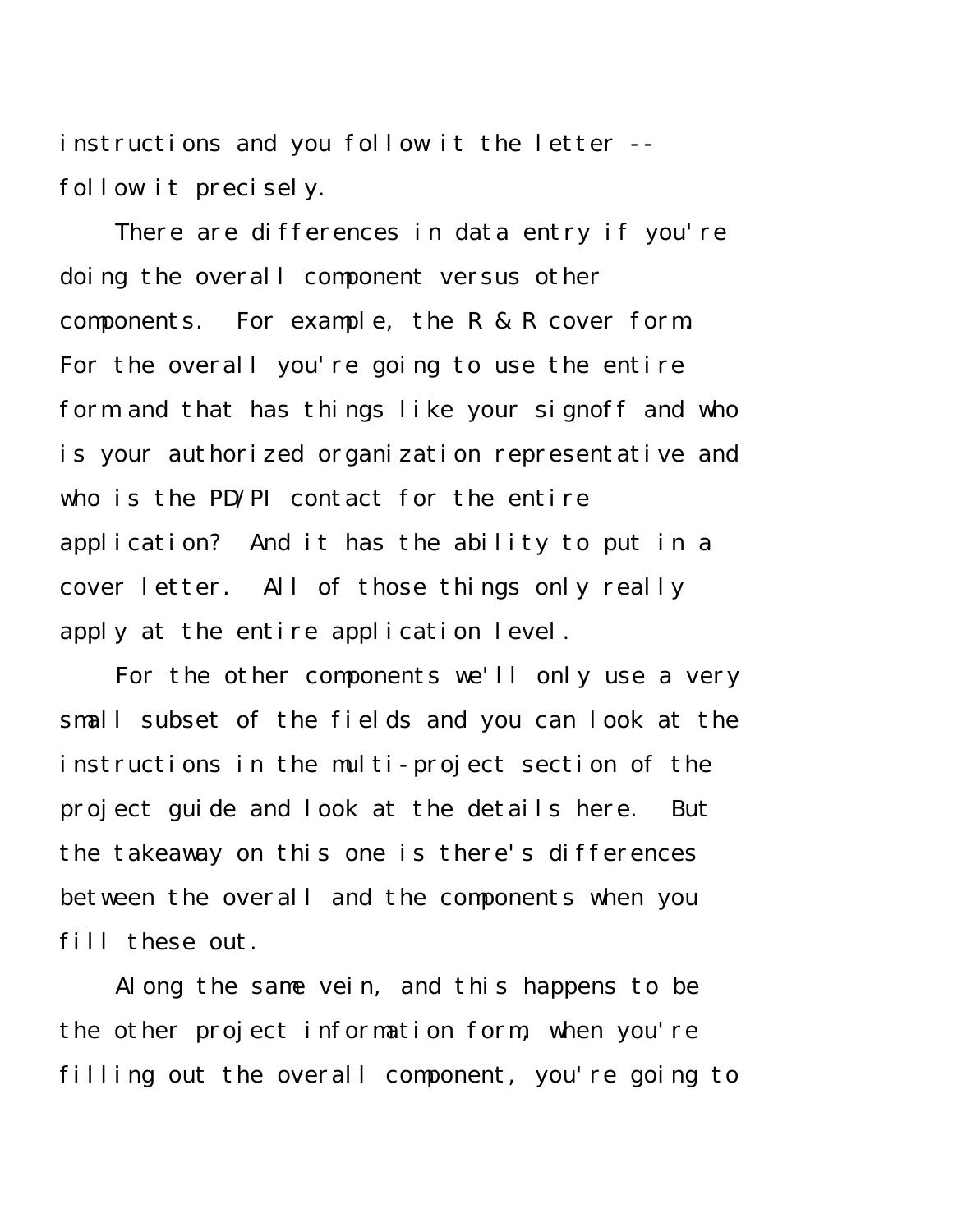instructions and you follow it the letter -- follow it precisely.

There are differences in data entry if you're doing the overall component versus other components. For example, the R & R cover form. For the overall you're going to use the entire form and that has things like your signoff and who is your authorized organization representative and who is the PD/PI contact for the entire application? And it has the ability to put in a cover letter. All of those things only really apply at the entire application level.

For the other components we'll only use a very small subset of the fields and you can look at the instructions in the multi-project section of the project guide and look at the details here. But the takeaway on this one is there's differences between the overall and the components when you fill these out.

Along the same vein, and this happens to be the other project information form, when you're filling out the overall component, you're going to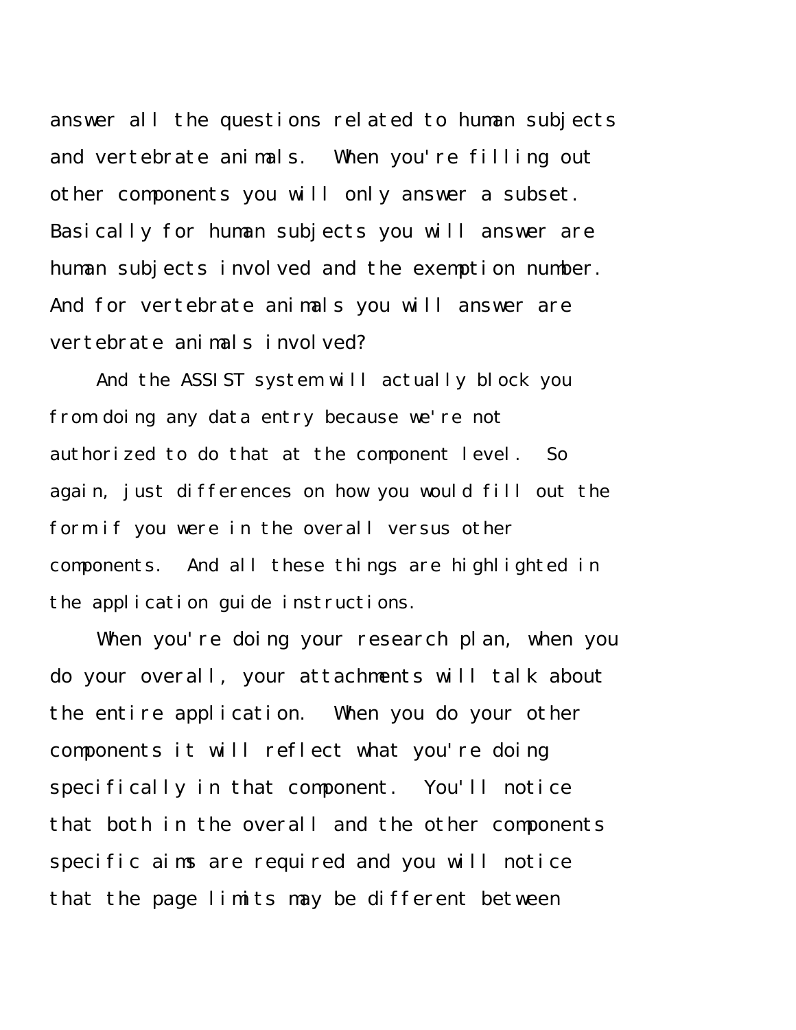answer all the questions related to human subjects and vertebrate animals. When you're filling out other components you will only answer a subset. Basically for human subjects you will answer are human subjects involved and the exemption number. And for vertebrate animals you will answer are vertebrate animals involved?

And the ASSIST system will actually block you from doing any data entry because we're not authorized to do that at the component level. So again, just differences on how you would fill out the form if you were in the overall versus other components. And all these things are highlighted in the application guide instructions.

When you're doing your research plan, when you do your overall, your attachments will talk about the entire application. When you do your other components it will reflect what you're doing specifically in that component. You'll notice that both in the overall and the other components specific aims are required and you will notice that the page limits may be different between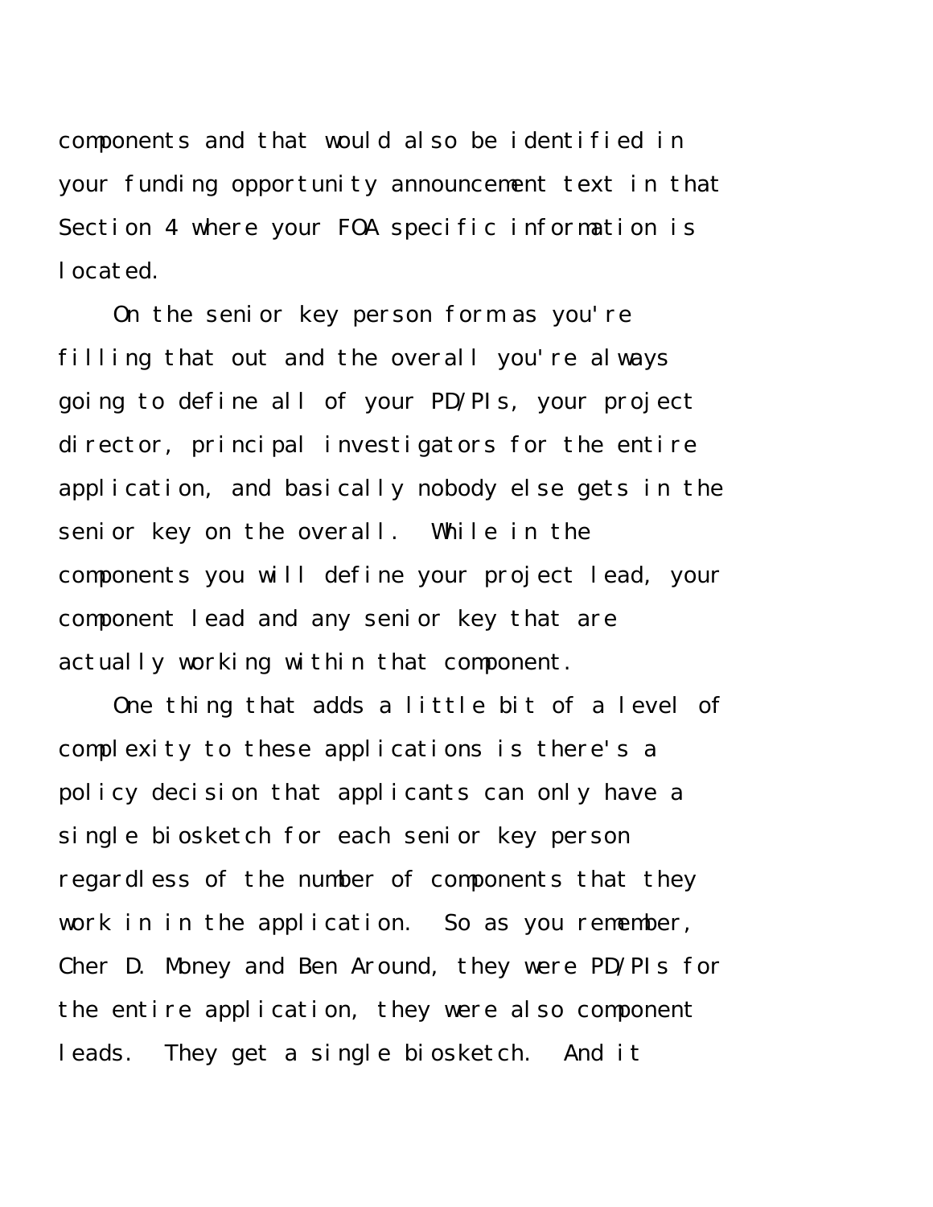components and that would also be identified in your funding opportunity announcement text in that Section 4 where your FOA specific information is located.

On the senior key person form as you're filling that out and the overall you're always going to define all of your PD/PIs, your project director, principal investigators for the entire application, and basically nobody else gets in the senior key on the overall. While in the components you will define your project lead, your component lead and any senior key that are actually working within that component.

One thing that adds a little bit of a level of complexity to these applications is there's a policy decision that applicants can only have a single biosketch for each senior key person regardless of the number of components that they work in in the application. So as you remember, Cher D. Money and Ben Around, they were PD/PIs for the entire application, they were also component leads. They get a single biosketch. And it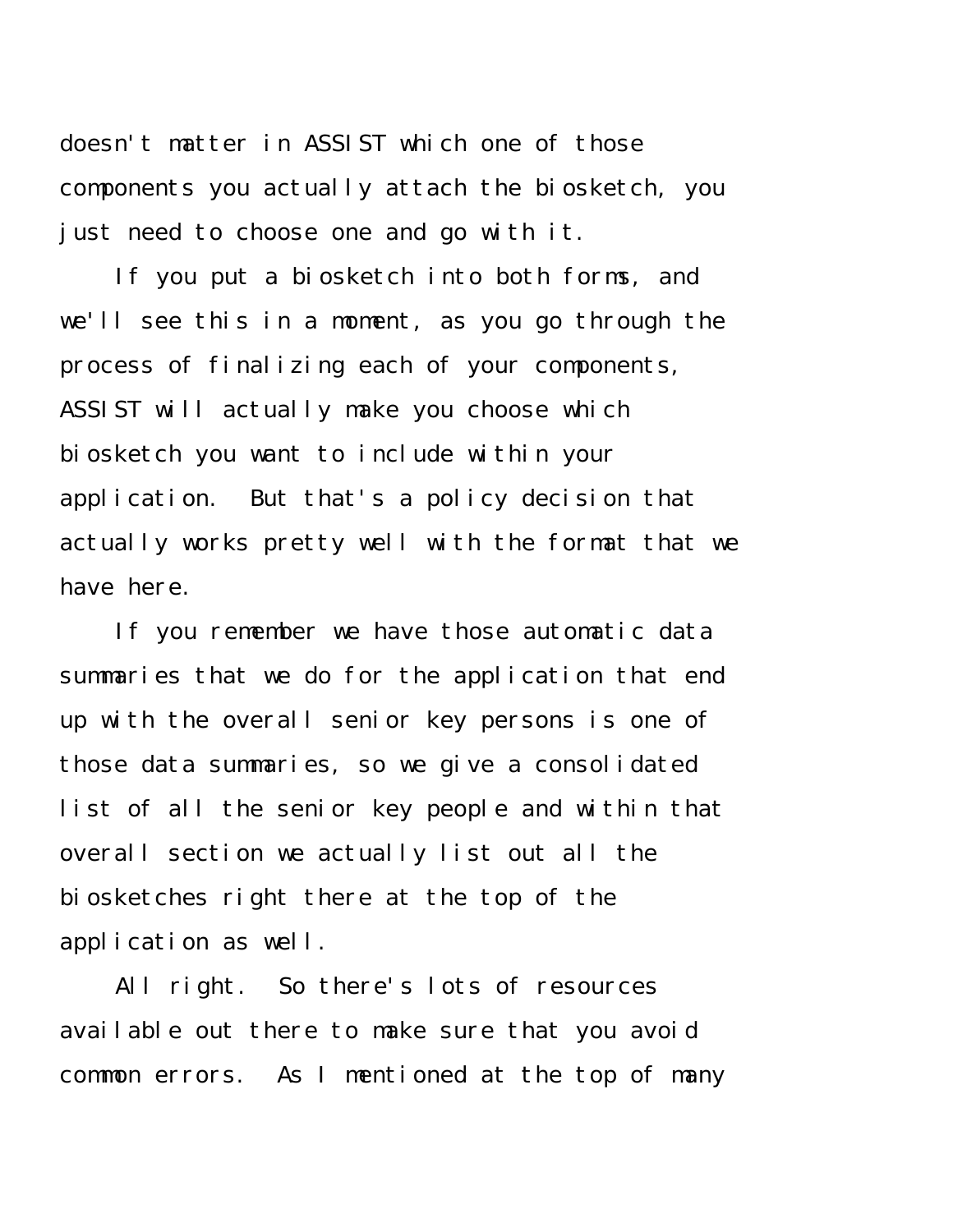doesn't matter in ASSIST which one of those components you actually attach the biosketch, you just need to choose one and go with it.

If you put a biosketch into both forms, and we'll see this in a moment, as you go through the process of finalizing each of your components, ASSIST will actually make you choose which biosketch you want to include within your application. But that's a policy decision that actually works pretty well with the format that we have here.

If you remember we have those automatic data summaries that we do for the application that end up with the overall senior key persons is one of those data summaries, so we give a consolidated list of all the senior key people and within that overall section we actually list out all the biosketches right there at the top of the application as well.

All right. So there's lots of resources available out there to make sure that you avoid common errors. As I mentioned at the top of many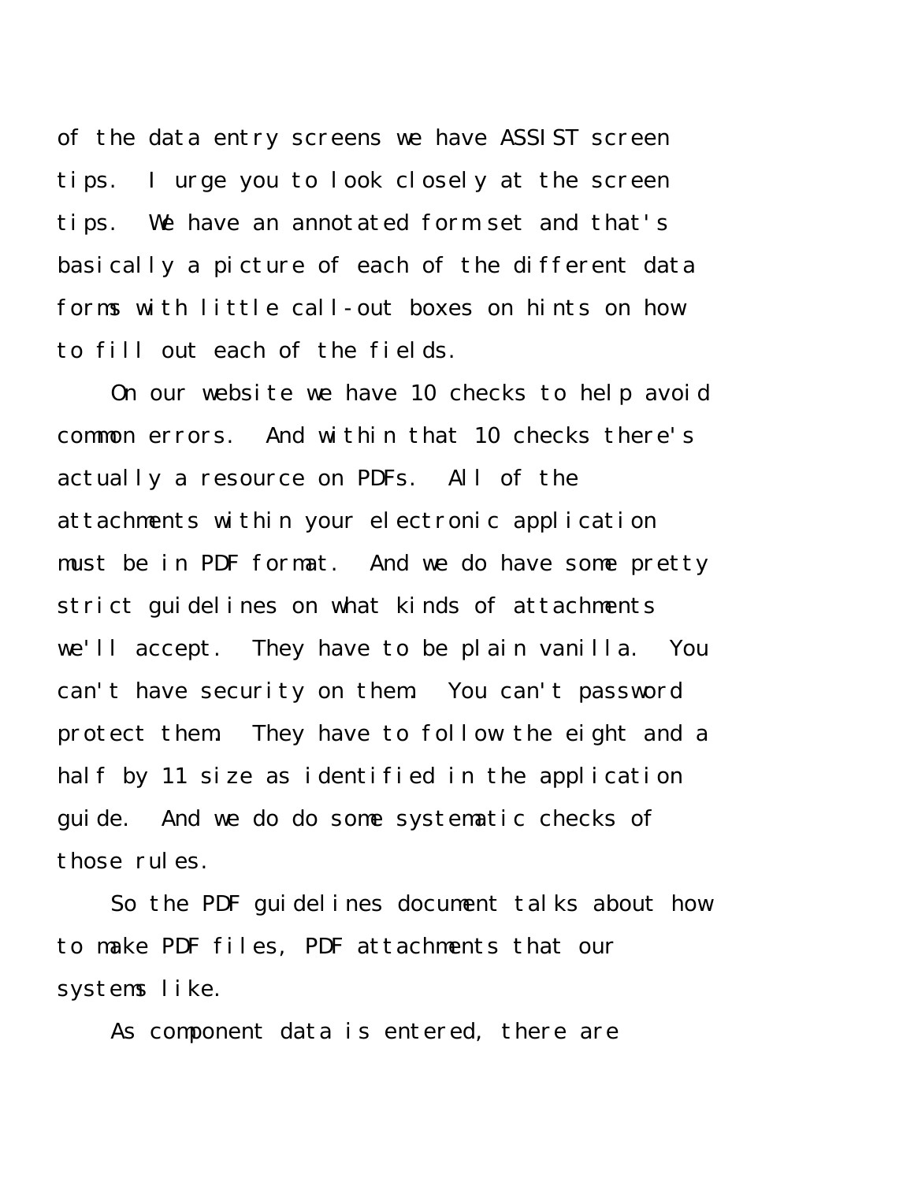of the data entry screens we have ASSIST screen tips. I urge you to look closely at the screen tips. We have an annotated form set and that's basically a picture of each of the different data forms with little call-out boxes on hints on how to fill out each of the fields.

On our website we have 10 checks to help avoid common errors. And within that 10 checks there's actually a resource on PDFs. All of the attachments within your electronic application must be in PDF format. And we do have some pretty strict guidelines on what kinds of attachments we'll accept. They have to be plain vanilla. You can't have security on them. You can't password protect them. They have to follow the eight and a half by 11 size as identified in the application guide. And we do do some systematic checks of those rules.

So the PDF guidelines document talks about how to make PDF files, PDF attachments that our systems like.

As component data is entered, there are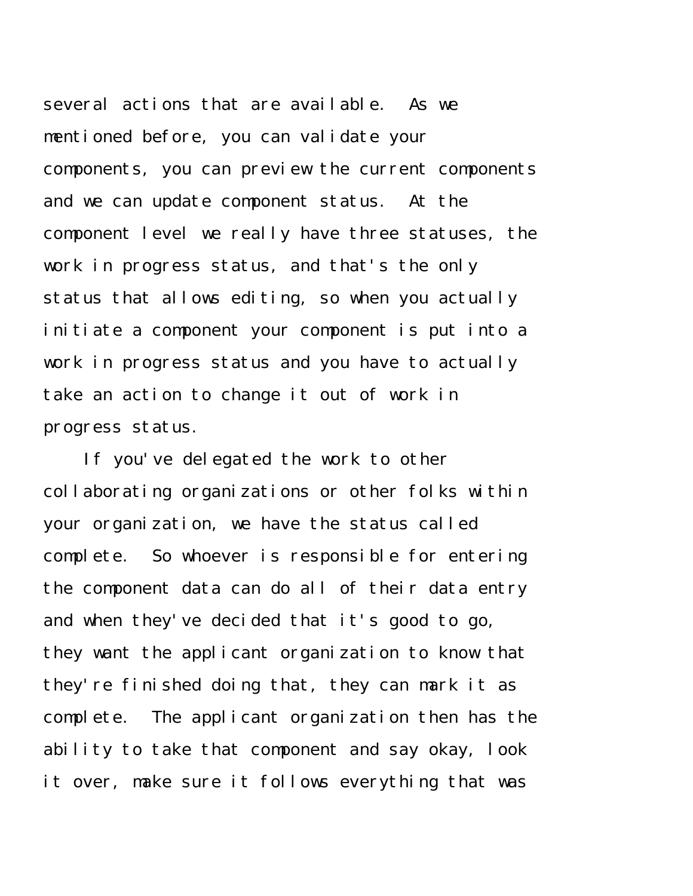several actions that are available. As we mentioned before, you can validate your components, you can preview the current components and we can update component status. At the component level we really have three statuses, the work in progress status, and that's the only status that allows editing, so when you actually initiate a component your component is put into a work in progress status and you have to actually take an action to change it out of work in progress status.

If you've delegated the work to other collaborating organizations or other folks within your organization, we have the status called complete. So whoever is responsible for entering the component data can do all of their data entry and when they've decided that it's good to go, they want the applicant organization to know that they're finished doing that, they can mark it as complete. The applicant organization then has the ability to take that component and say okay, look it over, make sure it follows everything that was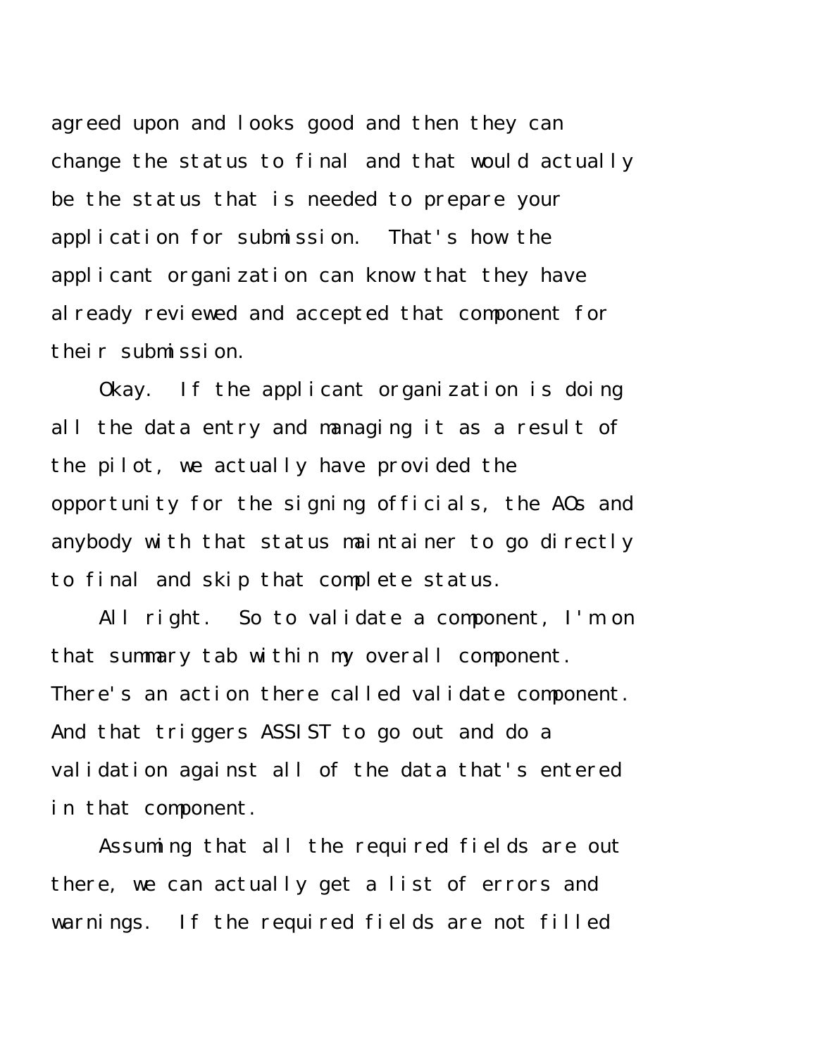agreed upon and looks good and then they can change the status to final and that would actually be the status that is needed to prepare your application for submission. That's how the applicant organization can know that they have already reviewed and accepted that component for their submission.

Okay. If the applicant organization is doing all the data entry and managing it as a result of the pilot, we actually have provided the opportunity for the signing officials, the AOs and anybody with that status maintainer to go directly to final and skip that complete status.

All right. So to validate a component, I'm on that summary tab within my overall component. There's an action there called validate component. And that triggers ASSIST to go out and do a validation against all of the data that's entered in that component.

Assuming that all the required fields are out there, we can actually get a list of errors and warnings. If the required fields are not filled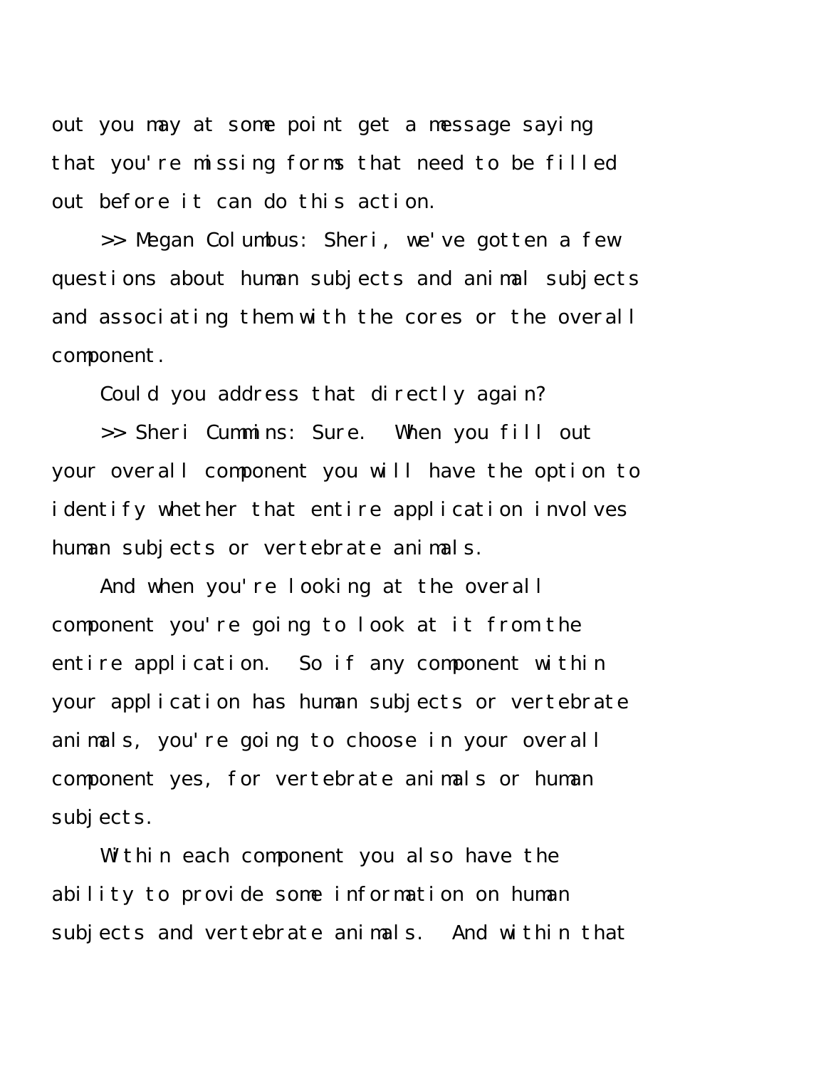out you may at some point get a message saying that you're missing forms that need to be filled out before it can do this action.

>> Megan Columbus: Sheri, we've gotten a few questions about human subjects and animal subjects and associating them with the cores or the overall component.

Could you address that directly again?

>> Sheri Cummins: Sure. When you fill out your overall component you will have the option to identify whether that entire application involves human subjects or vertebrate animals.

And when you're looking at the overall component you're going to look at it from the entire application. So if any component within your application has human subjects or vertebrate animals, you're going to choose in your overall component yes, for vertebrate animals or human subjects.

Within each component you also have the ability to provide some information on human subjects and vertebrate animals. And within that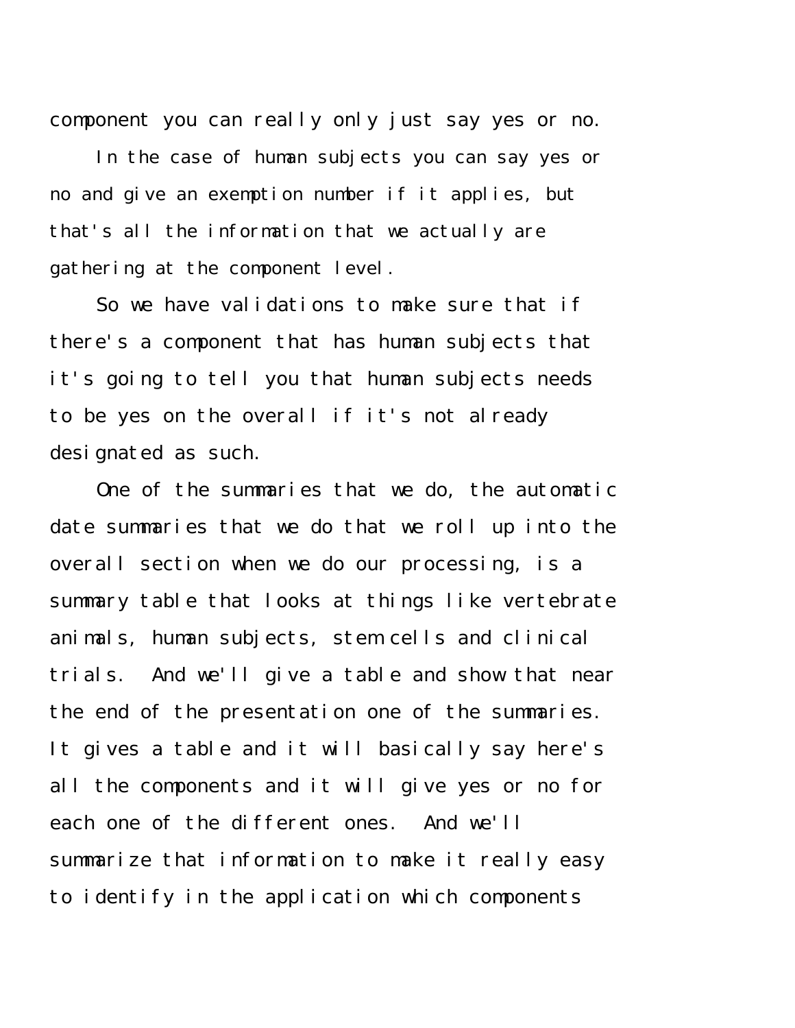component you can really only just say yes or no.

In the case of human subjects you can say yes or no and give an exemption number if it applies, but that's all the information that we actually are gathering at the component level.

So we have validations to make sure that if there's a component that has human subjects that it's going to tell you that human subjects needs to be yes on the overall if it's not already designated as such.

One of the summaries that we do, the automatic date summaries that we do that we roll up into the overall section when we do our processing, is a summary table that looks at things like vertebrate animals, human subjects, stem cells and clinical trials. And we'll give a table and show that near the end of the presentation one of the summaries. It gives a table and it will basically say here's all the components and it will give yes or no for each one of the different ones. And we'll summarize that information to make it really easy to identify in the application which components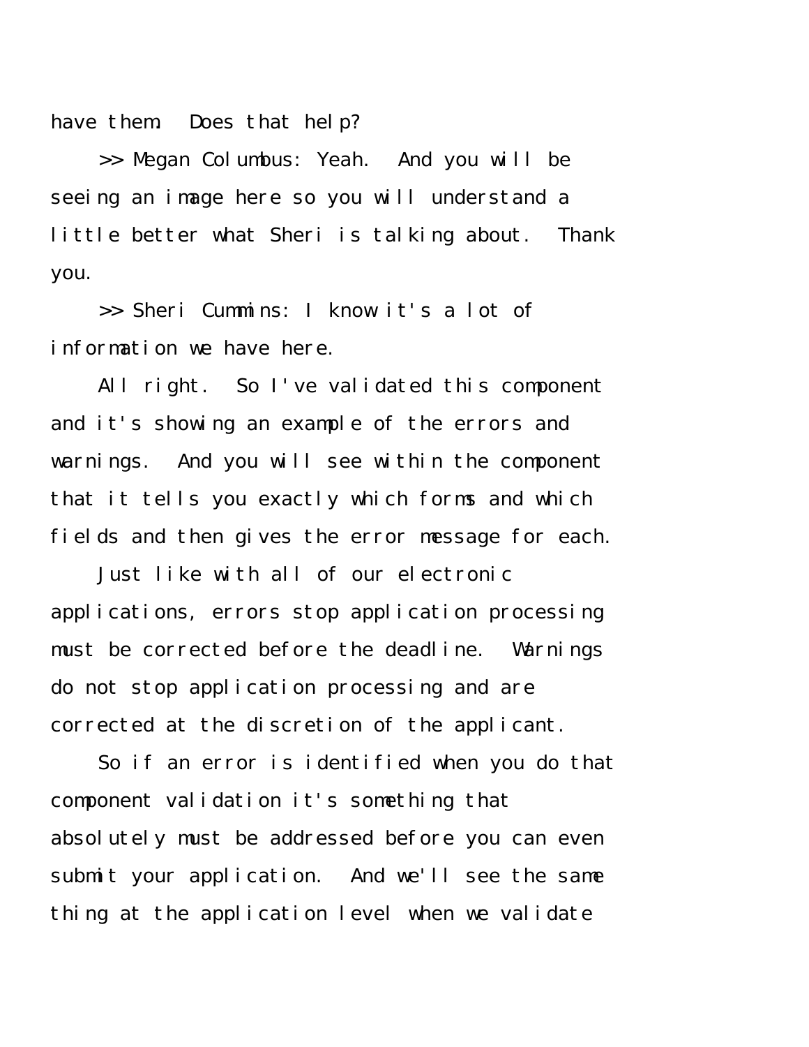have them. Does that help?

>> Megan Columbus: Yeah. And you will be seeing an image here so you will understand a little better what Sheri is talking about. Thank you.

>> Sheri Cummins: I know it's a lot of information we have here.

All right. So I've validated this component and it's showing an example of the errors and warnings. And you will see within the component that it tells you exactly which forms and which fields and then gives the error message for each.

Just like with all of our electronic applications, errors stop application processing must be corrected before the deadline. Warnings do not stop application processing and are corrected at the discretion of the applicant.

So if an error is identified when you do that component validation it's something that absolutely must be addressed before you can even submit your application. And we'll see the same thing at the application level when we validate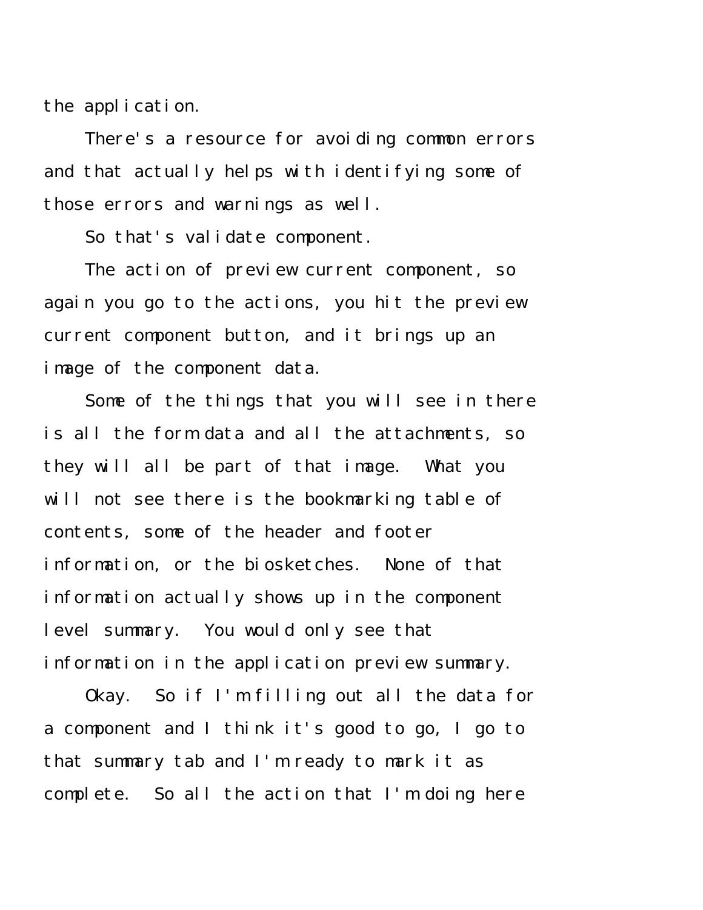the application.

There's a resource for avoiding common errors and that actually helps with identifying some of those errors and warnings as well.

So that's validate component.

The action of preview current component, so again you go to the actions, you hit the preview current component button, and it brings up an image of the component data.

Some of the things that you will see in there is all the form data and all the attachments, so they will all be part of that image. What you will not see there is the bookmarking table of contents, some of the header and footer information, or the biosketches. None of that information actually shows up in the component level summary. You would only see that information in the application preview summary.

Okay. So if I'm filling out all the data for a component and I think it's good to go, I go to that summary tab and I'm ready to mark it as complete. So all the action that I'm doing here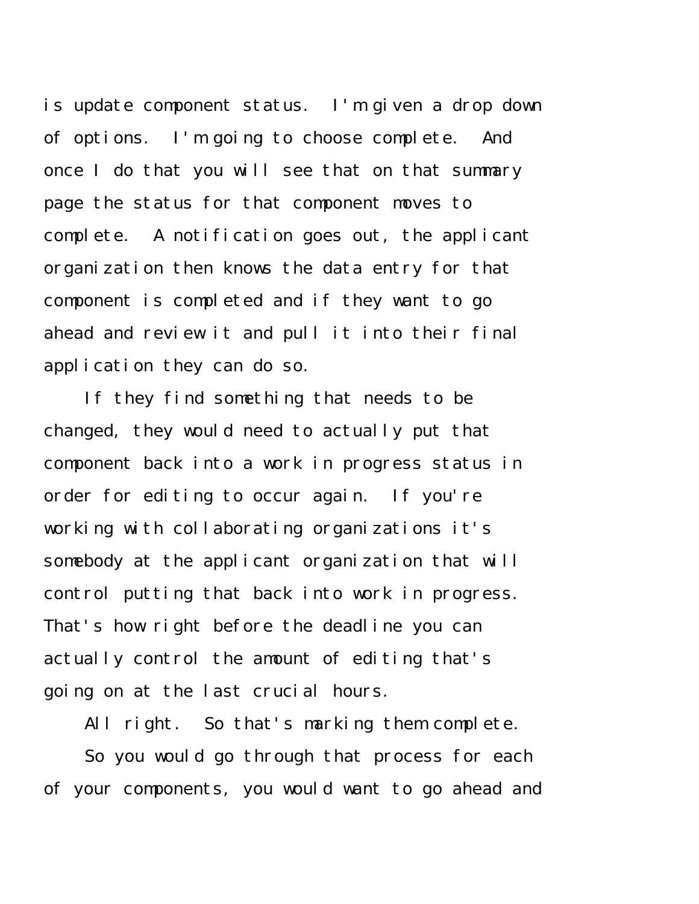is update component status. I'm given a drop down of options. I'm going to choose complete. And once I do that you will see that on that summary page the status for that component moves to complete. A notification goes out, the applicant organization then knows the data entry for that component is completed and if they want to go ahead and review it and pull it into their final application they can do so.

If they find something that needs to be changed, they would need to actually put that component back into a work in progress status in order for editing to occur again. If you're working with collaborating organizations it's somebody at the applicant organization that will control putting that back into work in progress. That's how right before the deadline you can actually control the amount of editing that's going on at the last crucial hours.

All right. So that's marking them complete.

So you would go through that process for each of your components, you would want to go ahead and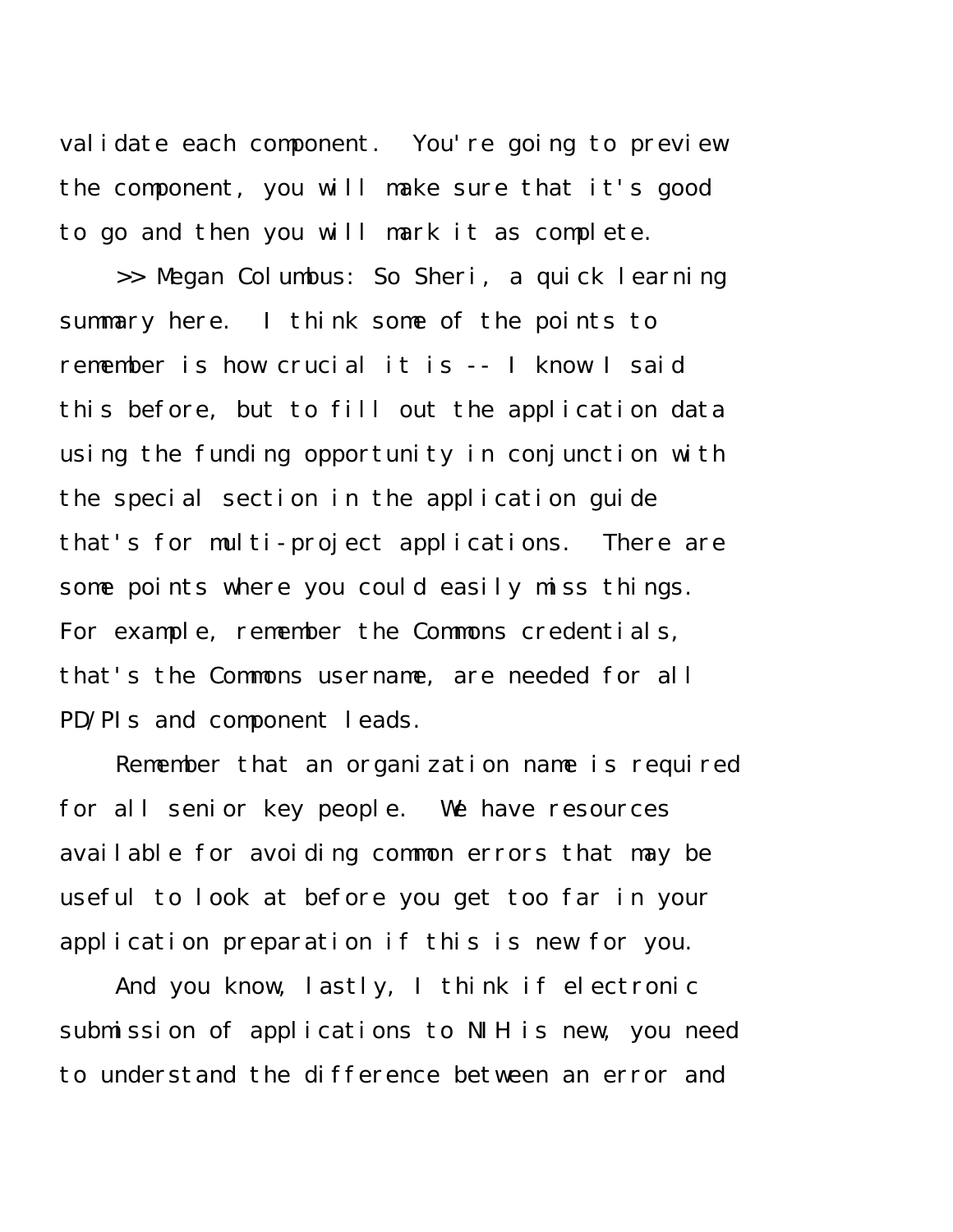validate each component. You're going to preview the component, you will make sure that it's good to go and then you will mark it as complete.

>> Megan Columbus: So Sheri, a quick learning summary here. I think some of the points to remember is how crucial it is -- I know I said this before, but to fill out the application data using the funding opportunity in conjunction with the special section in the application guide that's for multi-project applications. There are some points where you could easily miss things. For example, remember the Commons credentials, that's the Commons username, are needed for all PD/PIs and component leads.

Remember that an organization name is required for all senior key people. We have resources available for avoiding common errors that may be useful to look at before you get too far in your application preparation if this is new for you.

And you know, lastly, I think if electronic submission of applications to NIH is new, you need to understand the difference between an error and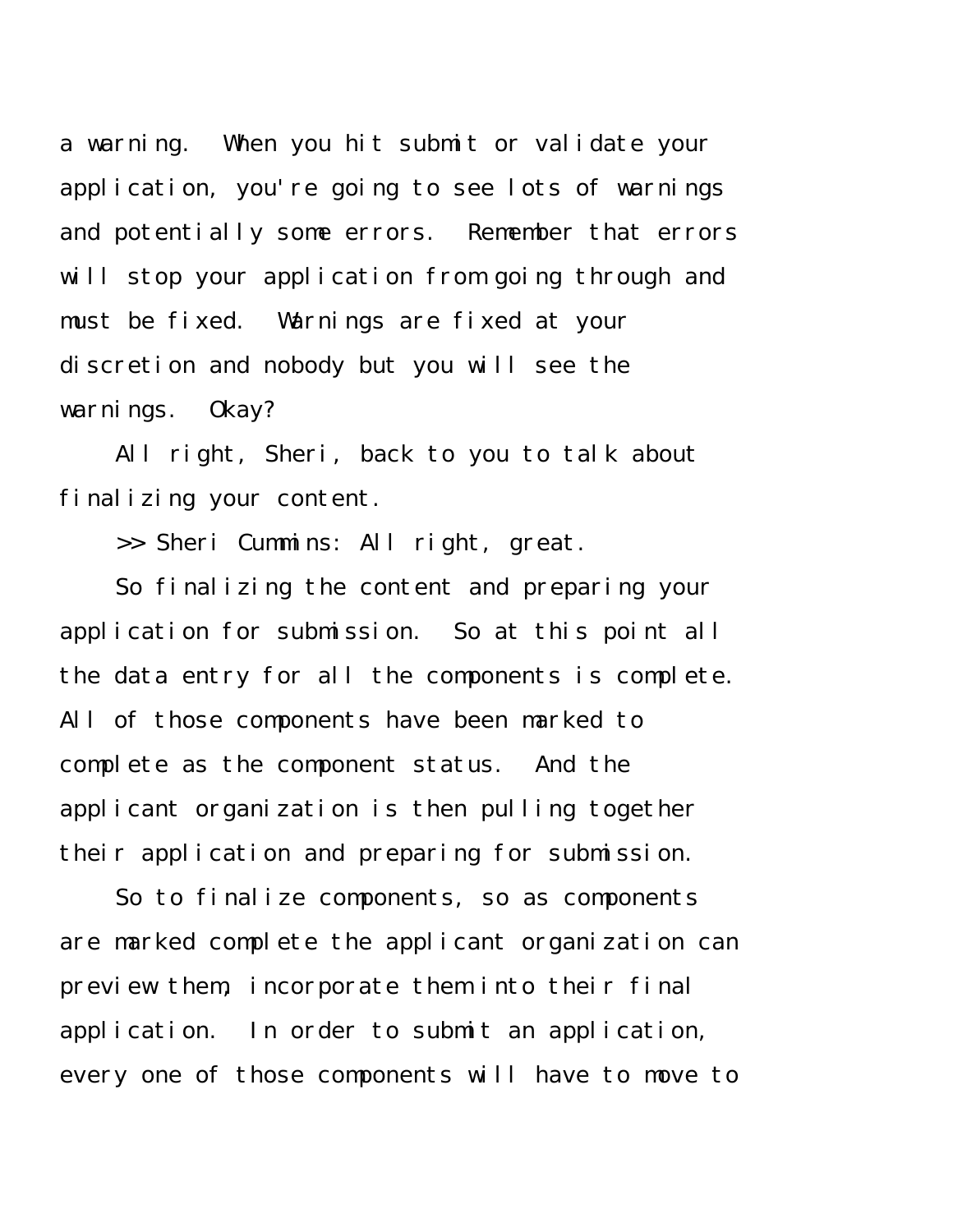a warning. When you hit submit or validate your application, you're going to see lots of warnings and potentially some errors. Remember that errors will stop your application from going through and must be fixed. Warnings are fixed at your discretion and nobody but you will see the warnings. Okay?

All right, Sheri, back to you to talk about finalizing your content.

>> Sheri Cummins: All right, great.

So finalizing the content and preparing your application for submission. So at this point all the data entry for all the components is complete. All of those components have been marked to complete as the component status. And the applicant organization is then pulling together their application and preparing for submission.

So to finalize components, so as components are marked complete the applicant organization can preview them, incorporate them into their final application. In order to submit an application, every one of those components will have to move to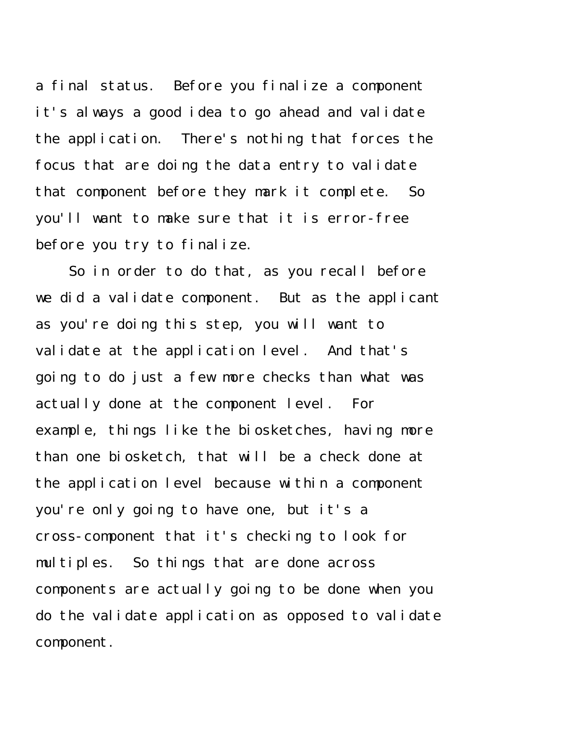a final status. Before you finalize a component it's always a good idea to go ahead and validate the application. There's nothing that forces the focus that are doing the data entry to validate that component before they mark it complete. So you'll want to make sure that it is error-free before you try to finalize.

So in order to do that, as you recall before we did a validate component. But as the applicant as you're doing this step, you will want to validate at the application level. And that's going to do just a few more checks than what was actually done at the component level. For example, things like the biosketches, having more than one biosketch, that will be a check done at the application level because within a component you're only going to have one, but it's a cross-component that it's checking to look for multiples. So things that are done across components are actually going to be done when you do the validate application as opposed to validate component.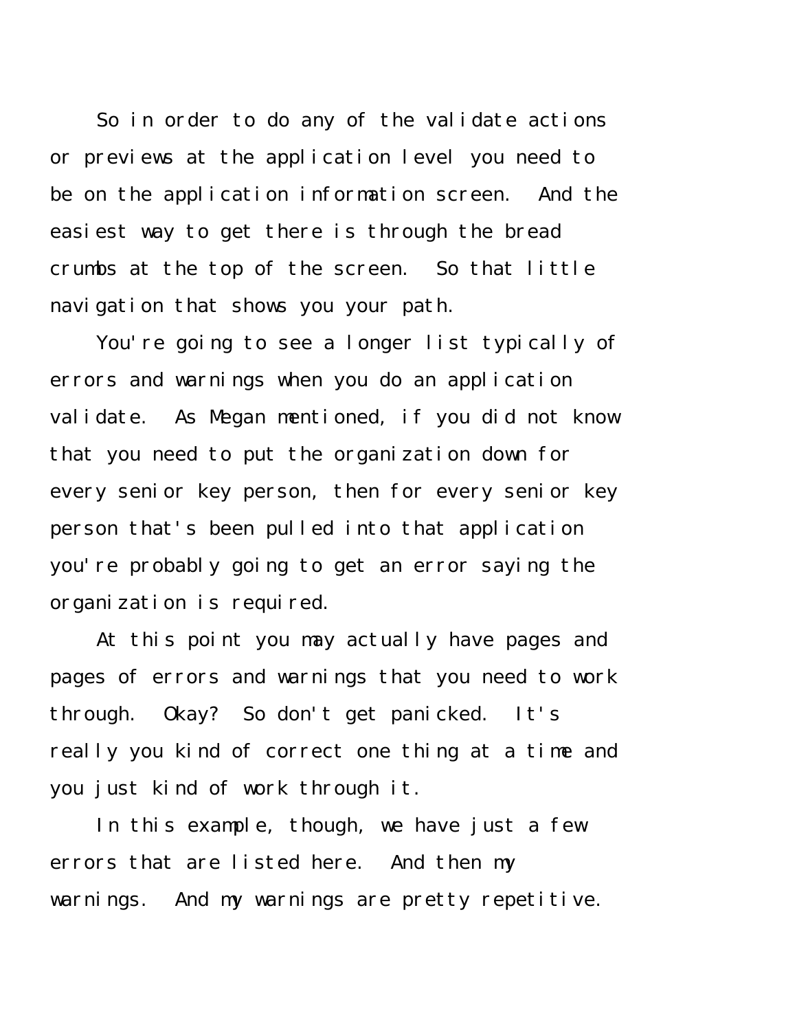So in order to do any of the validate actions or previews at the application level you need to be on the application information screen. And the easiest way to get there is through the bread crumbs at the top of the screen. So that little navigation that shows you your path.

You're going to see a longer list typically of errors and warnings when you do an application validate. As Megan mentioned, if you did not know that you need to put the organization down for every senior key person, then for every senior key person that's been pulled into that application you're probably going to get an error saying the organization is required.

At this point you may actually have pages and pages of errors and warnings that you need to work through. Okay? So don't get panicked. It's really you kind of correct one thing at a time and you just kind of work through it.

In this example, though, we have just a few errors that are listed here. And then my warnings. And my warnings are pretty repetitive.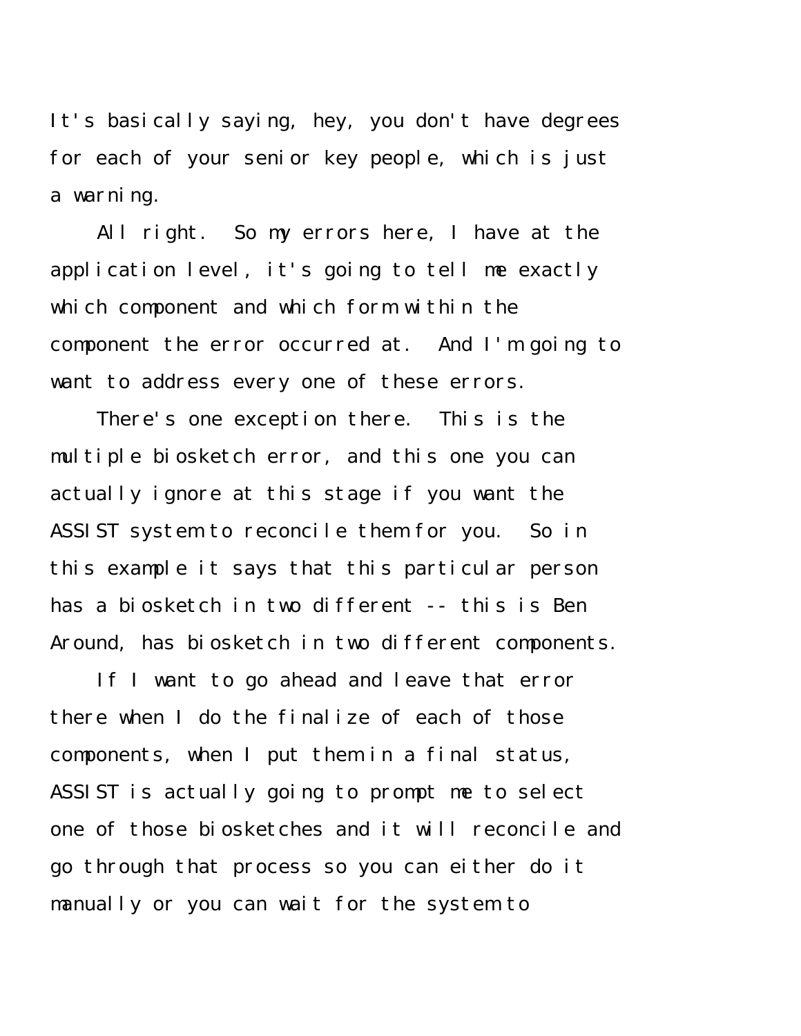It's basically saying, hey, you don't have degrees for each of your senior key people, which is just a warning.

All right. So my errors here, I have at the application level, it's going to tell me exactly which component and which form within the component the error occurred at. And I'm going to want to address every one of these errors.

There's one exception there. This is the multiple biosketch error, and this one you can actually ignore at this stage if you want the ASSIST system to reconcile them for you. So in this example it says that this particular person has a biosketch in two different -- this is Ben Around, has biosketch in two different components.

If I want to go ahead and leave that error there when I do the finalize of each of those components, when I put them in a final status, ASSIST is actually going to prompt me to select one of those biosketches and it will reconcile and go through that process so you can either do it manually or you can wait for the system to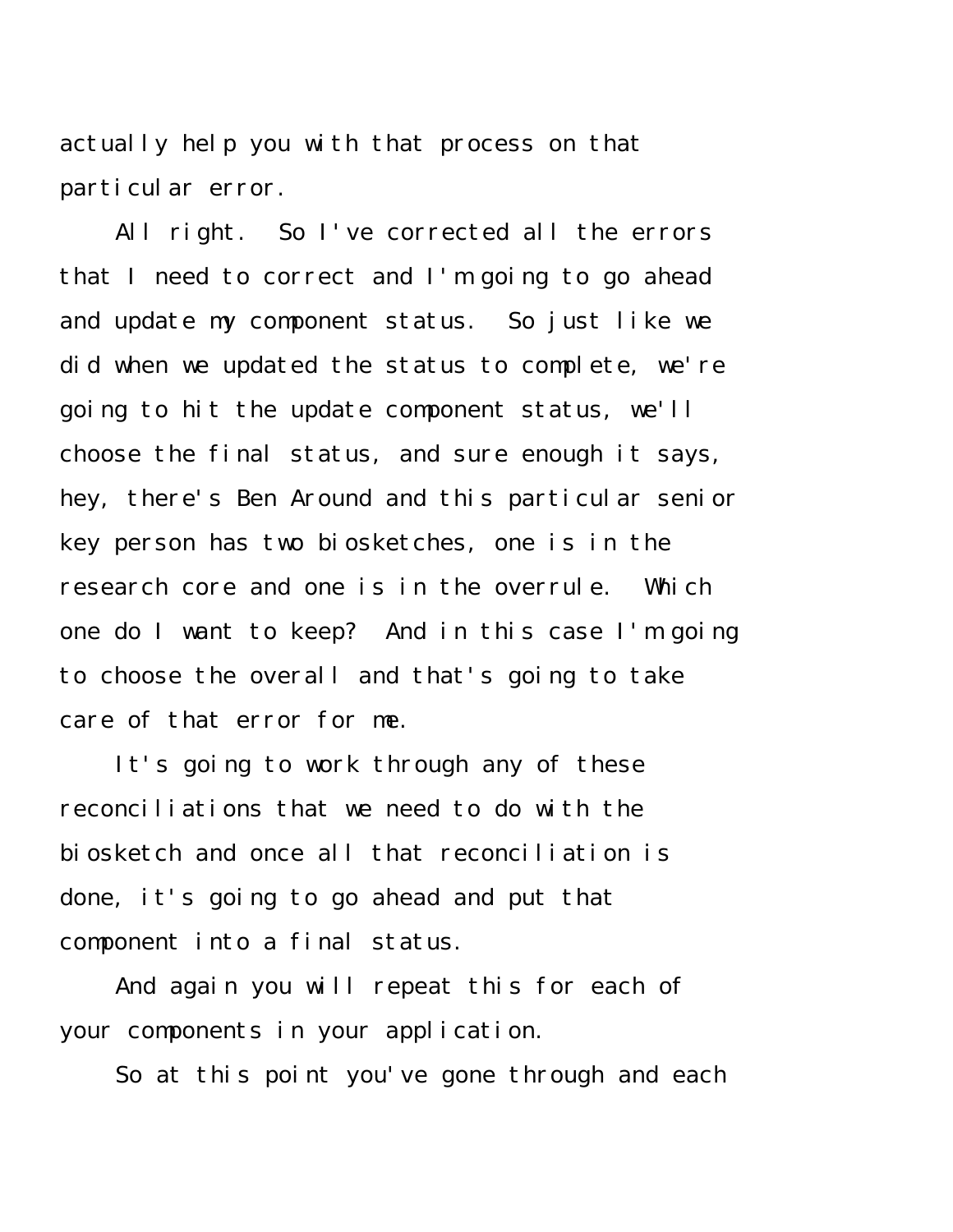actually help you with that process on that particular error.

All right. So I've corrected all the errors that I need to correct and I'm going to go ahead and update my component status. So just like we did when we updated the status to complete, we're going to hit the update component status, we'll choose the final status, and sure enough it says, hey, there's Ben Around and this particular senior key person has two biosketches, one is in the research core and one is in the overrule. Which one do I want to keep? And in this case I'm going to choose the overall and that's going to take care of that error for me.

It's going to work through any of these reconciliations that we need to do with the biosketch and once all that reconciliation is done, it's going to go ahead and put that component into a final status.

And again you will repeat this for each of your components in your application.

So at this point you've gone through and each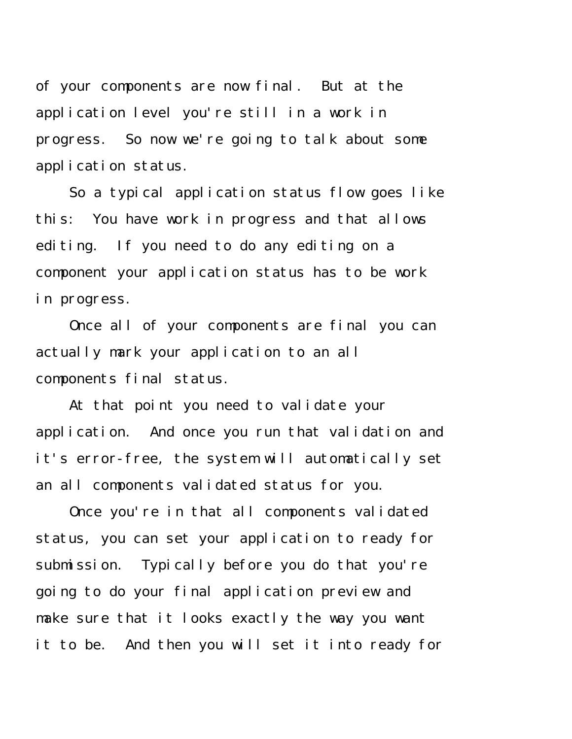of your components are now final. But at the application level you're still in a work in progress. So now we're going to talk about some application status.

So a typical application status flow goes like this: You have work in progress and that allows editing. If you need to do any editing on a component your application status has to be work in progress.

Once all of your components are final you can actually mark your application to an all components final status.

At that point you need to validate your application. And once you run that validation and it's error-free, the system will automatically set an all components validated status for you.

Once you're in that all components validated status, you can set your application to ready for submission. Typically before you do that you're going to do your final application preview and make sure that it looks exactly the way you want it to be. And then you will set it into ready for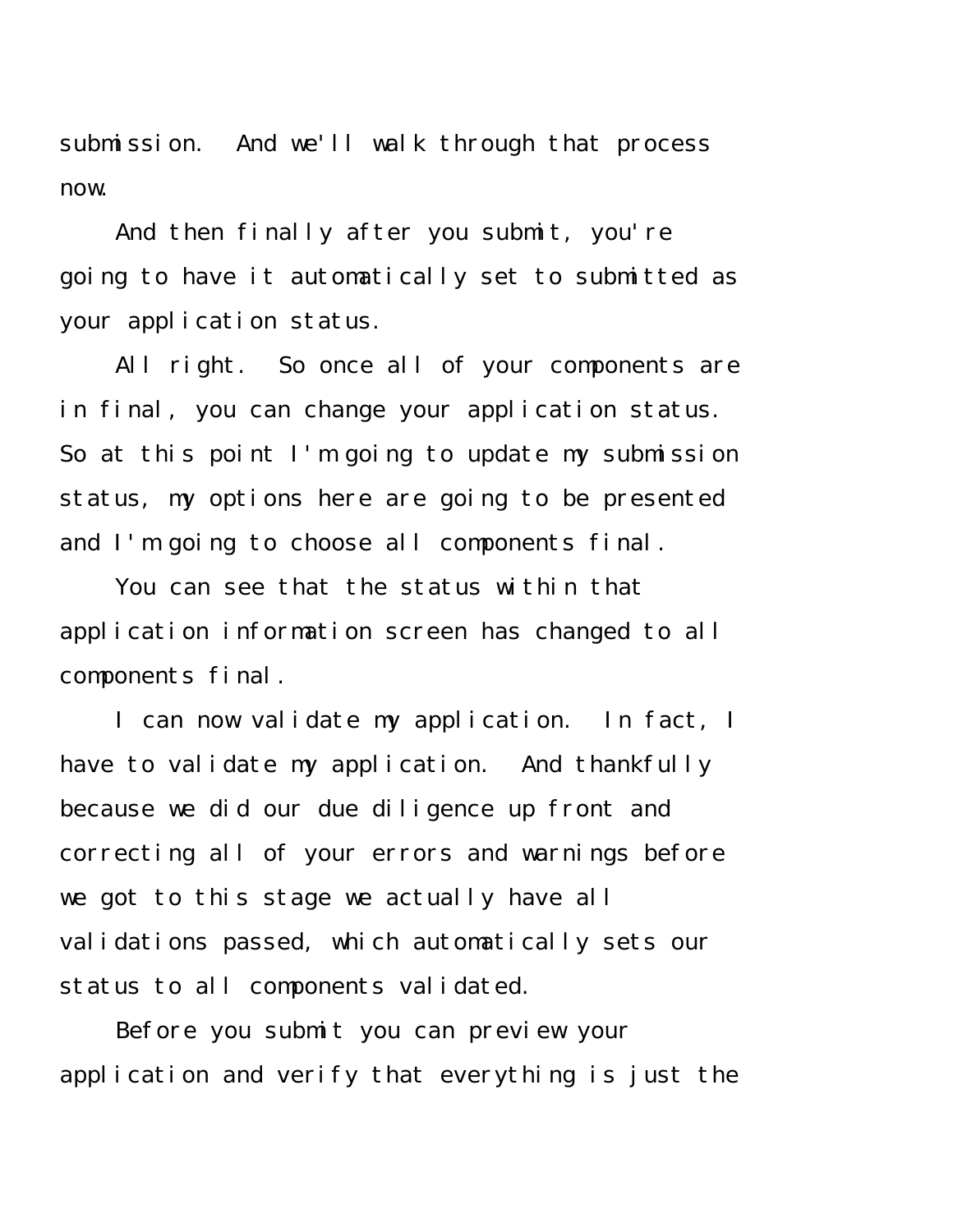submission. And we'll walk through that process now.

And then finally after you submit, you're going to have it automatically set to submitted as your application status.

All right. So once all of your components are in final, you can change your application status. So at this point I'm going to update my submission status, my options here are going to be presented and I'm going to choose all components final.

You can see that the status within that application information screen has changed to all components final.

I can now validate my application. In fact, I have to validate my application. And thankfully because we did our due diligence up front and correcting all of your errors and warnings before we got to this stage we actually have all validations passed, which automatically sets our status to all components validated.

Before you submit you can preview your application and verify that everything is just the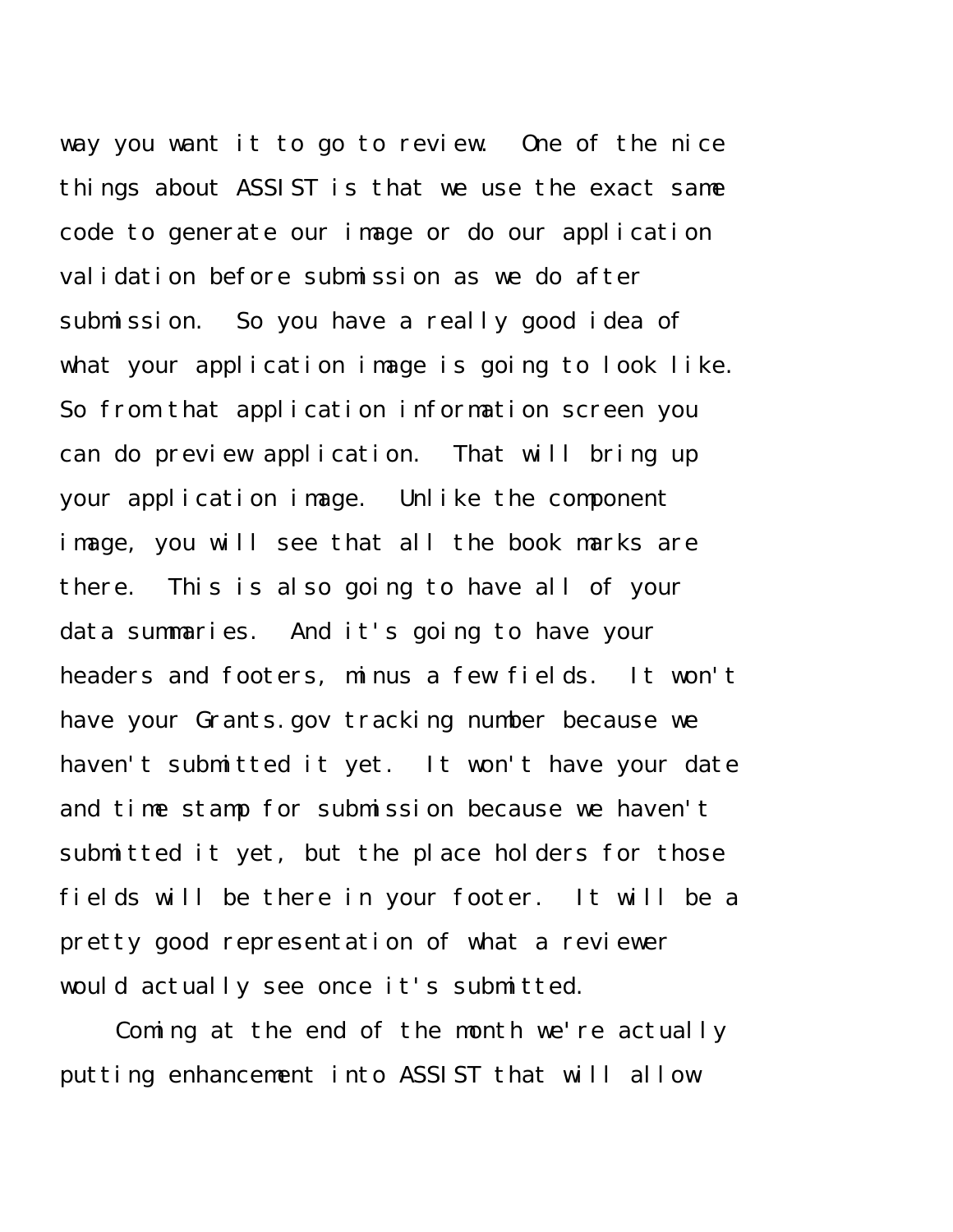way you want it to go to review. One of the nice things about ASSIST is that we use the exact same code to generate our image or do our application validation before submission as we do after submission. So you have a really good idea of what your application image is going to look like. So from that application information screen you can do preview application. That will bring up your application image. Unlike the component image, you will see that all the book marks are there. This is also going to have all of your data summaries. And it's going to have your headers and footers, minus a few fields. It won't have your Grants.gov tracking number because we haven't submitted it yet. It won't have your date and time stamp for submission because we haven't submitted it yet, but the place holders for those fields will be there in your footer. It will be a pretty good representation of what a reviewer would actually see once it's submitted.

Coming at the end of the month we're actually putting enhancement into ASSIST that will allow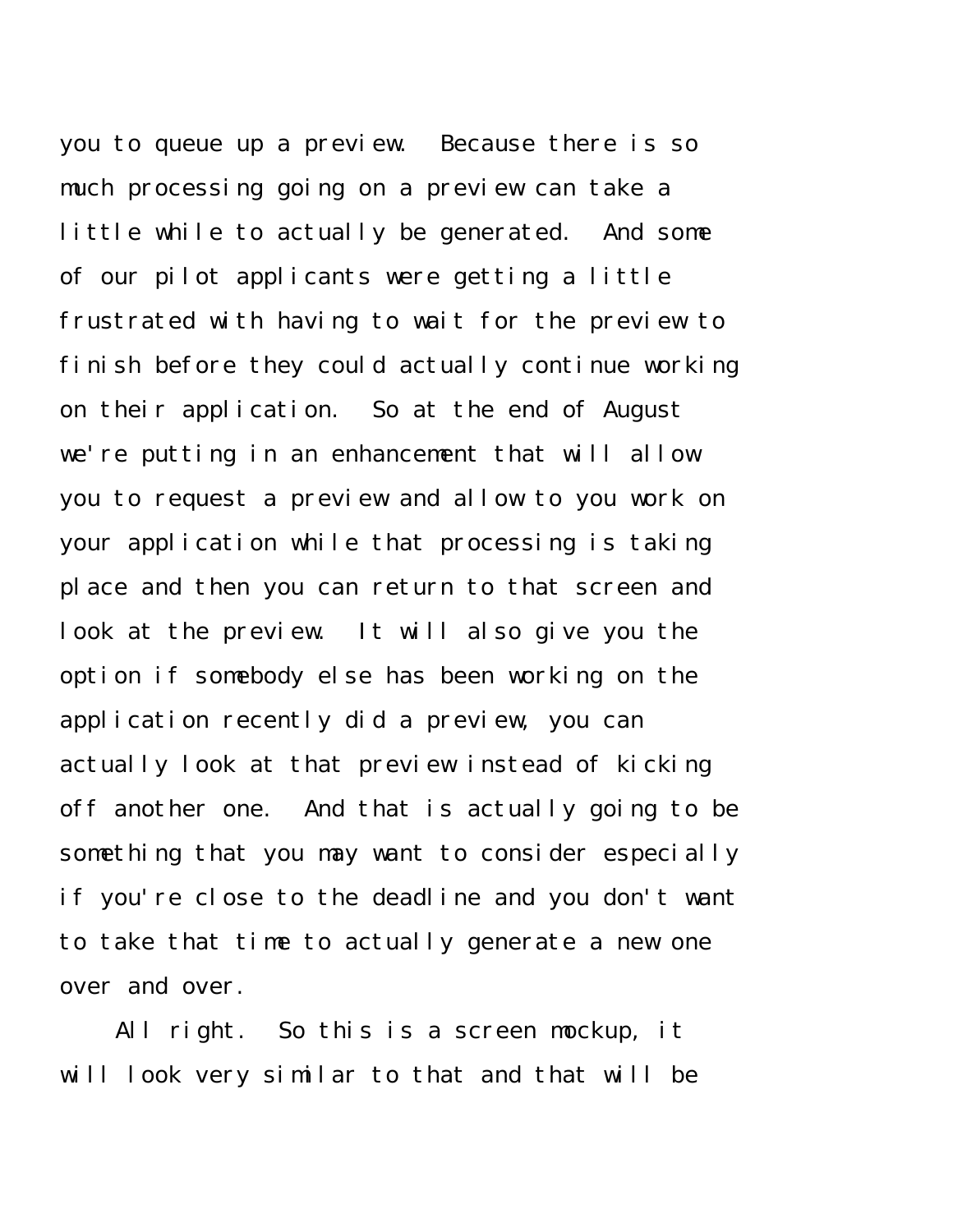you to queue up a preview. Because there is so much processing going on a preview can take a little while to actually be generated. And some of our pilot applicants were getting a little frustrated with having to wait for the preview to finish before they could actually continue working on their application. So at the end of August we're putting in an enhancement that will allow you to request a preview and allow to you work on your application while that processing is taking place and then you can return to that screen and look at the preview. It will also give you the option if somebody else has been working on the application recently did a preview, you can actually look at that preview instead of kicking off another one. And that is actually going to be something that you may want to consider especially if you're close to the deadline and you don't want to take that time to actually generate a new one over and over.

All right. So this is a screen mockup, it will look very similar to that and that will be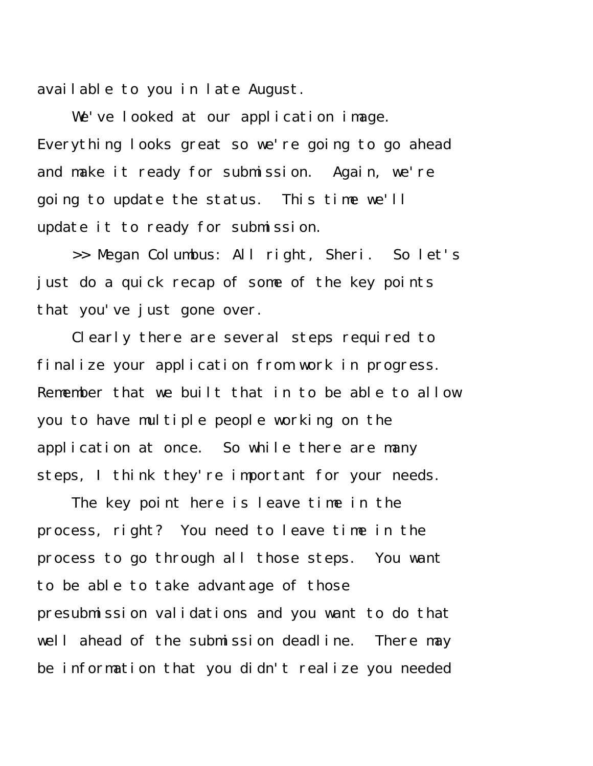available to you in late August.

We've looked at our application image. Everything looks great so we're going to go ahead and make it ready for submission. Again, we're going to update the status. This time we'll update it to ready for submission.

>> Megan Columbus: All right, Sheri. So let's just do a quick recap of some of the key points that you've just gone over.

Clearly there are several steps required to finalize your application from work in progress. Remember that we built that in to be able to allow you to have multiple people working on the application at once. So while there are many steps, I think they're important for your needs.

The key point here is leave time in the process, right? You need to leave time in the process to go through all those steps. You want to be able to take advantage of those presubmission validations and you want to do that well ahead of the submission deadline. There may be information that you didn't realize you needed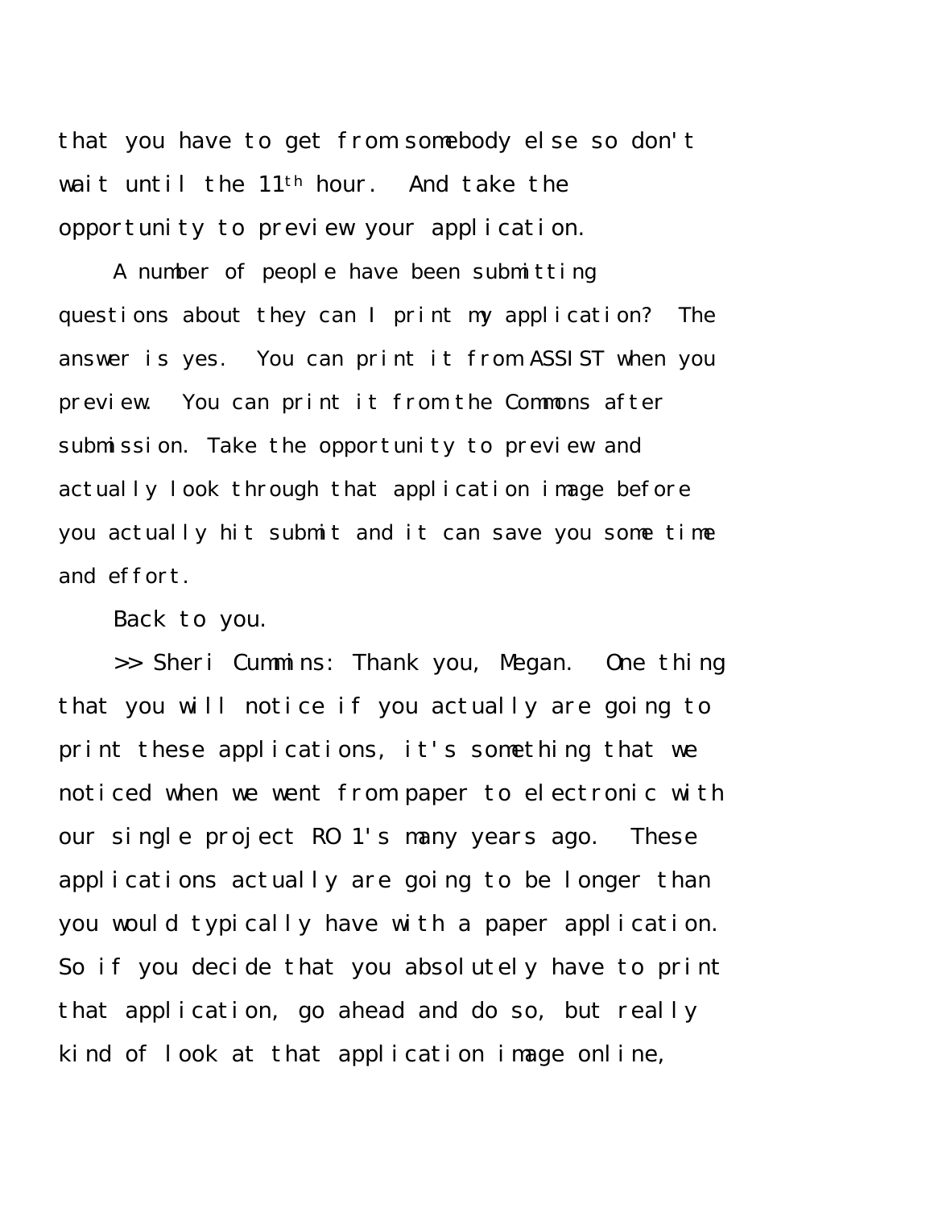that you have to get from somebody else so don't wait until the 11th hour. And take the opportunity to preview your application.

A number of people have been submitting questions about they can I print my application? The answer is yes. You can print it from ASSIST when you preview. You can print it from the Commons after submission. Take the opportunity to preview and actually look through that application image before you actually hit submit and it can save you some time and effort.

Back to you.

>> Sheri Cummins: Thank you, Megan. One thing that you will notice if you actually are going to print these applications, it's something that we noticed when we went from paper to electronic with our single project RO 1's many years ago. These applications actually are going to be longer than you would typically have with a paper application. So if you decide that you absolutely have to print that application, go ahead and do so, but really kind of look at that application image online,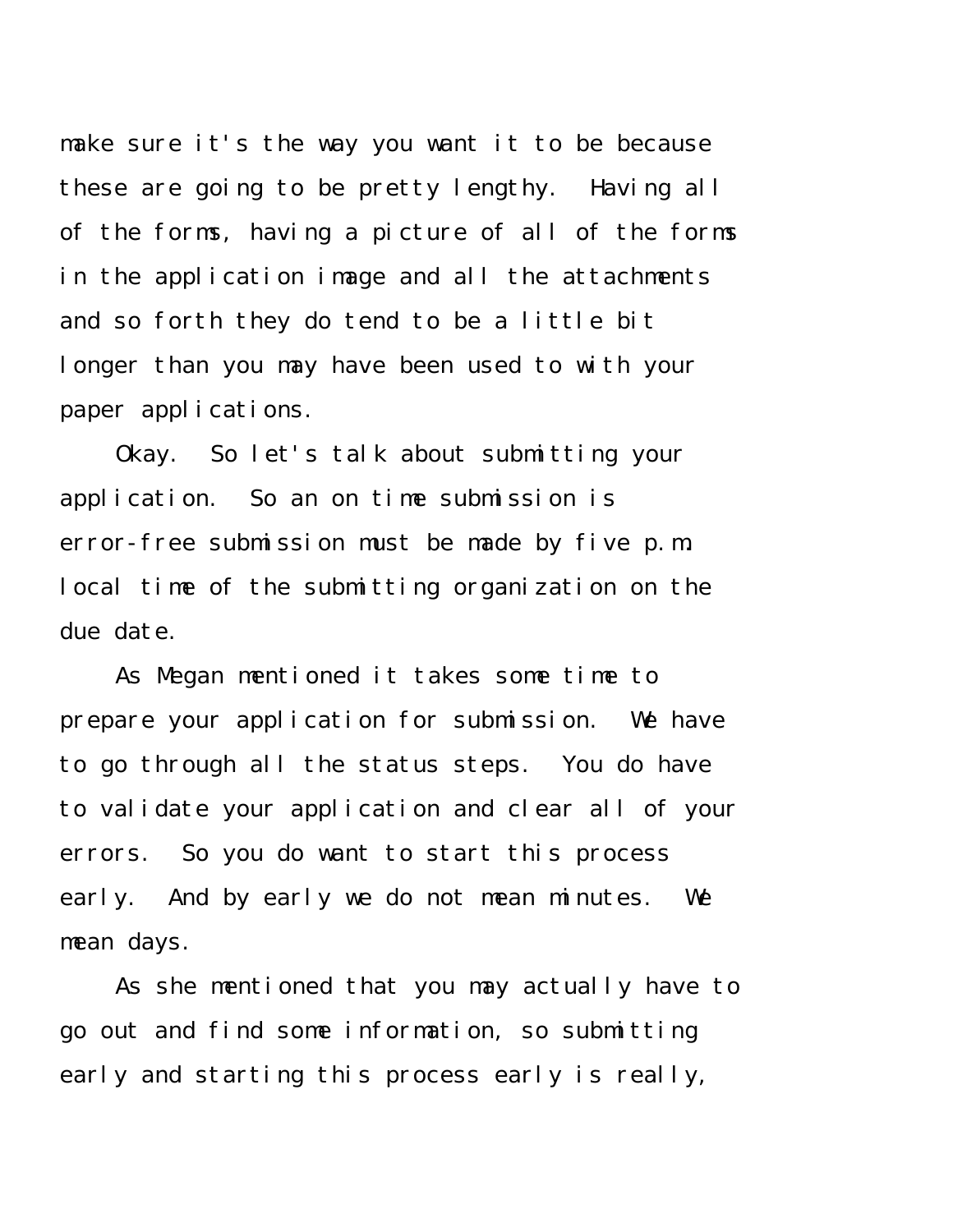make sure it's the way you want it to be because these are going to be pretty lengthy. Having all of the forms, having a picture of all of the forms in the application image and all the attachments and so forth they do tend to be a little bit longer than you may have been used to with your paper applications.

Okay. So let's talk about submitting your application. So an on time submission is error-free submission must be made by five p.m. local time of the submitting organization on the due date.

As Megan mentioned it takes some time to prepare your application for submission. We have to go through all the status steps. You do have to validate your application and clear all of your errors. So you do want to start this process early. And by early we do not mean minutes. We mean days.

As she mentioned that you may actually have to go out and find some information, so submitting early and starting this process early is really,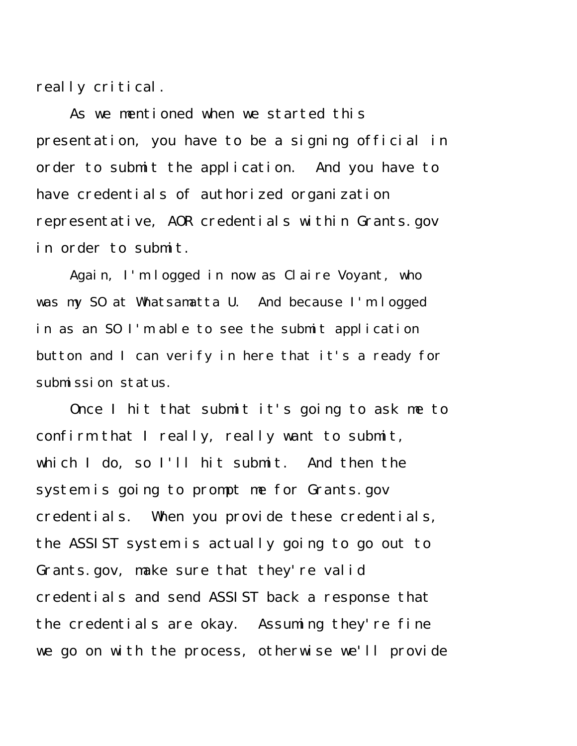really critical.

As we mentioned when we started this presentation, you have to be a signing official in order to submit the application. And you have to have credentials of authorized organization representative, AOR credentials within Grants.gov in order to submit.

Again, I'm logged in now as Claire Voyant, who was my SO at Whatsamatta U. And because I'm logged in as an SO I'm able to see the submit application button and I can verify in here that it's a ready for submission status.

Once I hit that submit it's going to ask me to confirm that I really, really want to submit, which I do, so I'll hit submit. And then the system is going to prompt me for Grants.gov credentials. When you provide these credentials, the ASSIST system is actually going to go out to Grants.gov, make sure that they're valid credentials and send ASSIST back a response that the credentials are okay. Assuming they're fine we go on with the process, otherwise we'll provide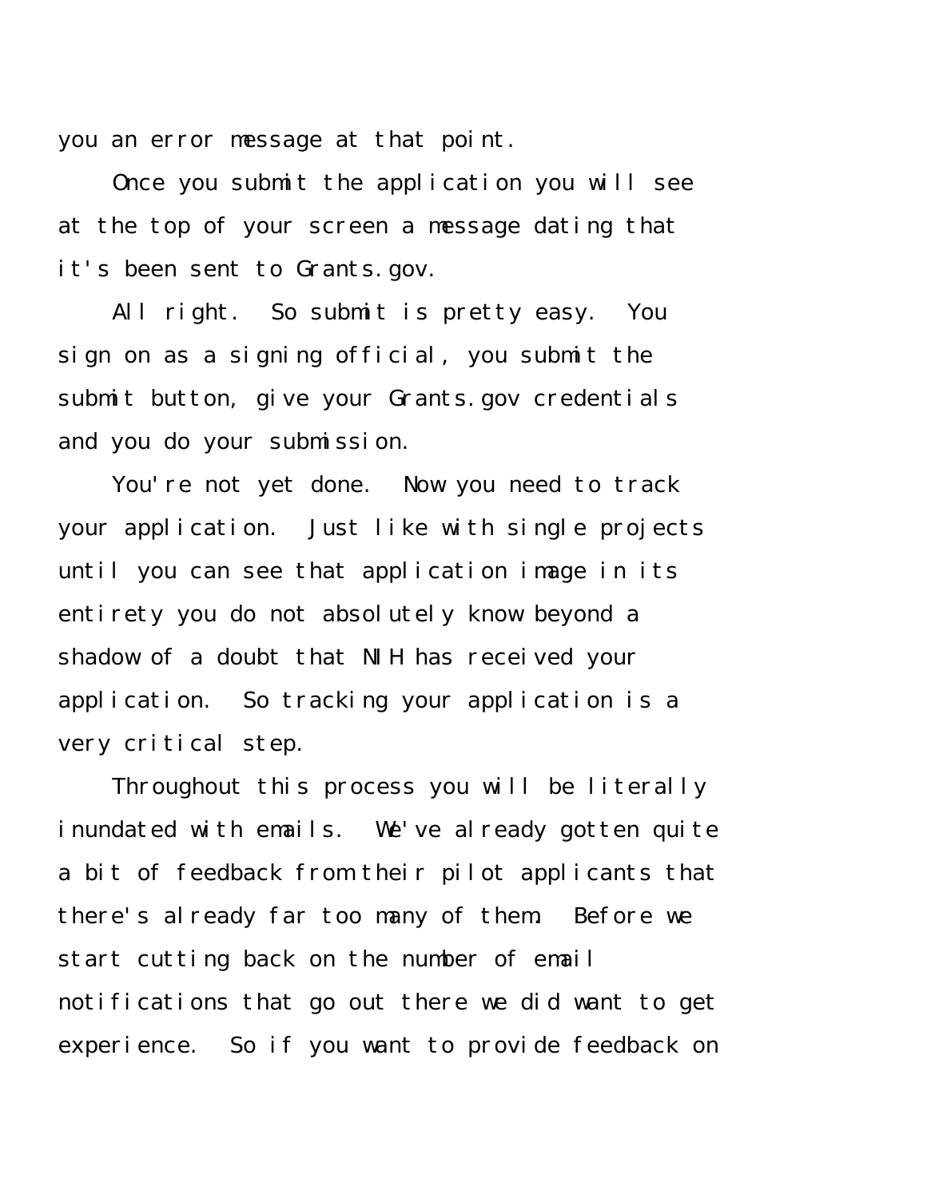you an error message at that point.

Once you submit the application you will see at the top of your screen a message dating that it's been sent to Grants.gov.

All right. So submit is pretty easy. You sign on as a signing official, you submit the submit button, give your Grants.gov credentials and you do your submission.

You're not yet done. Now you need to track your application. Just like with single projects until you can see that application image in its entirety you do not absolutely know beyond a shadow of a doubt that NIH has received your application. So tracking your application is a very critical step.

Throughout this process you will be literally inundated with emails. We've already gotten quite a bit of feedback from their pilot applicants that there's already far too many of them. Before we start cutting back on the number of email notifications that go out there we did want to get experience. So if you want to provide feedback on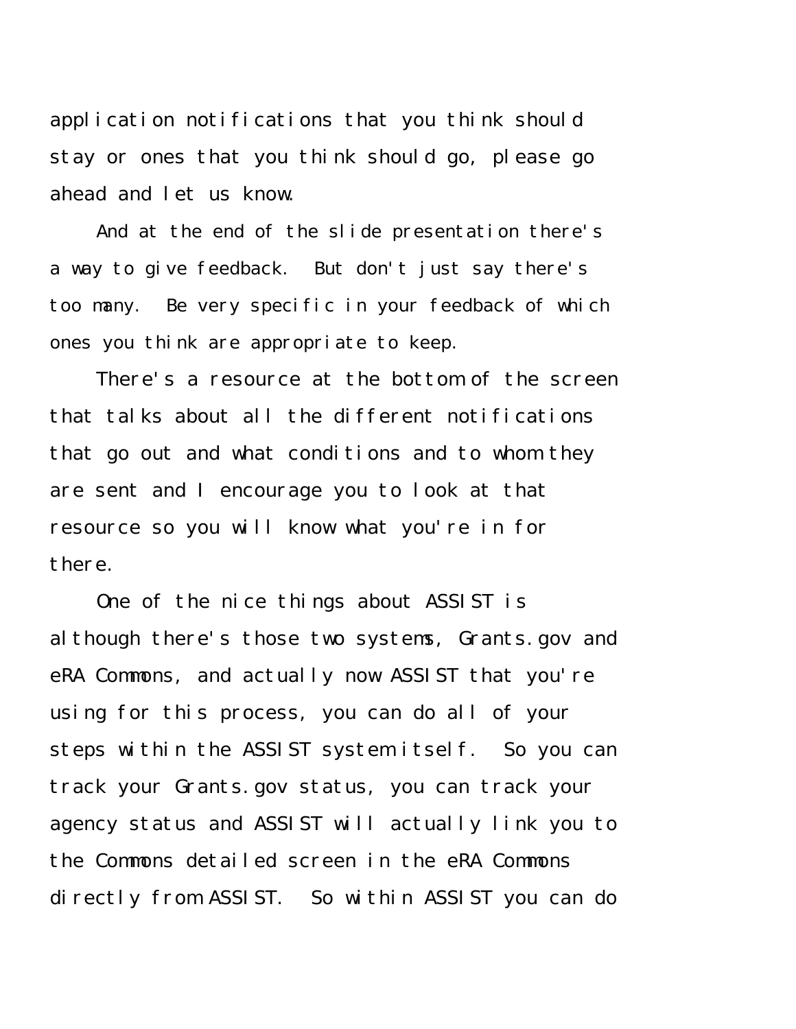application notifications that you think should stay or ones that you think should go, please go ahead and let us know.

And at the end of the slide presentation there's a way to give feedback. But don't just say there's too many. Be very specific in your feedback of which ones you think are appropriate to keep.

There's a resource at the bottom of the screen that talks about all the different notifications that go out and what conditions and to whom they are sent and I encourage you to look at that resource so you will know what you're in for there.

One of the nice things about ASSIST is although there's those two systems, Grants.gov and eRA Commons, and actually now ASSIST that you're using for this process, you can do all of your steps within the ASSIST system itself. So you can track your Grants.gov status, you can track your agency status and ASSIST will actually link you to the Commons detailed screen in the eRA Commons directly from ASSIST. So within ASSIST you can do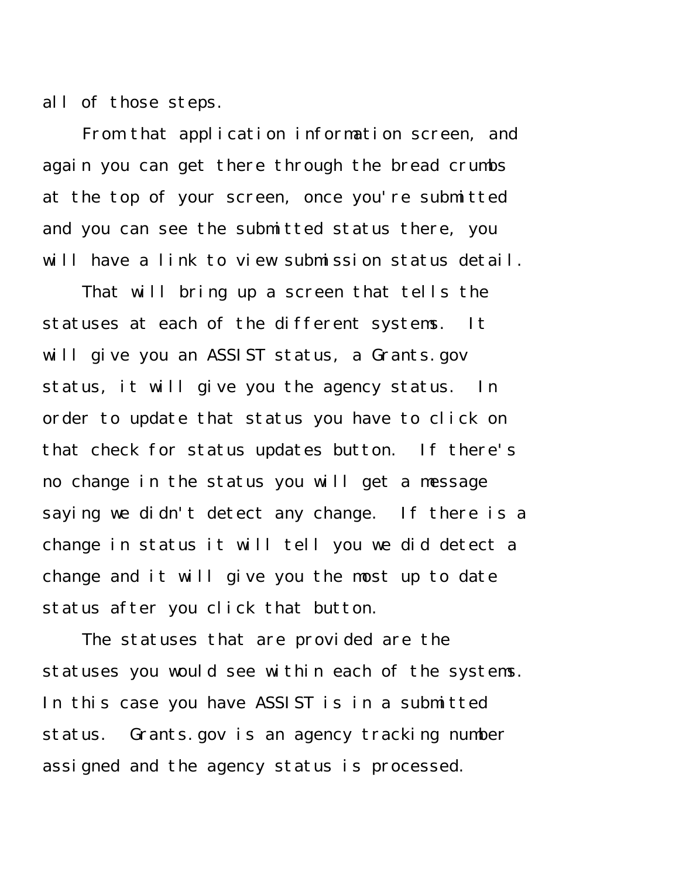all of those steps.

From that application information screen, and again you can get there through the bread crumbs at the top of your screen, once you're submitted and you can see the submitted status there, you will have a link to view submission status detail.

That will bring up a screen that tells the statuses at each of the different systems. It will give you an ASSIST status, a Grants.gov status, it will give you the agency status. In order to update that status you have to click on that check for status updates button. If there's no change in the status you will get a message saying we didn't detect any change. If there is a change in status it will tell you we did detect a change and it will give you the most up to date status after you click that button.

The statuses that are provided are the statuses you would see within each of the systems. In this case you have ASSIST is in a submitted status. Grants.gov is an agency tracking number assigned and the agency status is processed.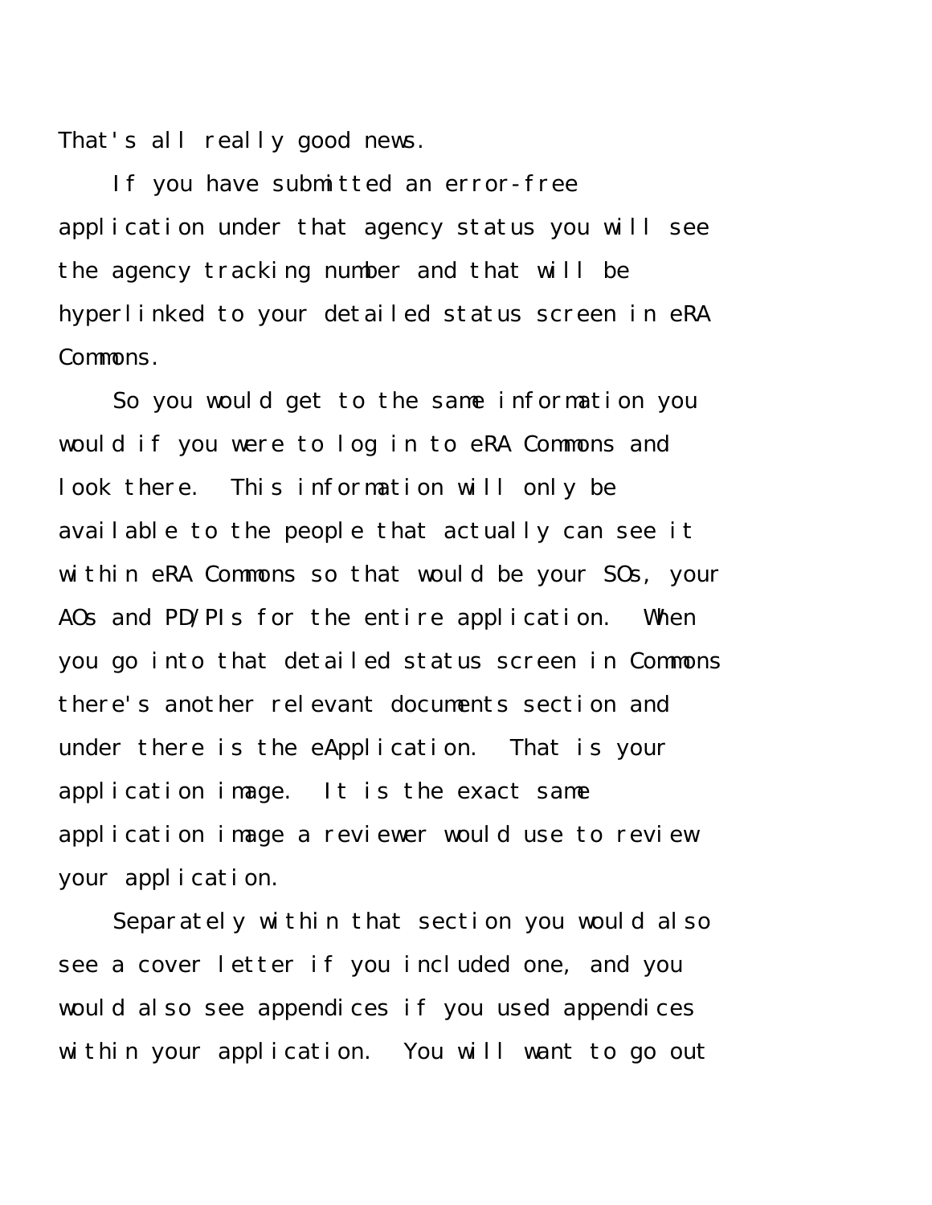That's all really good news.

If you have submitted an error-free application under that agency status you will see the agency tracking number and that will be hyperlinked to your detailed status screen in eRA Commons.

So you would get to the same information you would if you were to log in to eRA Commons and look there. This information will only be available to the people that actually can see it within eRA Commons so that would be your SOs, your AOs and PD/PIs for the entire application. When you go into that detailed status screen in Commons there's another relevant documents section and under there is the eApplication. That is your application image. It is the exact same application image a reviewer would use to review your application.

Separately within that section you would also see a cover letter if you included one, and you would also see appendices if you used appendices within your application. You will want to go out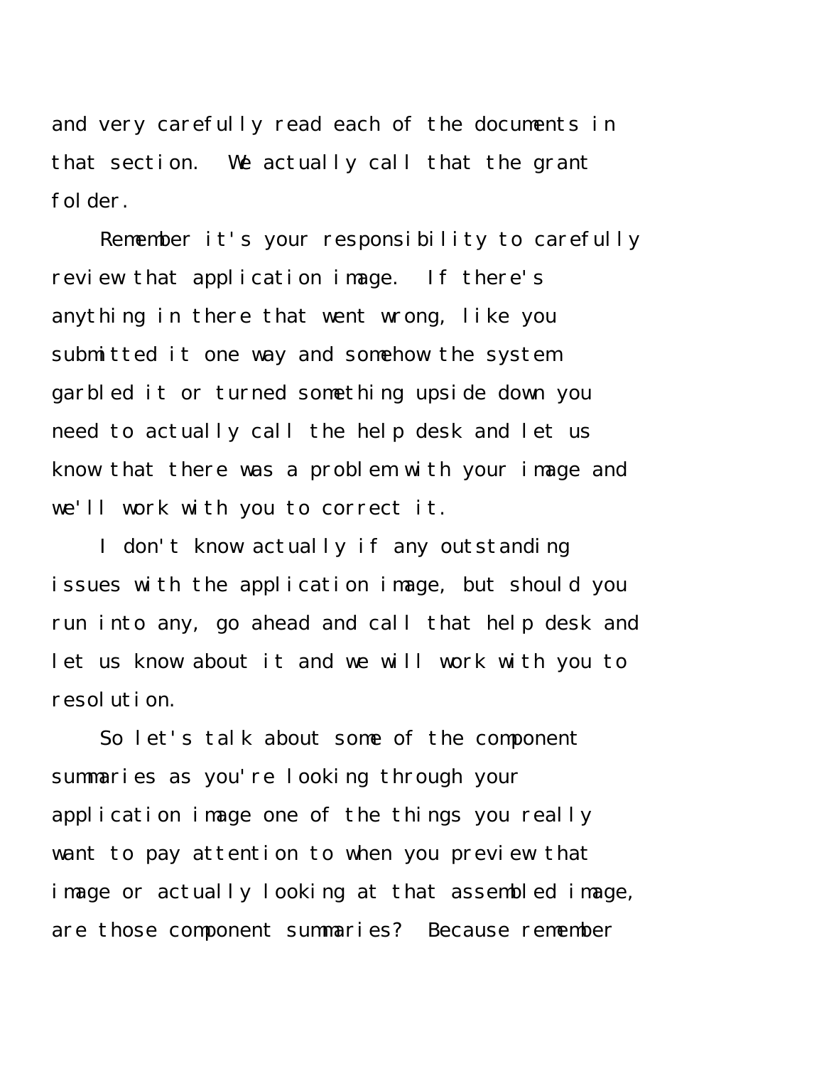and very carefully read each of the documents in that section. We actually call that the grant folder.

Remember it's your responsibility to carefully review that application image. If there's anything in there that went wrong, like you submitted it one way and somehow the system garbled it or turned something upside down you need to actually call the help desk and let us know that there was a problem with your image and we'll work with you to correct it.

I don't know actually if any outstanding issues with the application image, but should you run into any, go ahead and call that help desk and let us know about it and we will work with you to resolution.

So let's talk about some of the component summaries as you're looking through your application image one of the things you really want to pay attention to when you preview that image or actually looking at that assembled image, are those component summaries? Because remember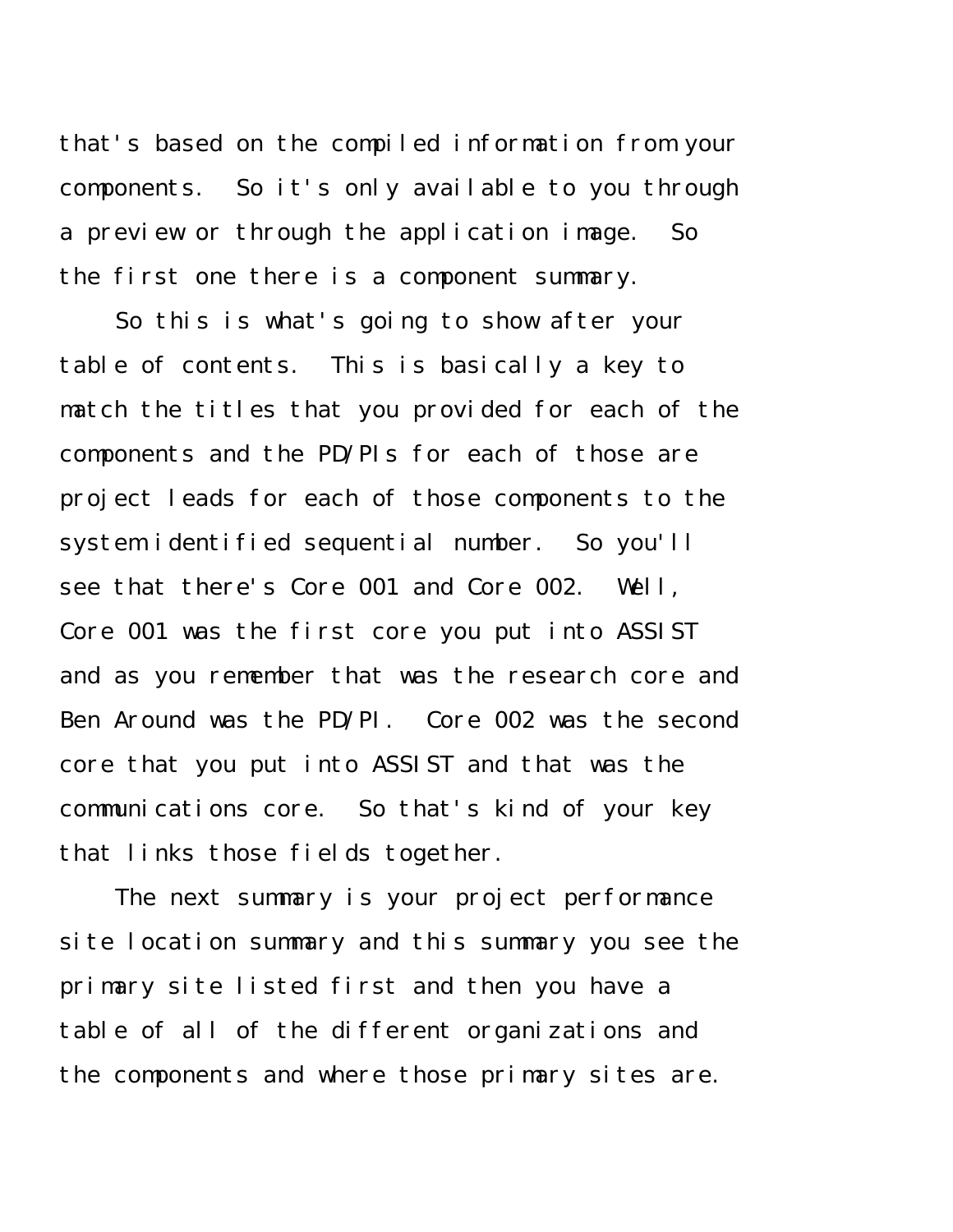that's based on the compiled information from your components. So it's only available to you through a preview or through the application image. So the first one there is a component summary.

So this is what's going to show after your table of contents. This is basically a key to match the titles that you provided for each of the components and the PD/PIs for each of those are project leads for each of those components to the system identified sequential number. So you'll see that there's Core 001 and Core 002. Well, Core 001 was the first core you put into ASSIST and as you remember that was the research core and Ben Around was the PD/PI. Core 002 was the second core that you put into ASSIST and that was the communications core. So that's kind of your key that links those fields together.

The next summary is your project performance site location summary and this summary you see the primary site listed first and then you have a table of all of the different organizations and the components and where those primary sites are.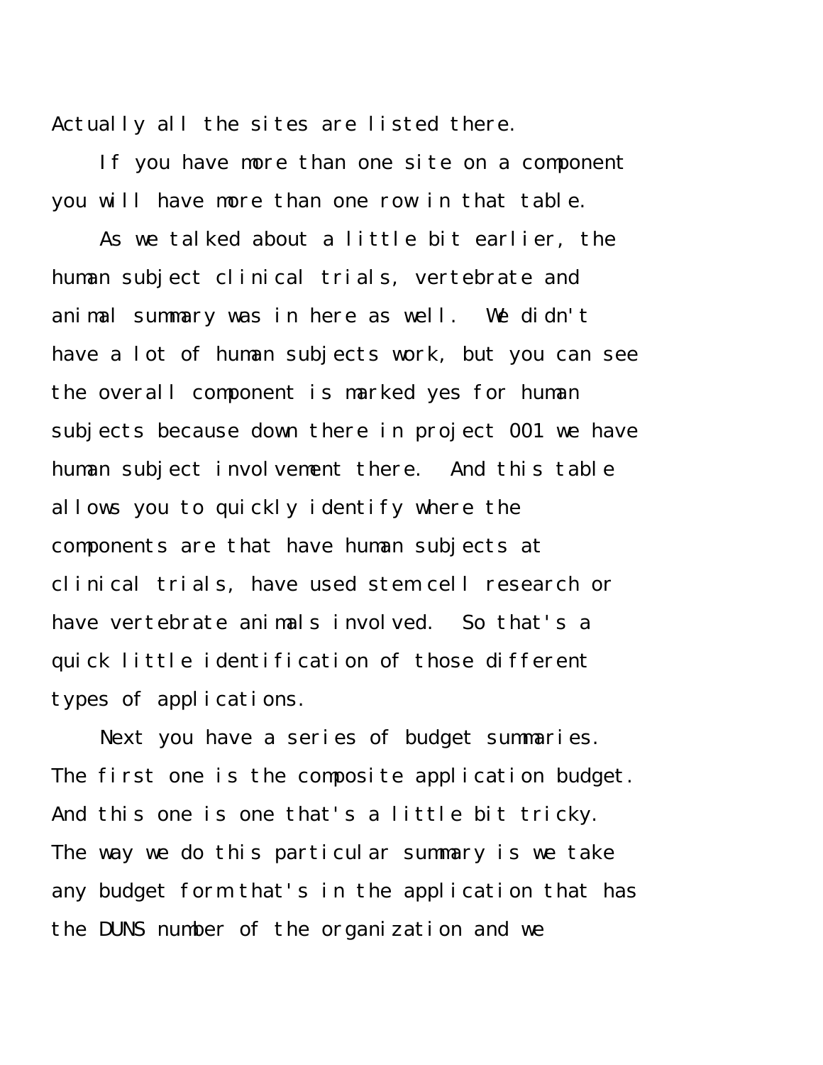Actually all the sites are listed there.

If you have more than one site on a component you will have more than one row in that table.

As we talked about a little bit earlier, the human subject clinical trials, vertebrate and animal summary was in here as well. We didn't have a lot of human subjects work, but you can see the overall component is marked yes for human subjects because down there in project 001 we have human subject involvement there. And this table allows you to quickly identify where the components are that have human subjects at clinical trials, have used stem cell research or have vertebrate animals involved. So that's a quick little identification of those different types of applications.

Next you have a series of budget summaries. The first one is the composite application budget. And this one is one that's a little bit tricky. The way we do this particular summary is we take any budget form that's in the application that has the DUNS number of the organization and we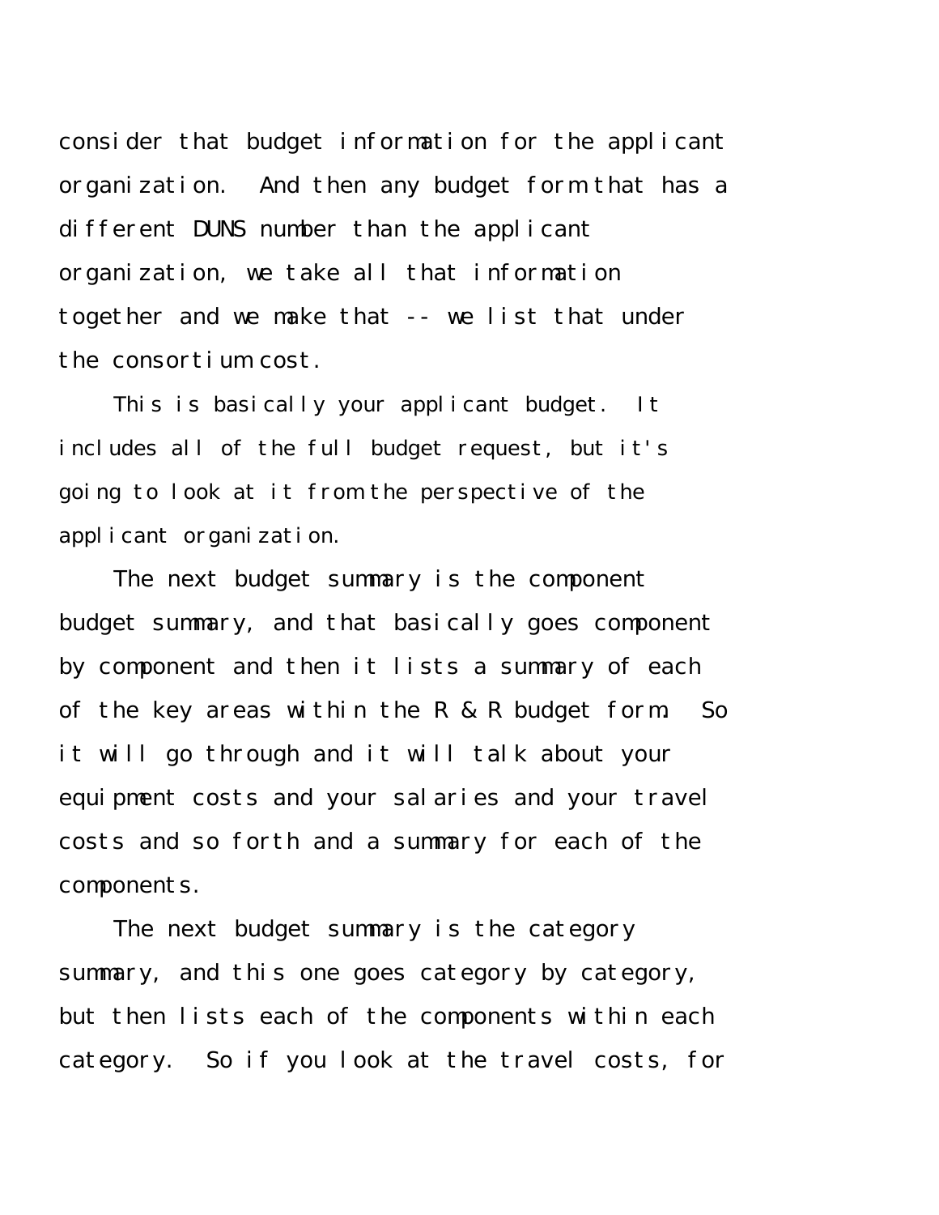consider that budget information for the applicant organization. And then any budget form that has a different DUNS number than the applicant organization, we take all that information together and we make that -- we list that under the consortium cost.

This is basically your applicant budget. It includes all of the full budget request, but it's going to look at it from the perspective of the applicant organization.

The next budget summary is the component budget summary, and that basically goes component by component and then it lists a summary of each of the key areas within the R & R budget form. So it will go through and it will talk about your equipment costs and your salaries and your travel costs and so forth and a summary for each of the components.

The next budget summary is the category summary, and this one goes category by category, but then lists each of the components within each category. So if you look at the travel costs, for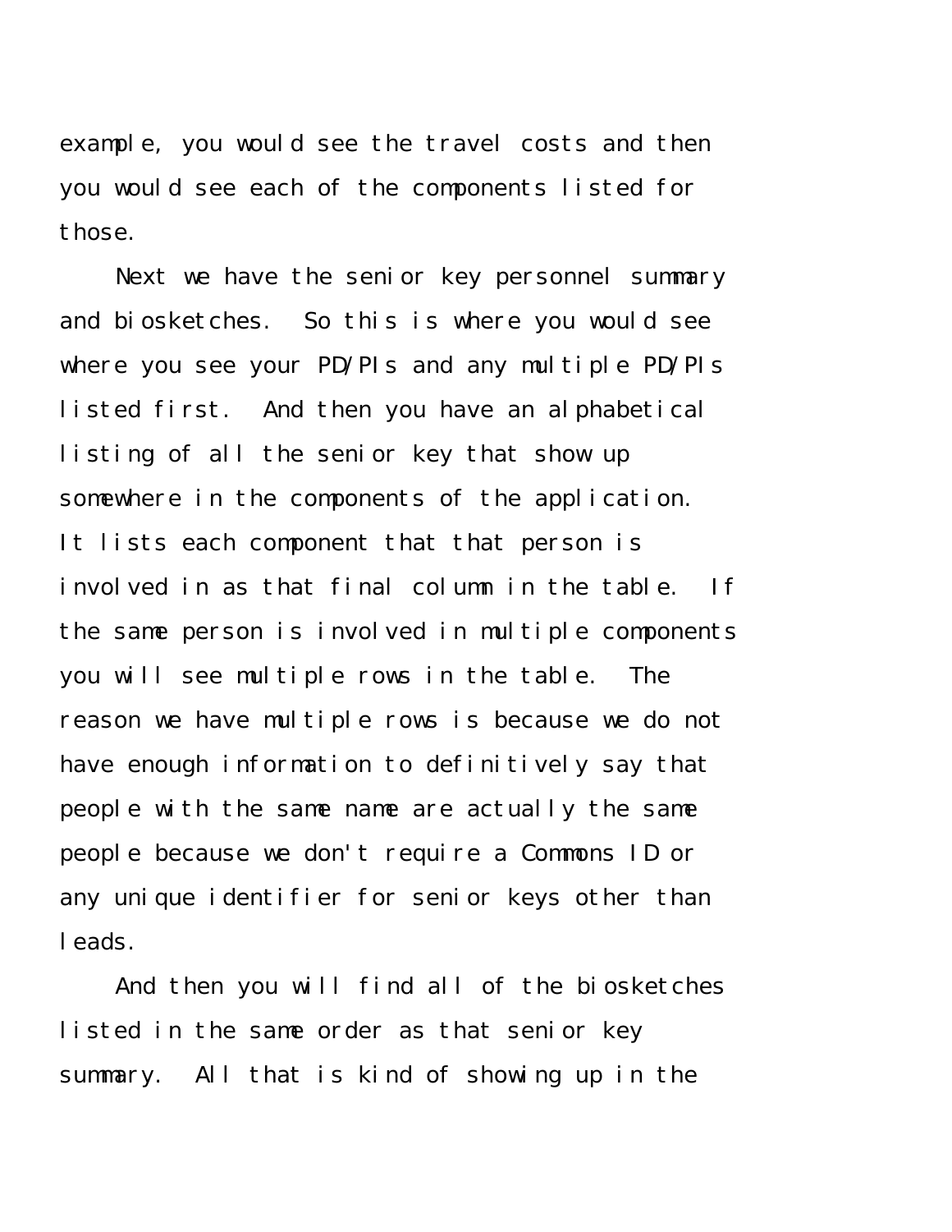example, you would see the travel costs and then you would see each of the components listed for those.

Next we have the senior key personnel summary and biosketches. So this is where you would see where you see your PD/PIs and any multiple PD/PIs listed first. And then you have an alphabetical listing of all the senior key that show up somewhere in the components of the application. It lists each component that that person is involved in as that final column in the table. If the same person is involved in multiple components you will see multiple rows in the table. The reason we have multiple rows is because we do not have enough information to definitively say that people with the same name are actually the same people because we don't require a Commons ID or any unique identifier for senior keys other than leads.

And then you will find all of the biosketches listed in the same order as that senior key summary. All that is kind of showing up in the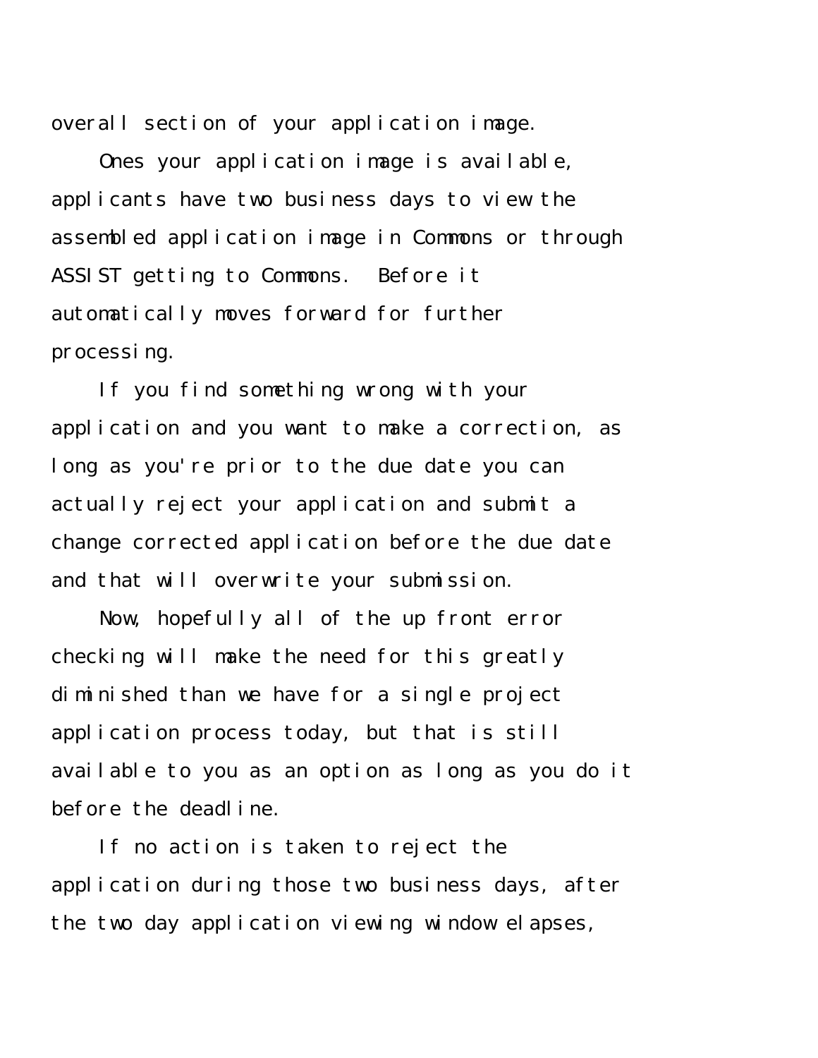overall section of your application image.

Ones your application image is available, applicants have two business days to view the assembled application image in Commons or through ASSIST getting to Commons. Before it automatically moves forward for further processing.

If you find something wrong with your application and you want to make a correction, as long as you're prior to the due date you can actually reject your application and submit a change corrected application before the due date and that will overwrite your submission.

Now, hopefully all of the up front error checking will make the need for this greatly diminished than we have for a single project application process today, but that is still available to you as an option as long as you do it before the deadline.

If no action is taken to reject the application during those two business days, after the two day application viewing window elapses,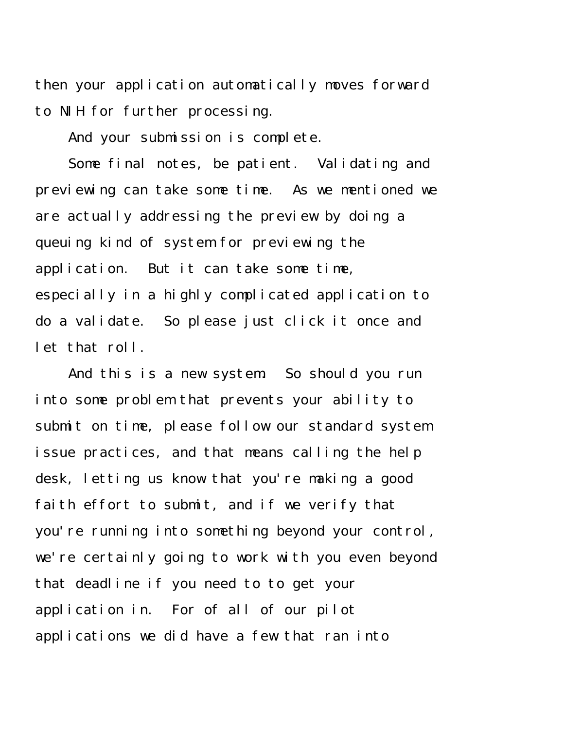then your application automatically moves forward to NIH for further processing.

And your submission is complete.

Some final notes, be patient. Validating and previewing can take some time. As we mentioned we are actually addressing the preview by doing a queuing kind of system for previewing the application. But it can take some time, especially in a highly complicated application to do a validate. So please just click it once and let that roll.

And this is a new system. So should you run into some problem that prevents your ability to submit on time, please follow our standard system issue practices, and that means calling the help desk, letting us know that you're making a good faith effort to submit, and if we verify that you're running into something beyond your control, we're certainly going to work with you even beyond that deadline if you need to to get your application in. For of all of our pilot applications we did have a few that ran into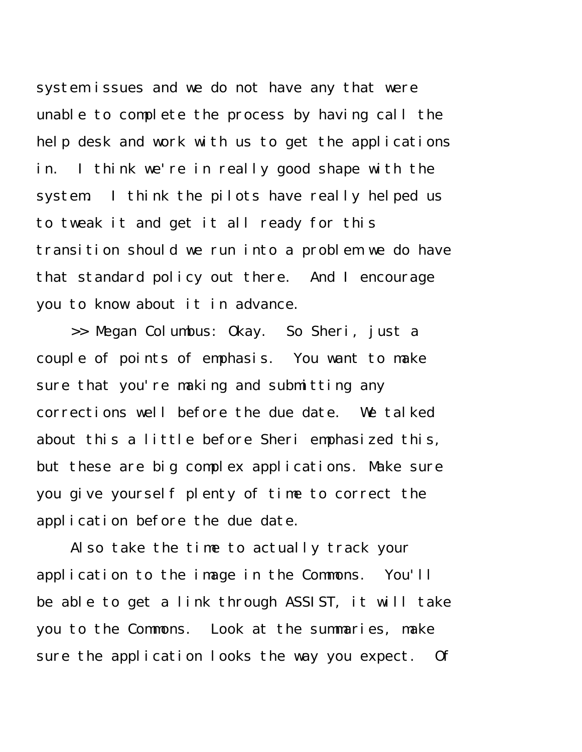system issues and we do not have any that were unable to complete the process by having call the help desk and work with us to get the applications in. I think we're in really good shape with the system. I think the pilots have really helped us to tweak it and get it all ready for this transition should we run into a problem we do have that standard policy out there. And I encourage you to know about it in advance.

>> Megan Columbus: Okay. So Sheri, just a couple of points of emphasis. You want to make sure that you're making and submitting any corrections well before the due date. We talked about this a little before Sheri emphasized this, but these are big complex applications. Make sure you give yourself plenty of time to correct the application before the due date.

Also take the time to actually track your application to the image in the Commons. You'll be able to get a link through ASSIST, it will take you to the Commons. Look at the summaries, make sure the application looks the way you expect. Of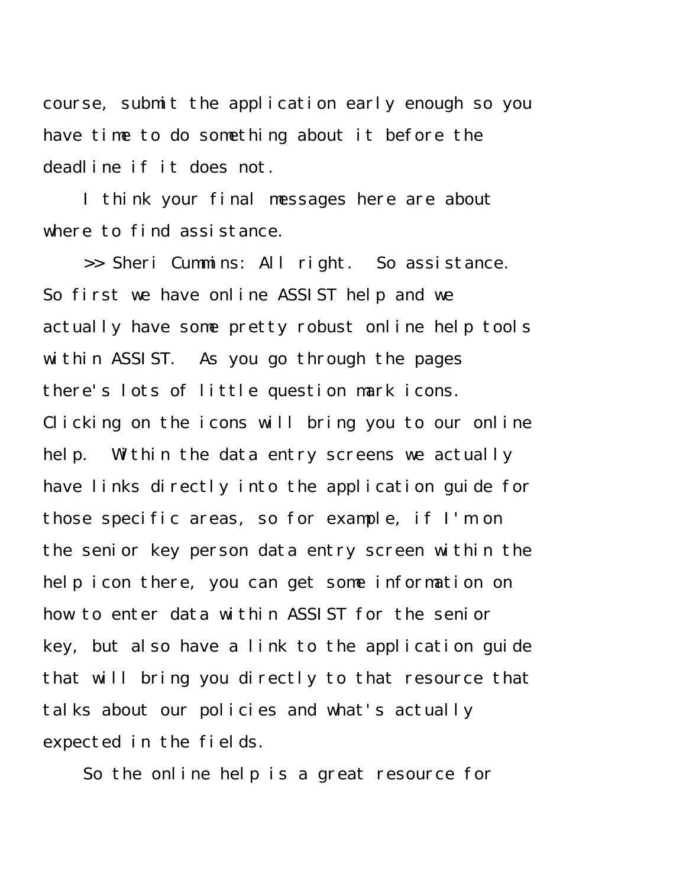course, submit the application early enough so you have time to do something about it before the deadline if it does not.

I think your final messages here are about where to find assistance.

>> Sheri Cummins: All right. So assistance. So first we have online ASSIST help and we actually have some pretty robust online help tools within ASSIST. As you go through the pages there's lots of little question mark icons. Clicking on the icons will bring you to our online help. Within the data entry screens we actually have links directly into the application guide for those specific areas, so for example, if I'm on the senior key person data entry screen within the help icon there, you can get some information on how to enter data within ASSIST for the senior key, but also have a link to the application guide that will bring you directly to that resource that talks about our policies and what's actually expected in the fields.

So the online help is a great resource for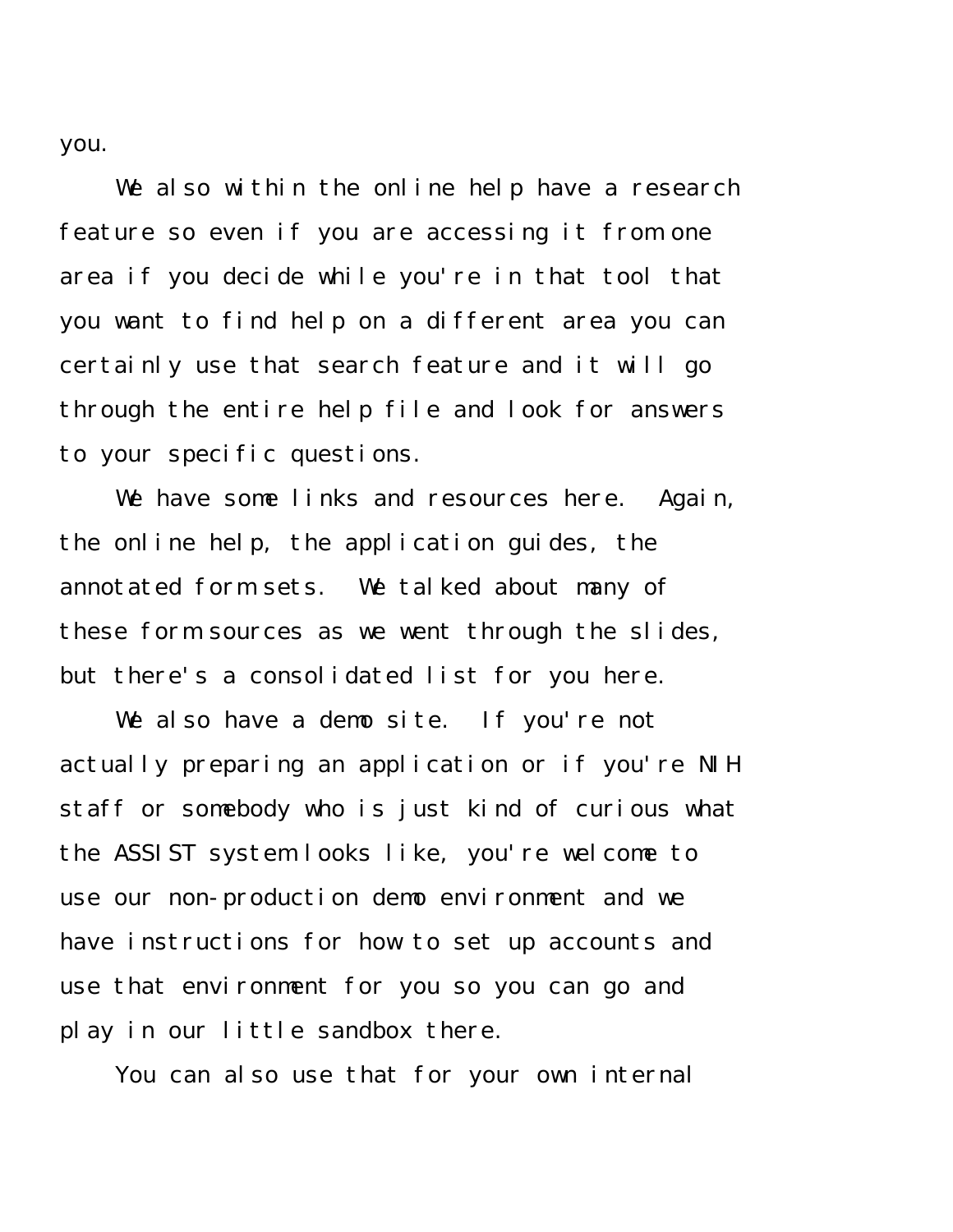you.

We also within the online help have a research feature so even if you are accessing it from one area if you decide while you're in that tool that you want to find help on a different area you can certainly use that search feature and it will go through the entire help file and look for answers to your specific questions.

We have some links and resources here. Again, the online help, the application guides, the annotated form sets. We talked about many of these form sources as we went through the slides, but there's a consolidated list for you here.

We also have a demo site. If you're not actually preparing an application or if you're NIH staff or somebody who is just kind of curious what the ASSIST system looks like, you're welcome to use our non-production demo environment and we have instructions for how to set up accounts and use that environment for you so you can go and play in our little sandbox there.

You can also use that for your own internal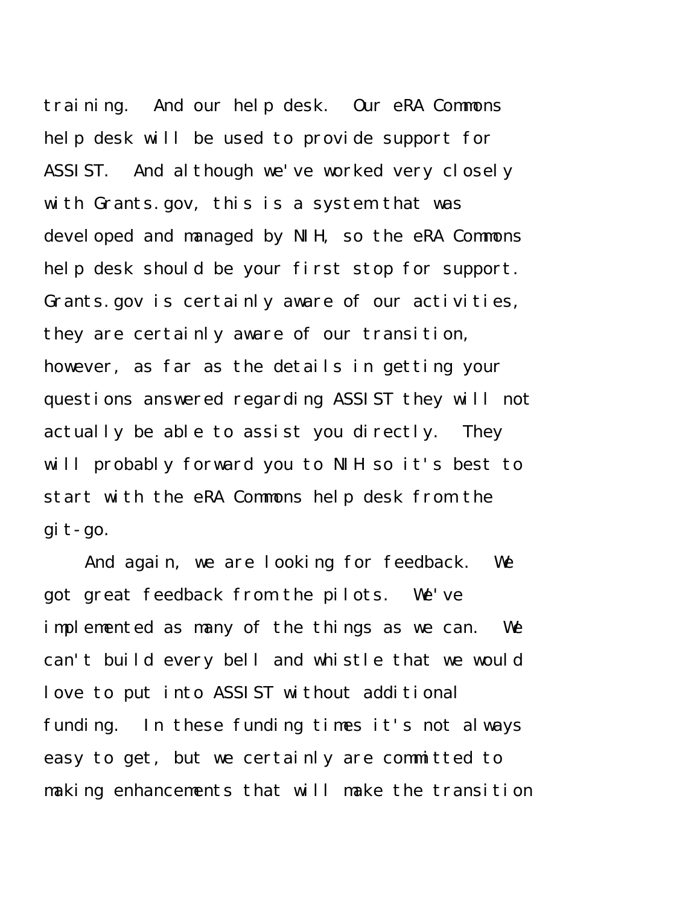training. And our help desk. Our eRA Commons help desk will be used to provide support for ASSIST. And although we've worked very closely with Grants.gov, this is a system that was developed and managed by NIH, so the eRA Commons help desk should be your first stop for support. Grants.gov is certainly aware of our activities, they are certainly aware of our transition, however, as far as the details in getting your questions answered regarding ASSIST they will not actually be able to assist you directly. They will probably forward you to NIH so it's best to start with the eRA Commons help desk from the git-go.

And again, we are looking for feedback. We got great feedback from the pilots. We've implemented as many of the things as we can. We can't build every bell and whistle that we would love to put into ASSIST without additional funding. In these funding times it's not always easy to get, but we certainly are committed to making enhancements that will make the transition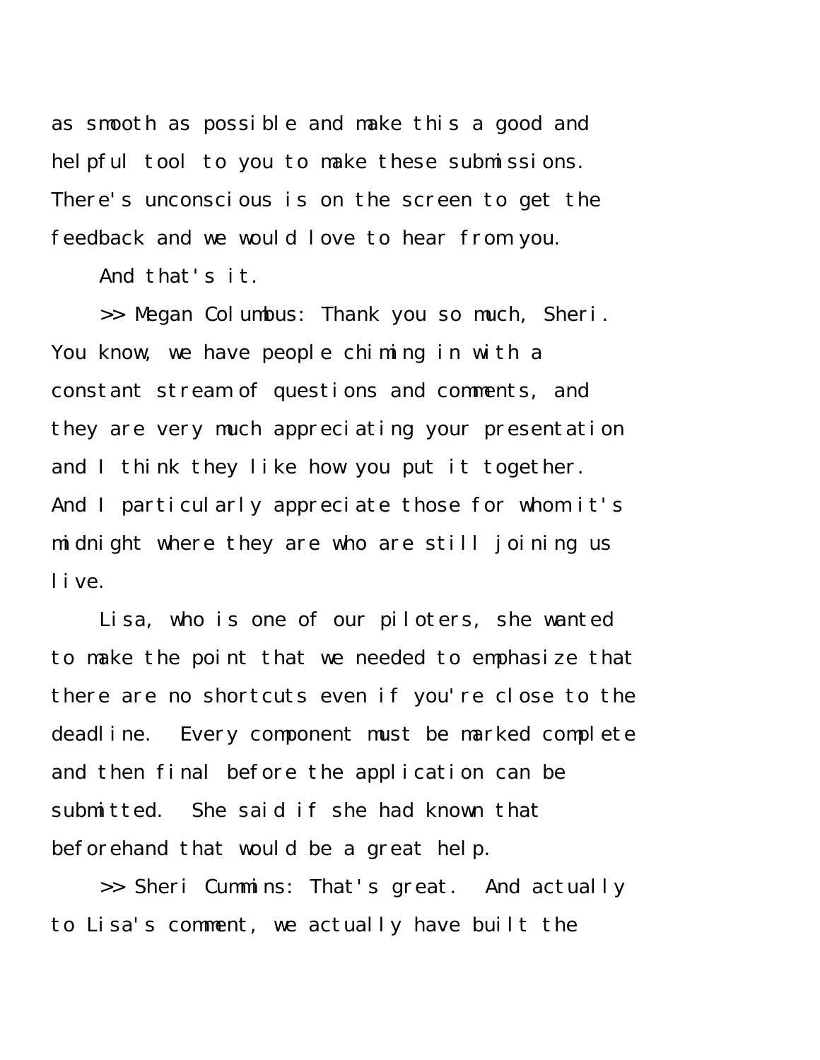as smooth as possible and make this a good and helpful tool to you to make these submissions. There's unconscious is on the screen to get the feedback and we would love to hear from you.

And that's it.

>> Megan Columbus: Thank you so much, Sheri. You know, we have people chiming in with a constant stream of questions and comments, and they are very much appreciating your presentation and I think they like how you put it together. And I particularly appreciate those for whom it's midnight where they are who are still joining us live.

Lisa, who is one of our piloters, she wanted to make the point that we needed to emphasize that there are no shortcuts even if you're close to the deadline. Every component must be marked complete and then final before the application can be submitted. She said if she had known that beforehand that would be a great help.

>> Sheri Cummins: That's great. And actually to Lisa's comment, we actually have built the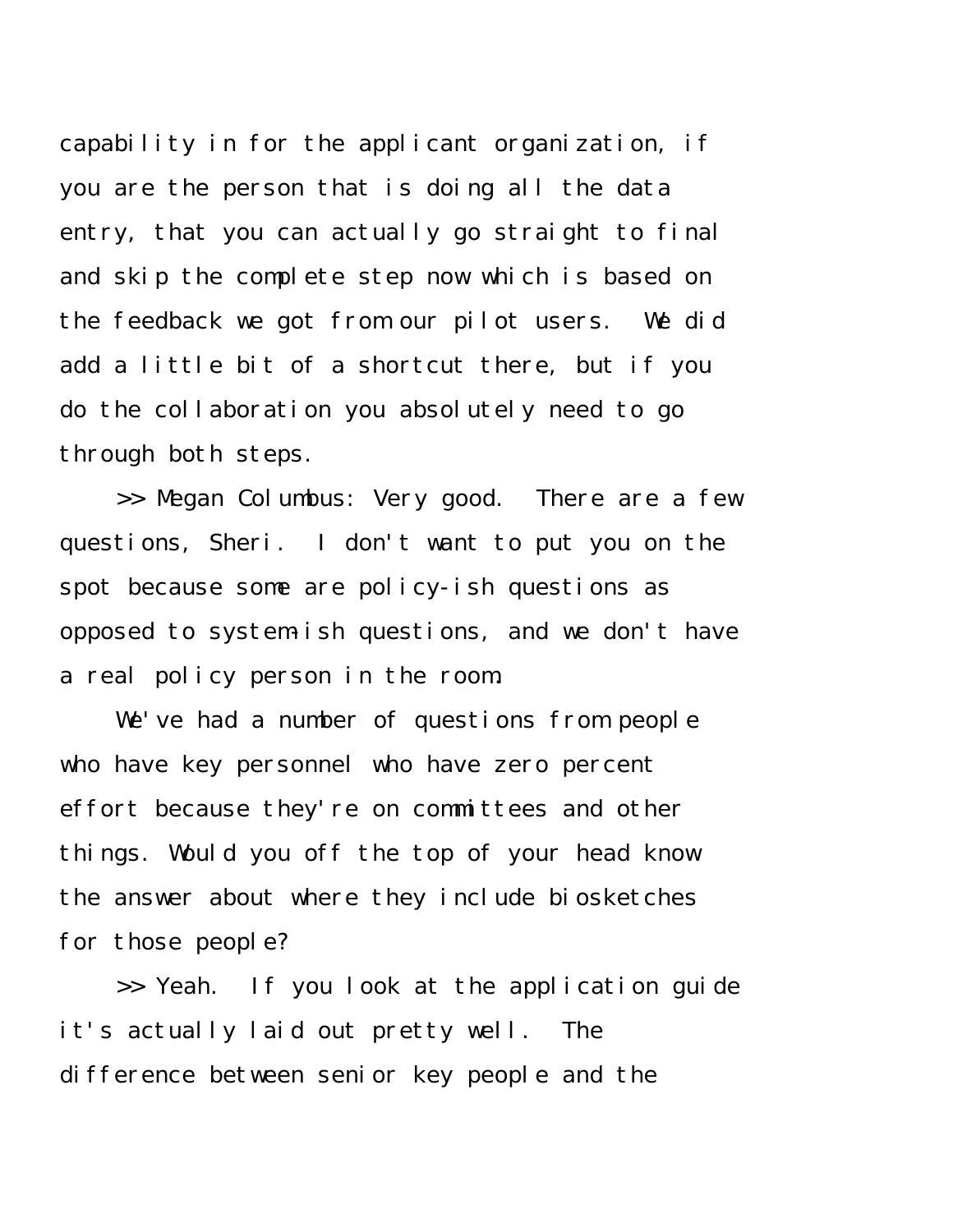capability in for the applicant organization, if you are the person that is doing all the data entry, that you can actually go straight to final and skip the complete step now which is based on the feedback we got from our pilot users. We did add a little bit of a shortcut there, but if you do the collaboration you absolutely need to go through both steps.

>> Megan Columbus: Very good. There are a few questions, Sheri. I don't want to put you on the spot because some are policy-ish questions as opposed to system-ish questions, and we don't have a real policy person in the room.

We've had a number of questions from people who have key personnel who have zero percent effort because they're on committees and other things. Would you off the top of your head know the answer about where they include biosketches for those people?

>> Yeah. If you look at the application guide it's actually laid out pretty well. The difference between senior key people and the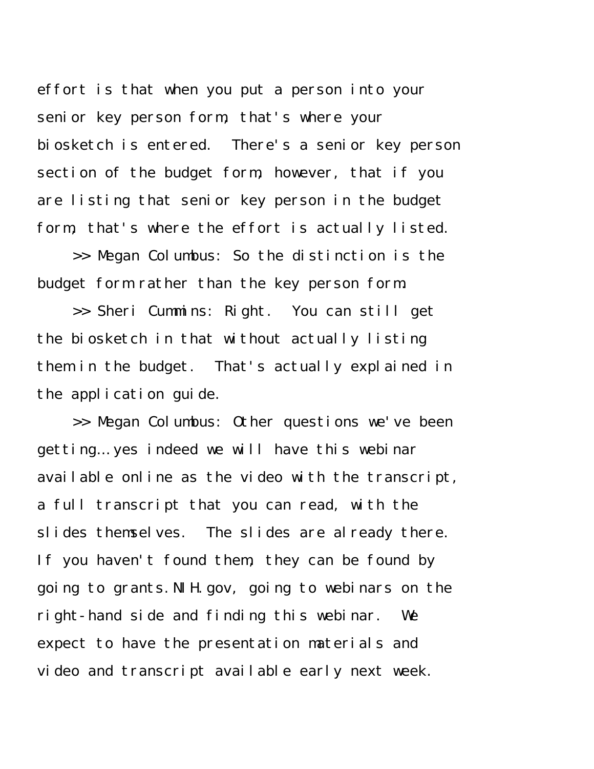effort is that when you put a person into your senior key person form, that's where your biosketch is entered. There's a senior key person section of the budget form, however, that if you are listing that senior key person in the budget form, that's where the effort is actually listed.

>> Megan Columbus: So the distinction is the budget form rather than the key person form.

>> Sheri Cummins: Right. You can still get the biosketch in that without actually listing them in the budget. That's actually explained in the application guide.

>> Megan Columbus: Other questions we've been getting... yes indeed we will have this webinar available online as the video with the transcript, a full transcript that you can read, with the slides themselves. The slides are already there. If you haven't found them, they can be found by going to grants.NIH.gov, going to webinars on the right-hand side and finding this webinar. We expect to have the presentation materials and video and transcript available early next week.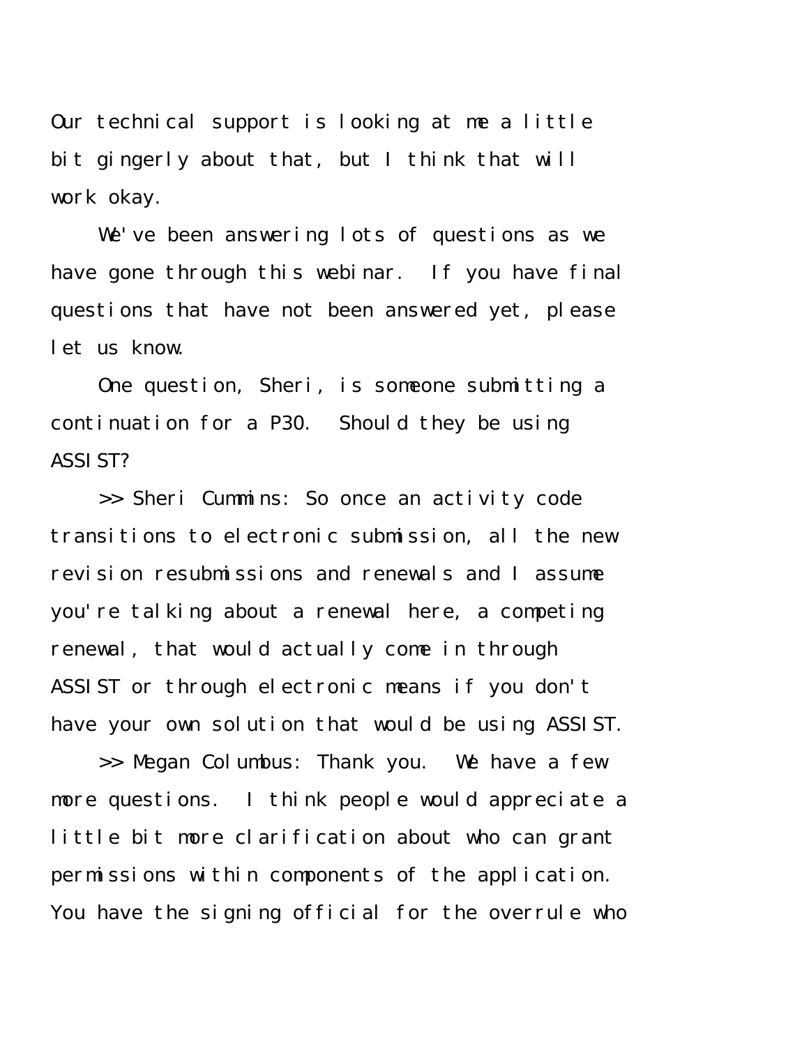Our technical support is looking at me a little bit gingerly about that, but I think that will work okay.

We've been answering lots of questions as we have gone through this webinar. If you have final questions that have not been answered yet, please let us know.

One question, Sheri, is someone submitting a continuation for a P30. Should they be using ASSIST?

>> Sheri Cummins: So once an activity code transitions to electronic submission, all the new revision resubmissions and renewals and I assume you're talking about a renewal here, a competing renewal, that would actually come in through ASSIST or through electronic means if you don't have your own solution that would be using ASSIST.

>> Megan Columbus: Thank you. We have a few more questions. I think people would appreciate a little bit more clarification about who can grant permissions within components of the application. You have the signing official for the overrule who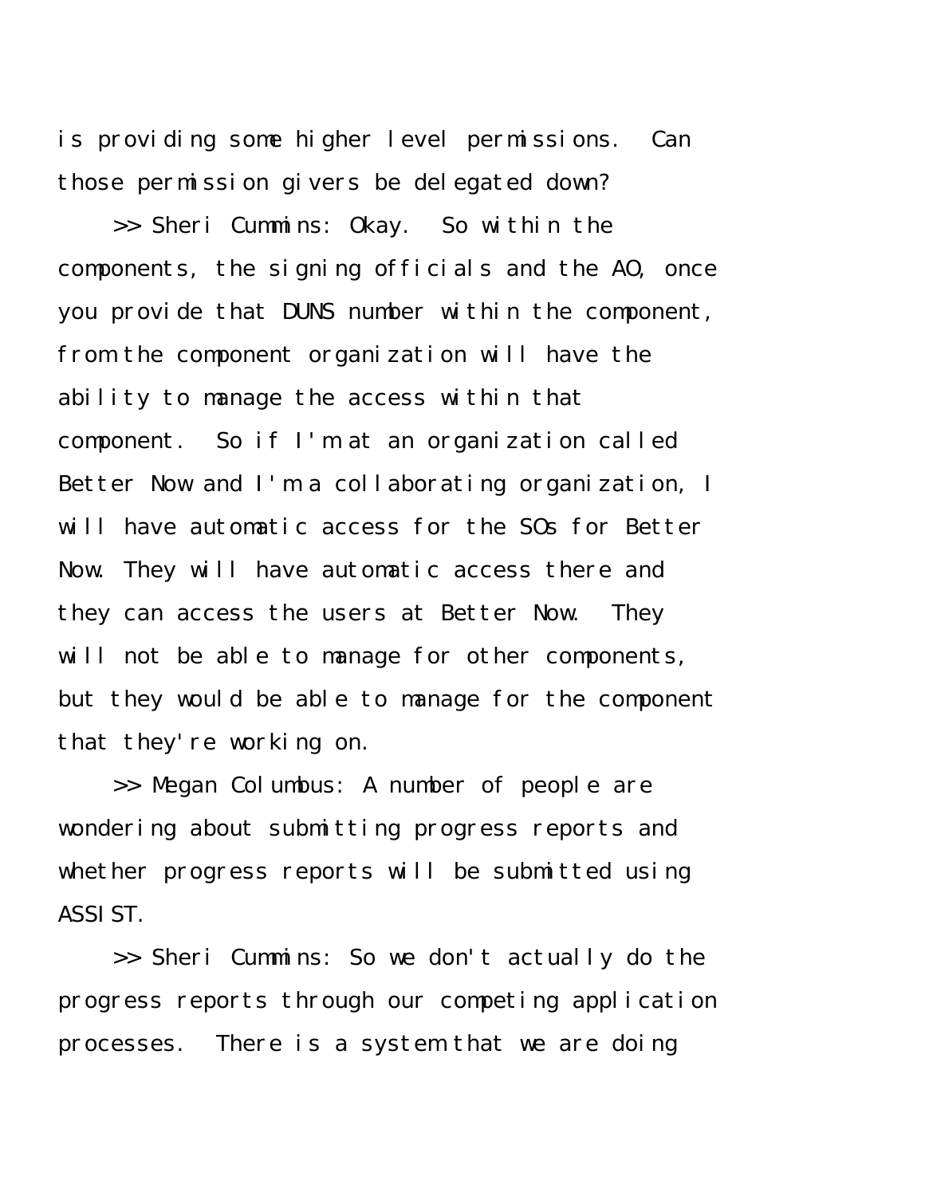is providing some higher level permissions. Can those permission givers be delegated down?

>> Sheri Cummins: Okay. So within the components, the signing officials and the AO, once you provide that DUNS number within the component, from the component organization will have the ability to manage the access within that component. So if I'm at an organization called Better Now and I'm a collaborating organization, I will have automatic access for the SOs for Better Now. They will have automatic access there and they can access the users at Better Now. They will not be able to manage for other components, but they would be able to manage for the component that they're working on.

>> Megan Columbus: A number of people are wondering about submitting progress reports and whether progress reports will be submitted using ASSIST.

>> Sheri Cummins: So we don't actually do the progress reports through our competing application processes. There is a system that we are doing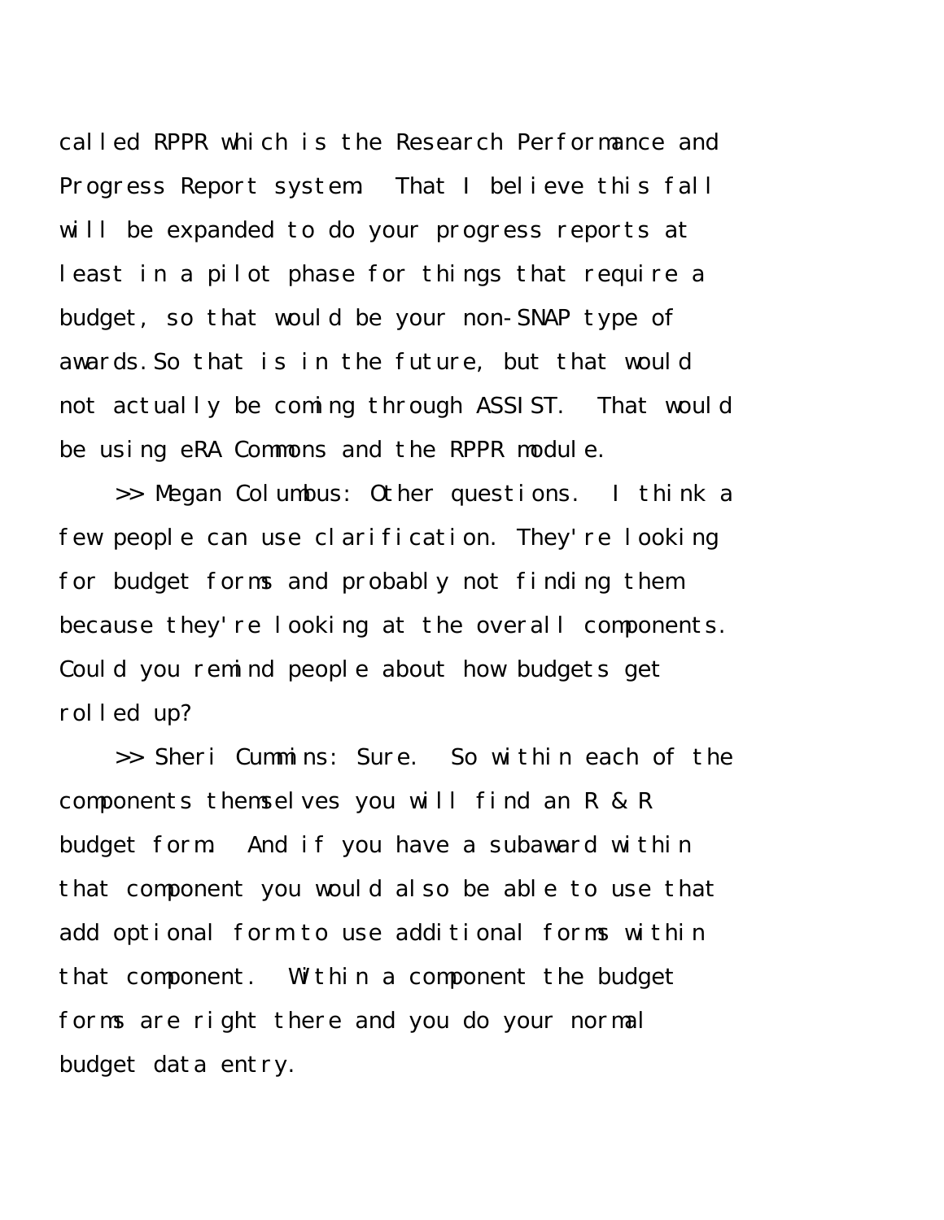called RPPR which is the Research Performance and Progress Report system. That I believe this fall will be expanded to do your progress reports at least in a pilot phase for things that require a budget, so that would be your non-SNAP type of awards. So that is in the future, but that would not actually be coming through ASSIST. That would be using eRA Commons and the RPPR module.

>> Megan Columbus: Other questions. I think a few people can use clarification. They're looking for budget forms and probably not finding them because they're looking at the overall components. Could you remind people about how budgets get rolled up?

>> Sheri Cummins: Sure. So within each of the components themselves you will find an R & R budget form. And if you have a subaward within that component you would also be able to use that add optional form to use additional forms within that component. Within a component the budget forms are right there and you do your normal budget data entry.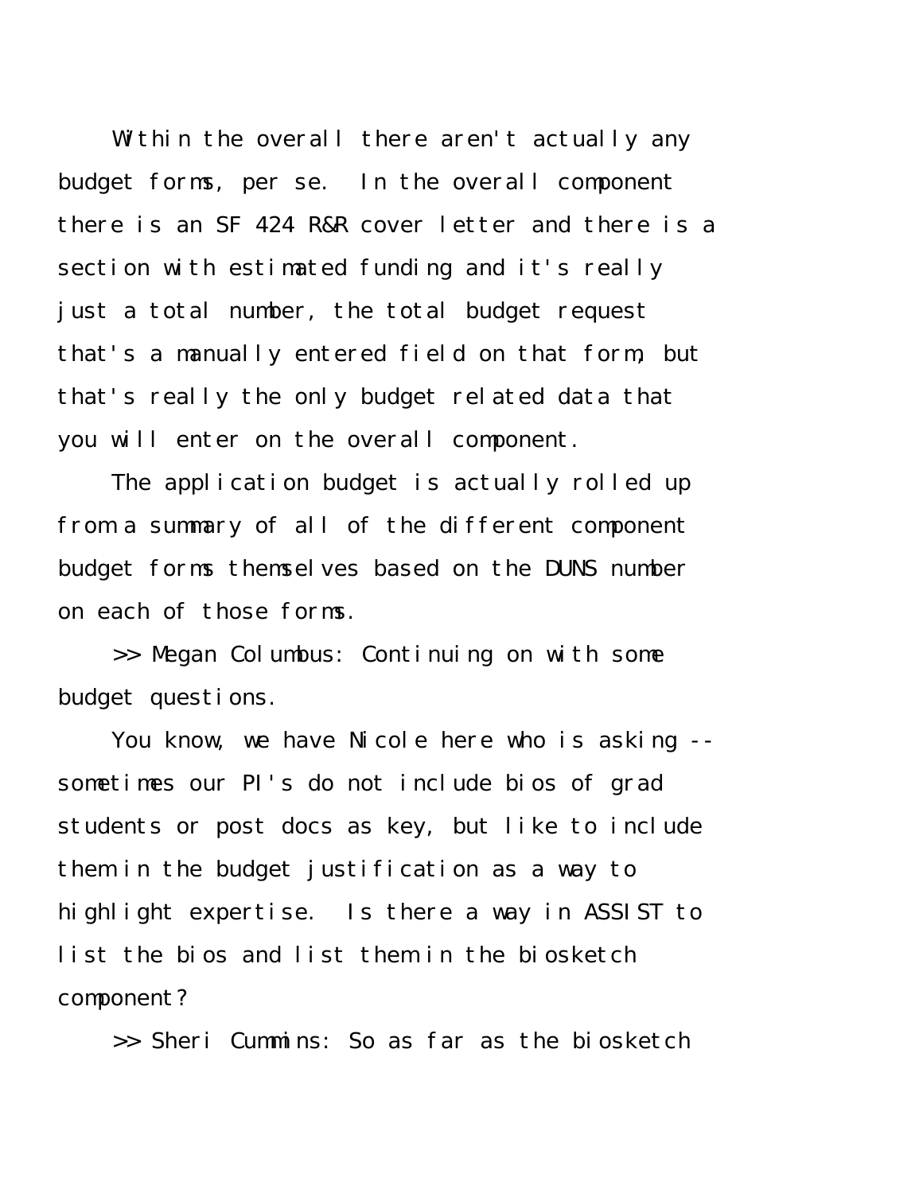Within the overall there aren't actually any budget forms, per se. In the overall component there is an SF 424 R&R cover letter and there is a section with estimated funding and it's really just a total number, the total budget request that's a manually entered field on that form, but that's really the only budget related data that you will enter on the overall component.

The application budget is actually rolled up from a summary of all of the different component budget forms themselves based on the DUNS number on each of those forms.

>> Megan Columbus: Continuing on with some budget questions.

You know, we have Nicole here who is asking -- sometimes our PI's do not include bios of grad students or post docs as key, but like to include them in the budget justification as a way to highlight expertise. Is there a way in ASSIST to list the bios and list them in the biosketch component?

>> Sheri Cummins: So as far as the biosketch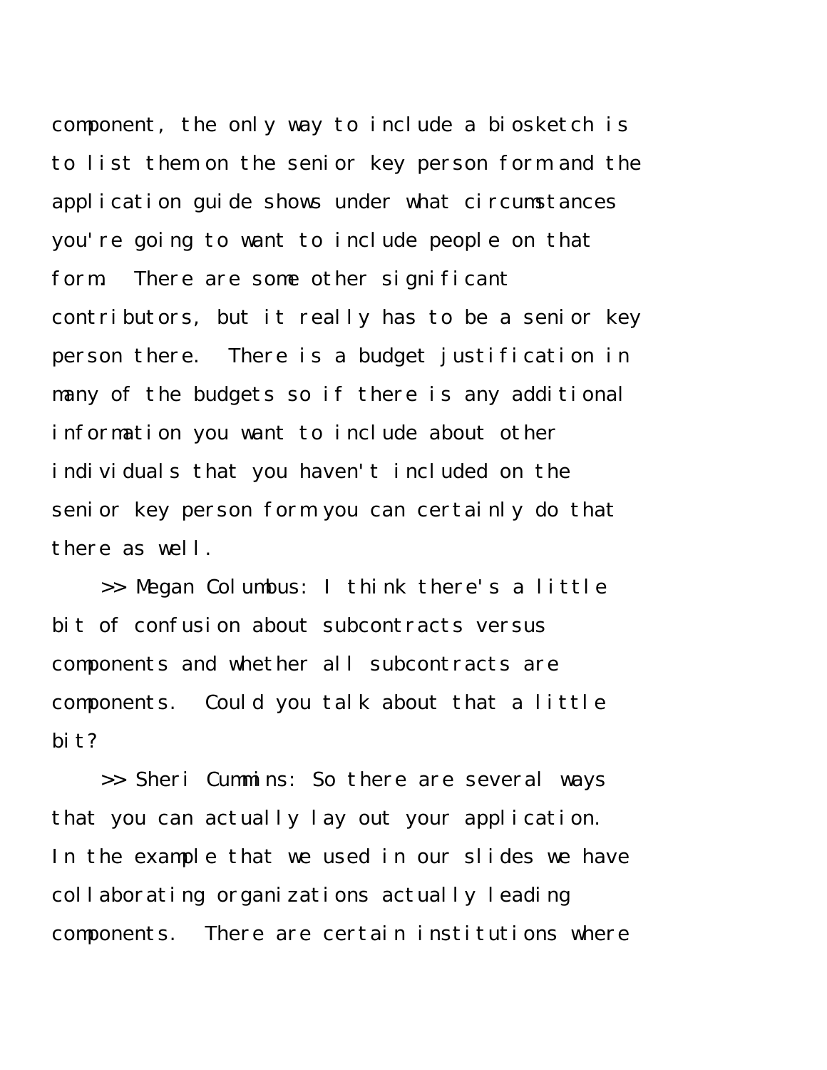component, the only way to include a biosketch is to list them on the senior key person form and the application guide shows under what circumstances you're going to want to include people on that form. There are some other significant contributors, but it really has to be a senior key person there. There is a budget justification in many of the budgets so if there is any additional information you want to include about other individuals that you haven't included on the senior key person form you can certainly do that there as well.

>> Megan Columbus: I think there's a little bit of confusion about subcontracts versus components and whether all subcontracts are components. Could you talk about that a little bit?

>> Sheri Cummins: So there are several ways that you can actually lay out your application. In the example that we used in our slides we have collaborating organizations actually leading components. There are certain institutions where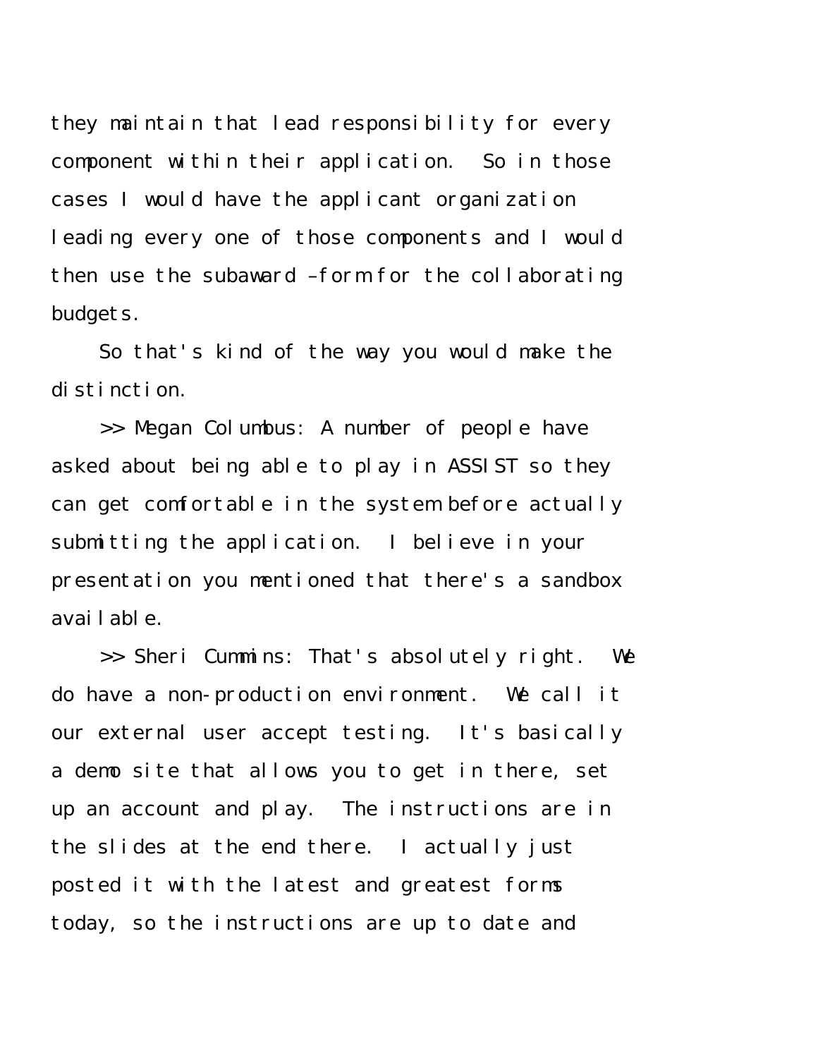they maintain that lead responsibility for every component within their application. So in those cases I would have the applicant organization leading every one of those components and I would then use the subaward –form for the collaborating budgets.

So that's kind of the way you would make the distinction.

>> Megan Columbus: A number of people have asked about being able to play in ASSIST so they can get comfortable in the system before actually submitting the application. I believe in your presentation you mentioned that there's a sandbox available.

>> Sheri Cummins: That's absolutely right. We do have a non-production environment. We call it our external user accept testing. It's basically a demo site that allows you to get in there, set up an account and play. The instructions are in the slides at the end there. I actually just posted it with the latest and greatest forms today, so the instructions are up to date and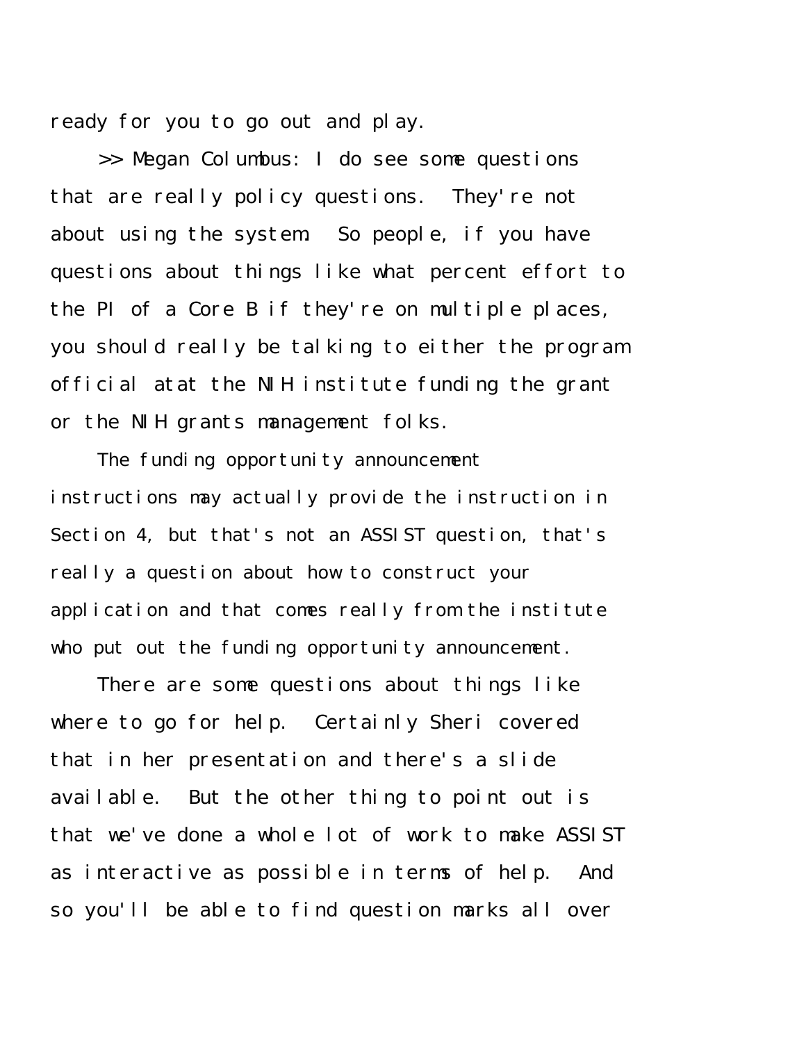ready for you to go out and play.

>> Megan Columbus: I do see some questions that are really policy questions. They're not about using the system. So people, if you have questions about things like what percent effort to the PI of a Core B if they're on multiple places, you should really be talking to either the program official atat the NIH institute funding the grant or the NIH grants management folks.

The funding opportunity announcement instructions may actually provide the instruction in Section 4, but that's not an ASSIST question, that's really a question about how to construct your application and that comes really from the institute who put out the funding opportunity announcement.

There are some questions about things like where to go for help. Certainly Sheri covered that in her presentation and there's a slide available. But the other thing to point out is that we've done a whole lot of work to make ASSIST as interactive as possible in terms of help. And so you'll be able to find question marks all over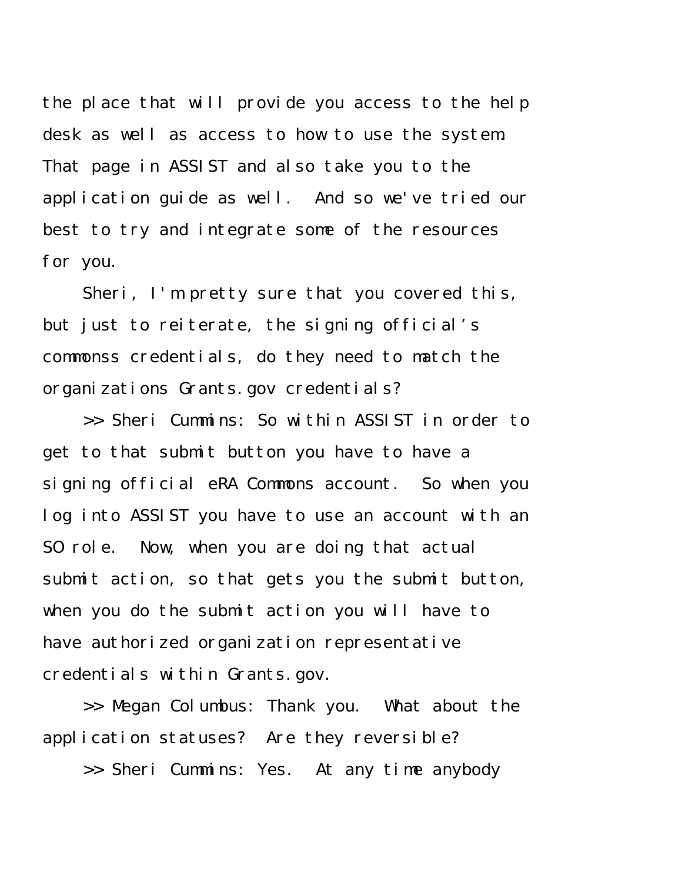the place that will provide you access to the help desk as well as access to how to use the system. That page in ASSIST and also take you to the application guide as well. And so we've tried our best to try and integrate some of the resources for you.

Sheri, I'm pretty sure that you covered this, but just to reiterate, the signing official's commonss credentials, do they need to match the organizations Grants.gov credentials?

>> Sheri Cummins: So within ASSIST in order to get to that submit button you have to have a signing official eRA Commons account. So when you log into ASSIST you have to use an account with an SO role. Now, when you are doing that actual submit action, so that gets you the submit button, when you do the submit action you will have to have authorized organization representative credentials within Grants.gov.

>> Megan Columbus: Thank you. What about the application statuses? Are they reversible?

>> Sheri Cummins: Yes. At any time anybody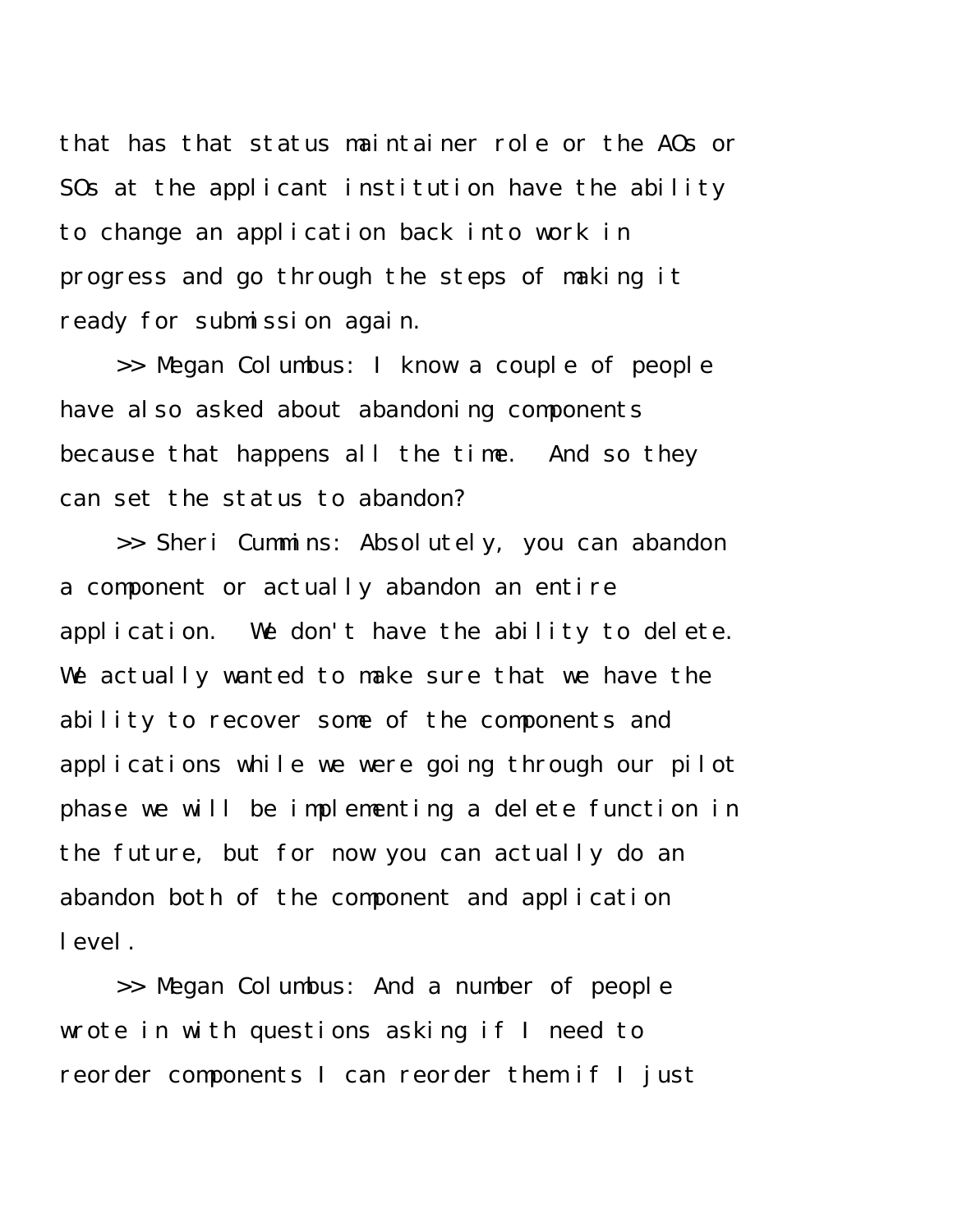that has that status maintainer role or the AOs or SOs at the applicant institution have the ability to change an application back into work in progress and go through the steps of making it ready for submission again.

>> Megan Columbus: I know a couple of people have also asked about abandoning components because that happens all the time. And so they can set the status to abandon?

>> Sheri Cummins: Absolutely, you can abandon a component or actually abandon an entire application. We don't have the ability to delete. We actually wanted to make sure that we have the ability to recover some of the components and applications while we were going through our pilot phase we will be implementing a delete function in the future, but for now you can actually do an abandon both of the component and application level.

>> Megan Columbus: And a number of people wrote in with questions asking if I need to reorder components I can reorder them if I just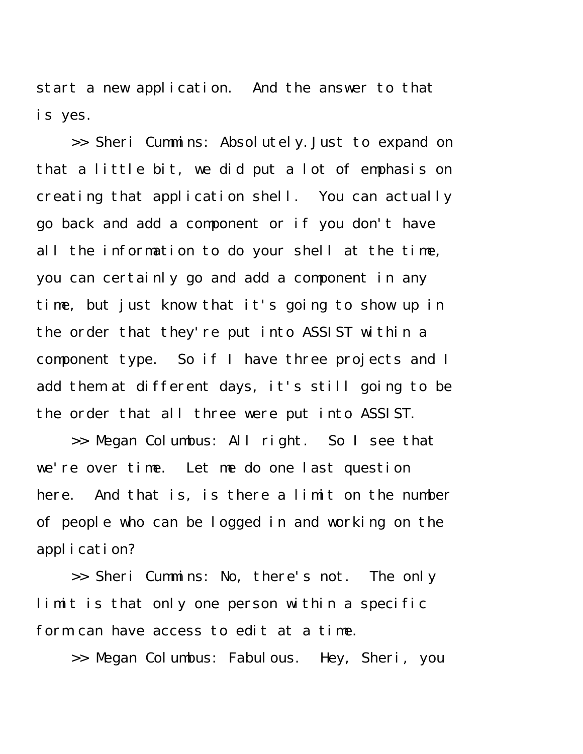start a new application. And the answer to that is yes.

>> Sheri Cummins: Absolutely. Just to expand on that a little bit, we did put a lot of emphasis on creating that application shell. You can actually go back and add a component or if you don't have all the information to do your shell at the time, you can certainly go and add a component in any time, but just know that it's going to show up in the order that they're put into ASSIST within a component type. So if I have three projects and I add them at different days, it's still going to be the order that all three were put into ASSIST.

>> Megan Columbus: All right. So I see that we're over time. Let me do one last question here. And that is, is there a limit on the number of people who can be logged in and working on the application?

>> Sheri Cummins: No, there's not. The only limit is that only one person within a specific form can have access to edit at a time.

>> Megan Columbus: Fabulous. Hey, Sheri, you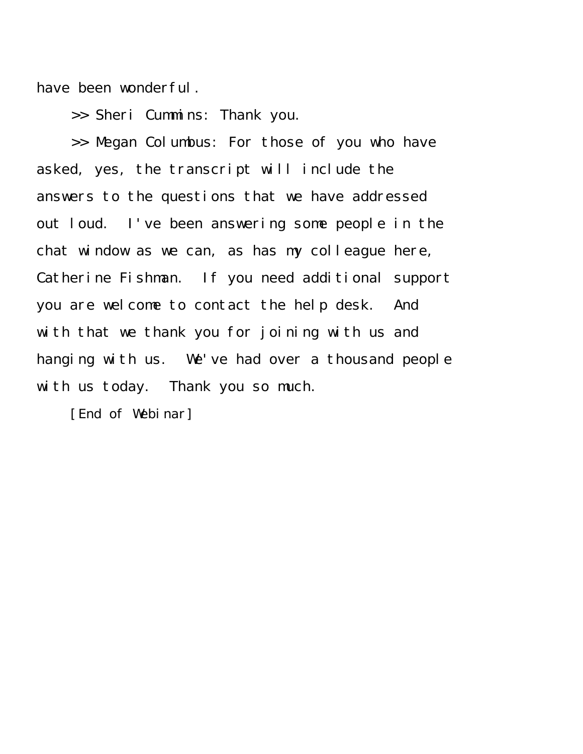have been wonderful.

>> Sheri Cummins: Thank you.

>> Megan Columbus: For those of you who have asked, yes, the transcript will include the answers to the questions that we have addressed out loud. I've been answering some people in the chat window as we can, as has my colleague here, Catherine Fishman. If you need additional support you are welcome to contact the help desk. And with that we thank you for joining with us and hanging with us. We've had over a thousand people with us today. Thank you so much.

[End of Webinar]